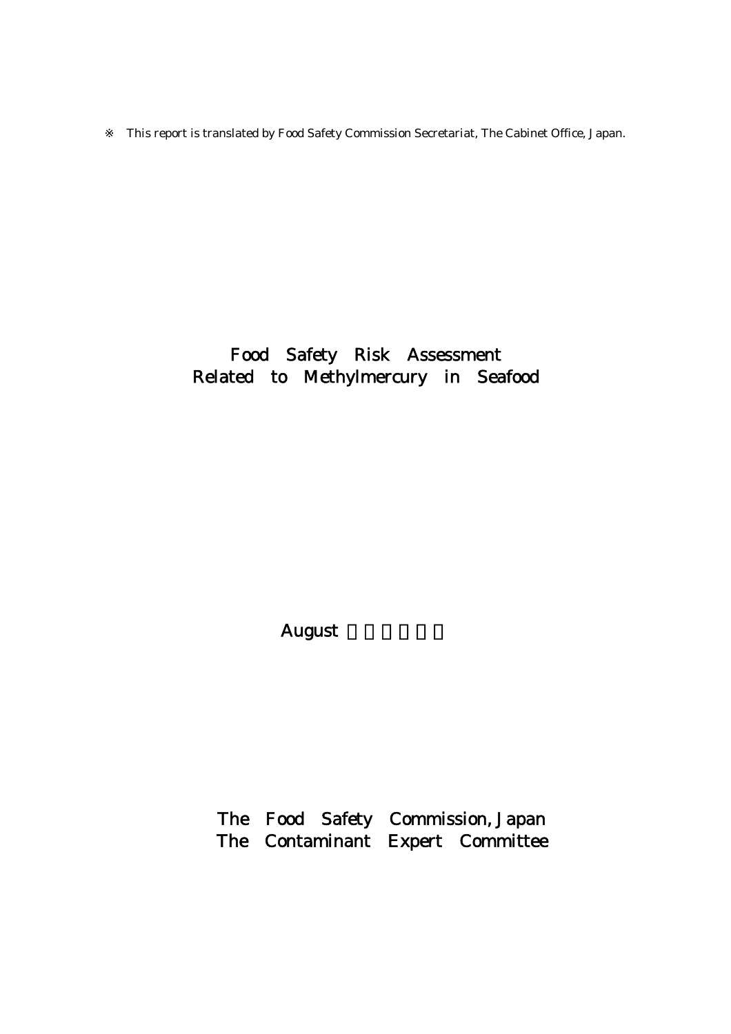※ This report is translated by Food Safety Commission Secretariat, The Cabinet Office, Japan.

# Food Safety Risk Assessment Related to Methylmercury in Seafood

August

The Food Safety Commission, Japan
The Contaminant Expert Committee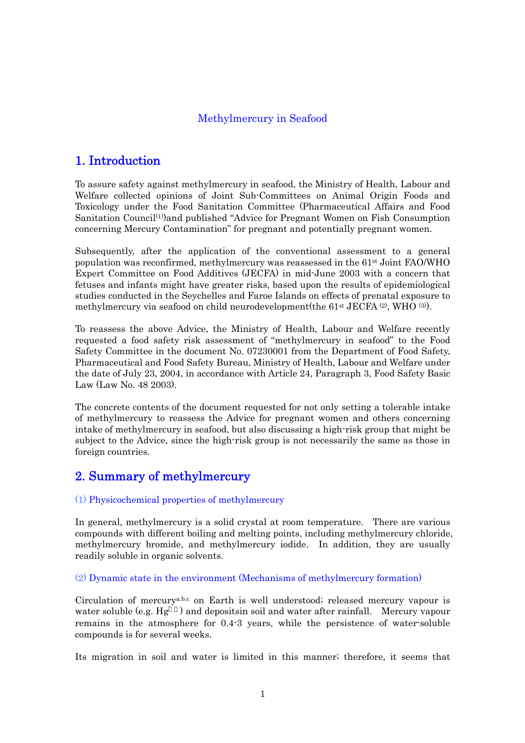Methylmercury in Seafood

## 1. Introduction

To assure safety against methylmercury in seafood, the Ministry of Health, Labour and Welfare collected opinions of Joint Sub-Committees on Animal Origin Foods and Toxicology under the Food Sanitation Committee (Pharmaceutical Affairs and Food Sanitation Council[1])and published "Advice for Pregnant Women on Fish Consumption concerning Mercury Contamination" for pregnant and potentially pregnant women.

Subsequently, after the application of the conventional assessment to a general population was reconfirmed, methylmercury was reassessed in the 61st Joint FAO/WHO Expert Committee on Food Additives (JECFA) in mid-June 2003 with a concern that fetuses and infants might have greater risks, based upon the results of epidemiological studies conducted in the Seychelles and Faroe Islands on effects of prenatal exposure to methylmercury via seafood on child neurodevelopment(the 61st JECFA [2], WHO [3]).

To reassess the above Advice, the Ministry of Health, Labour and Welfare recently requested a food safety risk assessment of "methylmercury in seafood" to the Food Safety Committee in the document No. 07230001 from the Department of Food Safety, Pharmaceutical and Food Safety Bureau, Ministry of Health, Labour and Welfare under the date of July 23, 2004, in accordance with Article 24, Paragraph 3, Food Safety Basic Law (Law No. 48 2003).

The concrete contents of the document requested for not only setting a tolerable intake of methylmercury to reassess the Advice for pregnant women and others concerning intake of methylmercury in seafood, but also discussing a high-risk group that might be subject to the Advice, since the high-risk group is not necessarily the same as those in foreign countries.

## 2. Summary of methylmercury

### (1) Physicochemical properties of methylmercury

In general, methylmercury is a solid crystal at room temperature. There are various compounds with different boiling and melting points, including methylmercury chloride, methylmercury bromide, and methylmercury iodide. In addition, they are usually readily soluble in organic solvents.

### (2) Dynamic state in the environment (Mechanisms of methylmercury formation)

Circulation of mercury[a,b,c] on Earth is well understood; released mercury vapour is water soluble (e.g. $Hg^{2+}$) and depositsin soil and water after rainfall. Mercury vapour remains in the atmosphere for 0.4-3 years, while the persistence of water-soluble compounds is for several weeks.

Its migration in soil and water is limited in this manner; therefore, it seems that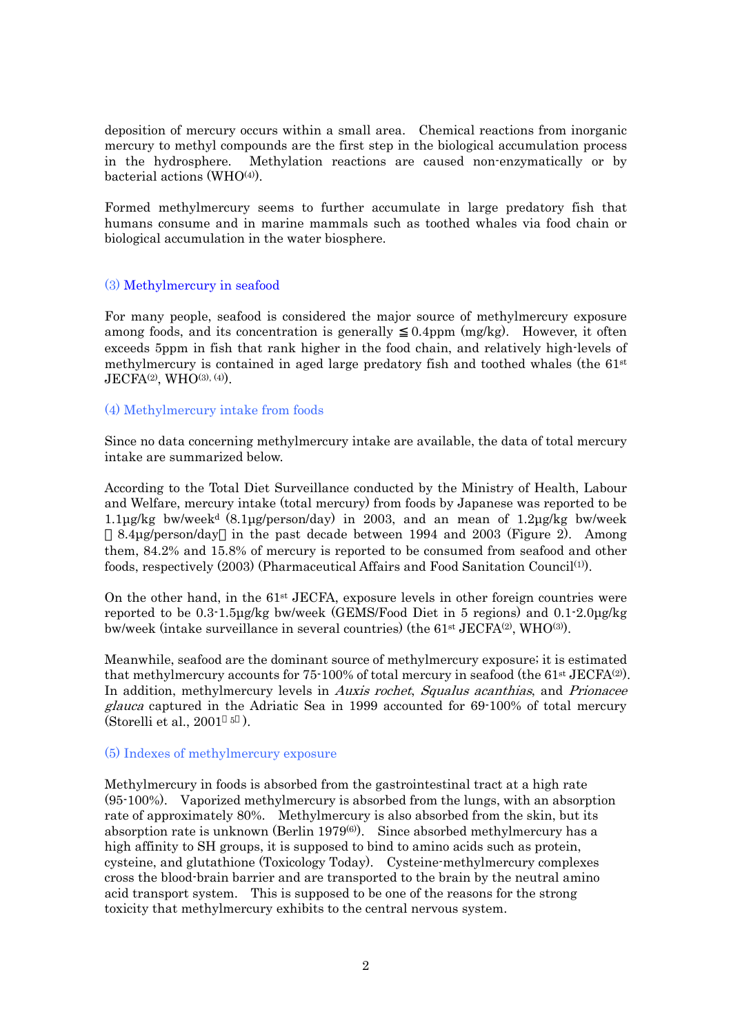deposition of mercury occurs within a small area. Chemical reactions from inorganic mercury to methyl compounds are the first step in the biological accumulation process in the hydrosphere. Methylation reactions are caused non-enzymatically or by bacterial actions (WHO[(4)]).

Formed methylmercury seems to further accumulate in large predatory fish that humans consume and in marine mammals such as toothed whales via food chain or biological accumulation in the water biosphere.

### (3) Methylmercury in seafood

For many people, seafood is considered the major source of methylmercury exposure among foods, and its concentration is generally ≦ 0.4ppm (mg/kg). However, it often exceeds 5ppm in fish that rank higher in the food chain, and relatively high-levels of methylmercury is contained in aged large predatory fish and toothed whales (the 61[st] JECFA[(2)], WHO[(3), (4)]).

### (4) Methylmercury intake from foods

Since no data concerning methylmercury intake are available, the data of total mercury intake are summarized below.

According to the Total Diet Surveillance conducted by the Ministry of Health, Labour and Welfare, mercury intake (total mercury) from foods by Japanese was reported to be 1.1μg/kg bw/week[d] (8.1μg/person/day) in 2003, and an mean of 1.2μg/kg bw/week （8.4μg/person/day） in the past decade between 1994 and 2003 (Figure 2). Among them, 84.2% and 15.8% of mercury is reported to be consumed from seafood and other foods, respectively (2003) (Pharmaceutical Affairs and Food Sanitation Council[(1)]).

On the other hand, in the 61[st] JECFA, exposure levels in other foreign countries were reported to be 0.3-1.5μg/kg bw/week (GEMS/Food Diet in 5 regions) and 0.1-2.0μg/kg bw/week (intake surveillance in several countries) (the 61[st] JECFA[(2)], WHO[(3)]).

Meanwhile, seafood are the dominant source of methylmercury exposure; it is estimated that methylmercury accounts for 75-100% of total mercury in seafood (the 61[st] JECFA[(2)]). In addition, methylmercury levels in *Auxis rochet*, *Squalus acanthias*, and *Prionacee glauca* captured in the Adriatic Sea in 1999 accounted for 69-100% of total mercury (Storelli et al., 2001[(5)]).

### (5) Indexes of methylmercury exposure

Methylmercury in foods is absorbed from the gastrointestinal tract at a high rate (95-100%). Vaporized methylmercury is absorbed from the lungs, with an absorption rate of approximately 80%. Methylmercury is also absorbed from the skin, but its absorption rate is unknown (Berlin 1979[(6)]). Since absorbed methylmercury has a high affinity to SH groups, it is supposed to bind to amino acids such as protein, cysteine, and glutathione (Toxicology Today). Cysteine-methylmercury complexes cross the blood-brain barrier and are transported to the brain by the neutral amino acid transport system. This is supposed to be one of the reasons for the strong toxicity that methylmercury exhibits to the central nervous system.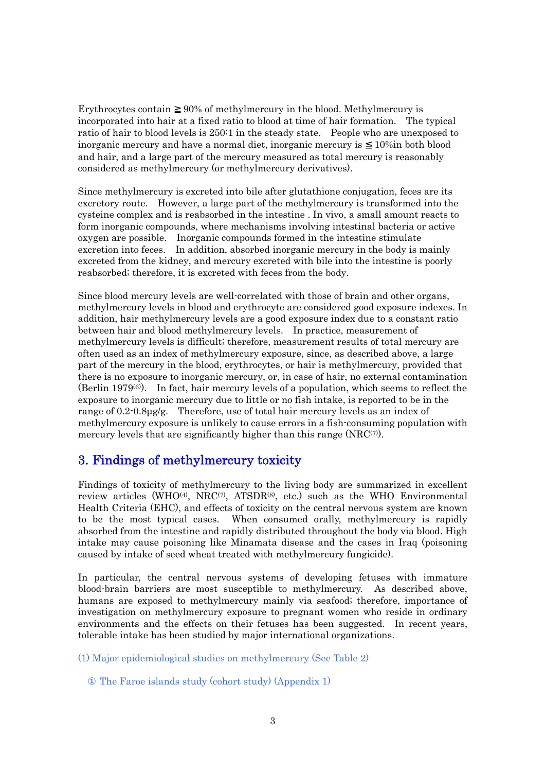Erythrocytes contain ≧90% of methylmercury in the blood. Methylmercury is incorporated into hair at a fixed ratio to blood at time of hair formation. The typical ratio of hair to blood levels is 250:1 in the steady state. People who are unexposed to inorganic mercury and have a normal diet, inorganic mercury is ≦10%in both blood and hair, and a large part of the mercury measured as total mercury is reasonably considered as methylmercury (or methylmercury derivatives).

Since methylmercury is excreted into bile after glutathione conjugation, feces are its excretory route. However, a large part of the methylmercury is transformed into the cysteine complex and is reabsorbed in the intestine . In vivo, a small amount reacts to form inorganic compounds, where mechanisms involving intestinal bacteria or active oxygen are possible. Inorganic compounds formed in the intestine stimulate excretion into feces. In addition, absorbed inorganic mercury in the body is mainly excreted from the kidney, and mercury excreted with bile into the intestine is poorly reabsorbed; therefore, it is excreted with feces from the body.

Since blood mercury levels are well-correlated with those of brain and other organs, methylmercury levels in blood and erythrocyte are considered good exposure indexes. In addition, hair methylmercury levels are a good exposure index due to a constant ratio between hair and blood methylmercury levels. In practice, measurement of methylmercury levels is difficult; therefore, measurement results of total mercury are often used as an index of methylmercury exposure, since, as described above, a large part of the mercury in the blood, erythrocytes, or hair is methylmercury, provided that there is no exposure to inorganic mercury, or, in case of hair, no external contamination (Berlin 1979[6]). In fact, hair mercury levels of a population, which seems to reflect the exposure to inorganic mercury due to little or no fish intake, is reported to be in the range of 0.2-0.8μg/g. Therefore, use of total hair mercury levels as an index of methylmercury exposure is unlikely to cause errors in a fish-consuming population with mercury levels that are significantly higher than this range (NRC[7]).

## 3. Findings of methylmercury toxicity

Findings of toxicity of methylmercury to the living body are summarized in excellent review articles (WHO[4], NRC[7], ATSDR[8], etc.) such as the WHO Environmental Health Criteria (EHC), and effects of toxicity on the central nervous system are known to be the most typical cases. When consumed orally, methylmercury is rapidly absorbed from the intestine and rapidly distributed throughout the body via blood. High intake may cause poisoning like Minamata disease and the cases in Iraq (poisoning caused by intake of seed wheat treated with methylmercury fungicide).

In particular, the central nervous systems of developing fetuses with immature blood-brain barriers are most susceptible to methylmercury. As described above, humans are exposed to methylmercury mainly via seafood; therefore, importance of investigation on methylmercury exposure to pregnant women who reside in ordinary environments and the effects on their fetuses has been suggested. In recent years, tolerable intake has been studied by major international organizations.

### (1) Major epidemiological studies on methylmercury (See Table 2)

#### ① The Faroe islands study (cohort study) (Appendix 1)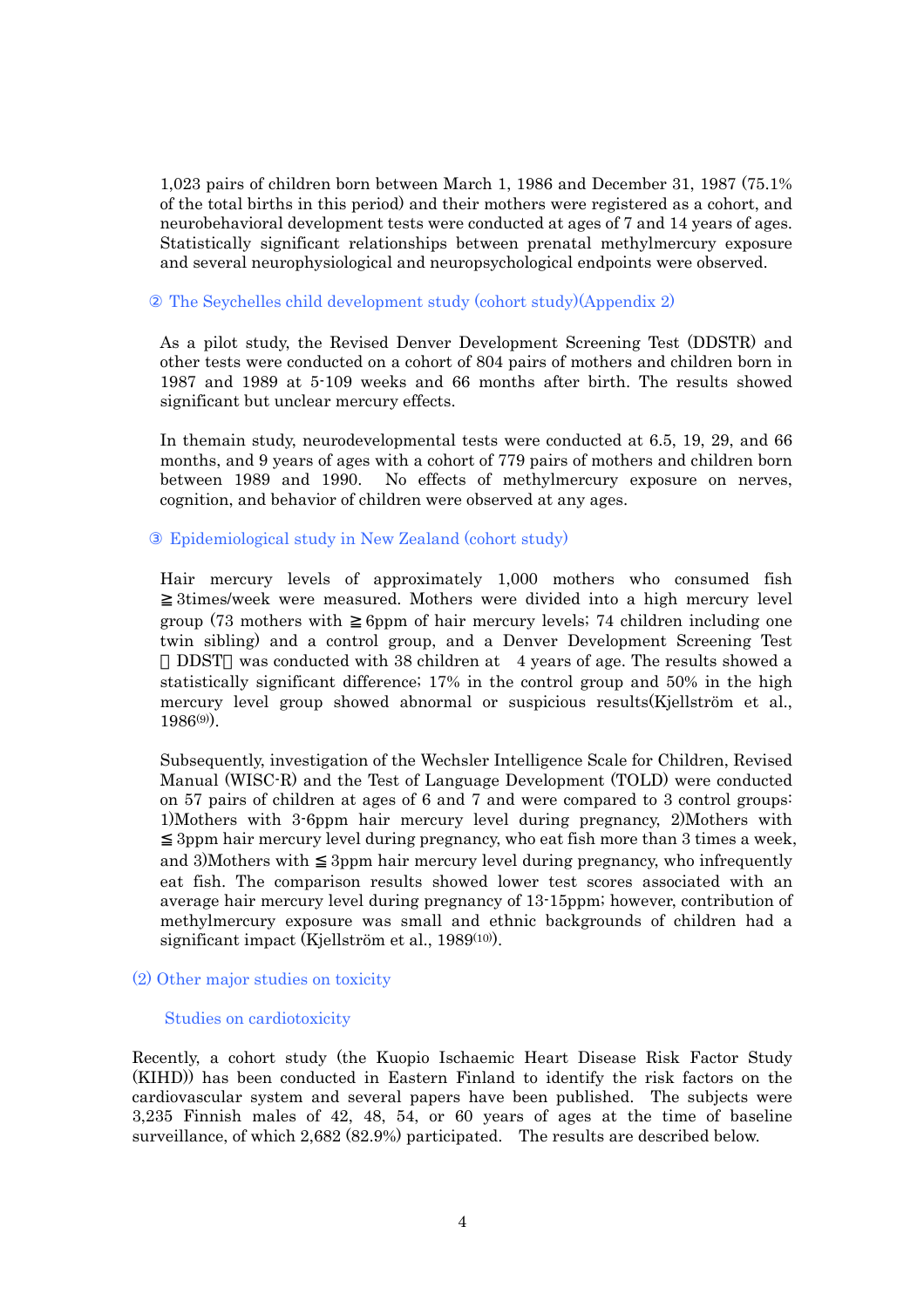1,023 pairs of children born between March 1, 1986 and December 31, 1987 (75.1% of the total births in this period) and their mothers were registered as a cohort, and neurobehavioral development tests were conducted at ages of 7 and 14 years of ages. Statistically significant relationships between prenatal methylmercury exposure and several neurophysiological and neuropsychological endpoints were observed.

### ② The Seychelles child development study (cohort study)(Appendix 2)

As a pilot study, the Revised Denver Development Screening Test (DDSTR) and other tests were conducted on a cohort of 804 pairs of mothers and children born in 1987 and 1989 at 5-109 weeks and 66 months after birth. The results showed significant but unclear mercury effects.

In themain study, neurodevelopmental tests were conducted at 6.5, 19, 29, and 66 months, and 9 years of ages with a cohort of 779 pairs of mothers and children born between 1989 and 1990. No effects of methylmercury exposure on nerves, cognition, and behavior of children were observed at any ages.

### ③ Epidemiological study in New Zealand (cohort study)

Hair mercury levels of approximately 1,000 mothers who consumed fish ≧3times/week were measured. Mothers were divided into a high mercury level group (73 mothers with ≧6ppm of hair mercury levels; 74 children including one twin sibling) and a control group, and a Denver Development Screening Test （DDST） was conducted with 38 children at 4 years of age. The results showed a statistically significant difference; 17% in the control group and 50% in the high mercury level group showed abnormal or suspicious results(Kjellström et al., 1986[9]).

Subsequently, investigation of the Wechsler Intelligence Scale for Children, Revised Manual (WISC-R) and the Test of Language Development (TOLD) were conducted on 57 pairs of children at ages of 6 and 7 and were compared to 3 control groups: 1)Mothers with 3-6ppm hair mercury level during pregnancy, 2)Mothers with ≦3ppm hair mercury level during pregnancy, who eat fish more than 3 times a week, and 3)Mothers with ≦3ppm hair mercury level during pregnancy, who infrequently eat fish. The comparison results showed lower test scores associated with an average hair mercury level during pregnancy of 13-15ppm; however, contribution of methylmercury exposure was small and ethnic backgrounds of children had a significant impact (Kjellström et al., 1989[10]).

## (2) Other major studies on toxicity

### Studies on cardiotoxicity

Recently, a cohort study (the Kuopio Ischaemic Heart Disease Risk Factor Study (KIHD)) has been conducted in Eastern Finland to identify the risk factors on the cardiovascular system and several papers have been published. The subjects were 3,235 Finnish males of 42, 48, 54, or 60 years of ages at the time of baseline surveillance, of which 2,682 (82.9%) participated. The results are described below.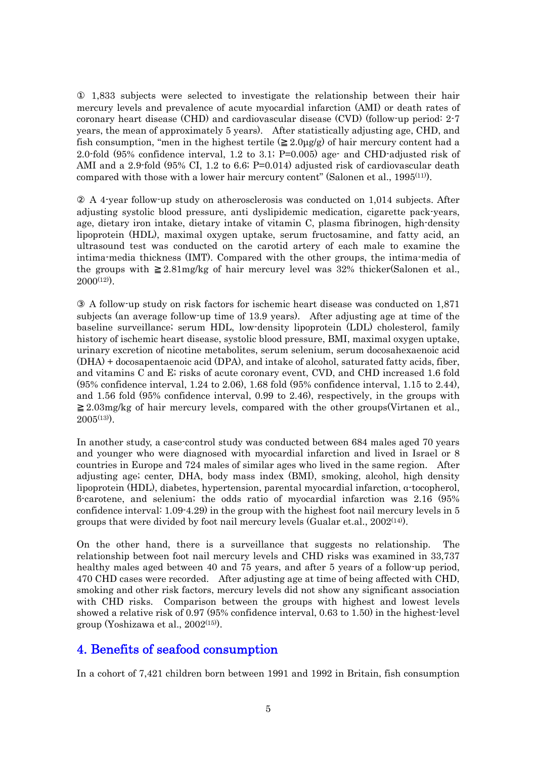① 1,833 subjects were selected to investigate the relationship between their hair mercury levels and prevalence of acute myocardial infarction (AMI) or death rates of coronary heart disease (CHD) and cardiovascular disease (CVD) (follow-up period: 2-7 years, the mean of approximately 5 years). After statistically adjusting age, CHD, and fish consumption, "men in the highest tertile (≧2.0μg/g) of hair mercury content had a 2.0-fold (95% confidence interval, 1.2 to 3.1; P=0.005) age- and CHD-adjusted risk of AMI and a 2.9-fold (95% CI, 1.2 to 6.6; P=0.014) adjusted risk of cardiovascular death compared with those with a lower hair mercury content" (Salonen et al., 1995[11]).

② A 4-year follow-up study on atherosclerosis was conducted on 1,014 subjects. After adjusting systolic blood pressure, anti dyslipidemic medication, cigarette pack-years, age, dietary iron intake, dietary intake of vitamin C, plasma fibrinogen, high-density lipoprotein (HDL), maximal oxygen uptake, serum fructosamine, and fatty acid, an ultrasound test was conducted on the carotid artery of each male to examine the intima-media thickness (IMT). Compared with the other groups, the intima-media of the groups with ≧2.81mg/kg of hair mercury level was 32% thicker(Salonen et al., 2000[12]).

③ A follow-up study on risk factors for ischemic heart disease was conducted on 1,871 subjects (an average follow-up time of 13.9 years). After adjusting age at time of the baseline surveillance; serum HDL, low-density lipoprotein (LDL) cholesterol, family history of ischemic heart disease, systolic blood pressure, BMI, maximal oxygen uptake, urinary excretion of nicotine metabolites, serum selenium, serum docosahexaenoic acid (DHA) + docosapentaenoic acid (DPA), and intake of alcohol, saturated fatty acids, fiber, and vitamins C and E; risks of acute coronary event, CVD, and CHD increased 1.6 fold (95% confidence interval, 1.24 to 2.06), 1.68 fold (95% confidence interval, 1.15 to 2.44), and 1.56 fold (95% confidence interval, 0.99 to 2.46), respectively, in the groups with ≧2.03mg/kg of hair mercury levels, compared with the other groups(Virtanen et al., 2005[13]).

In another study, a case-control study was conducted between 684 males aged 70 years and younger who were diagnosed with myocardial infarction and lived in Israel or 8 countries in Europe and 724 males of similar ages who lived in the same region. After adjusting age; center, DHA, body mass index (BMI), smoking, alcohol, high density lipoprotein (HDL), diabetes, hypertension, parental myocardial infarction, α-tocopherol, β-carotene, and selenium; the odds ratio of myocardial infarction was 2.16 (95% confidence interval: 1.09-4.29) in the group with the highest foot nail mercury levels in 5 groups that were divided by foot nail mercury levels (Gualar et.al., 2002[14]).

On the other hand, there is a surveillance that suggests no relationship. The relationship between foot nail mercury levels and CHD risks was examined in 33,737 healthy males aged between 40 and 75 years, and after 5 years of a follow-up period, 470 CHD cases were recorded. After adjusting age at time of being affected with CHD, smoking and other risk factors, mercury levels did not show any significant association with CHD risks. Comparison between the groups with highest and lowest levels showed a relative risk of 0.97 (95% confidence interval, 0.63 to 1.50) in the highest-level group (Yoshizawa et al., 2002[15]).

## 4. Benefits of seafood consumption

In a cohort of 7,421 children born between 1991 and 1992 in Britain, fish consumption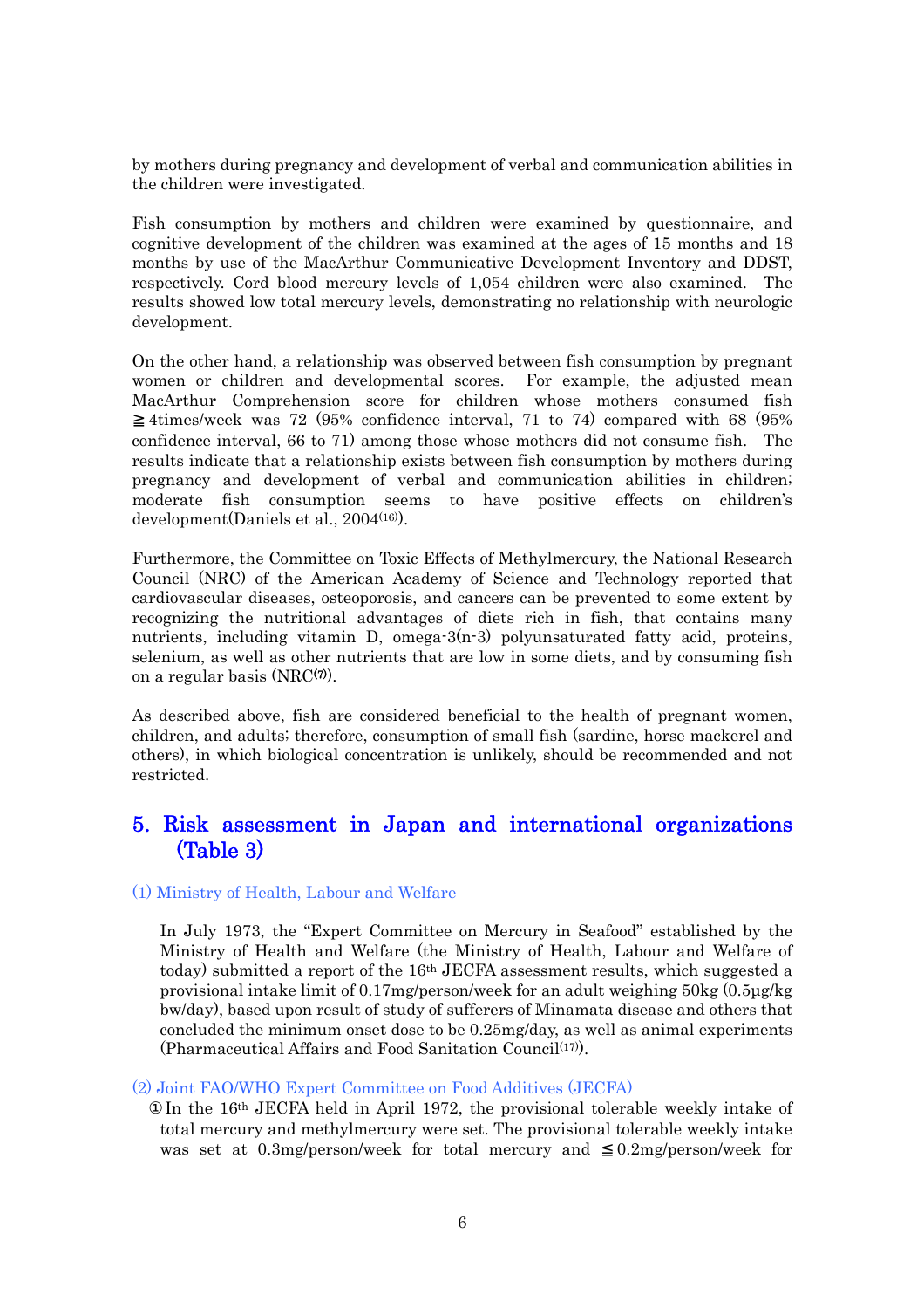by mothers during pregnancy and development of verbal and communication abilities in the children were investigated.

Fish consumption by mothers and children were examined by questionnaire, and cognitive development of the children was examined at the ages of 15 months and 18 months by use of the MacArthur Communicative Development Inventory and DDST, respectively. Cord blood mercury levels of 1,054 children were also examined. The results showed low total mercury levels, demonstrating no relationship with neurologic development.

On the other hand, a relationship was observed between fish consumption by pregnant women or children and developmental scores. For example, the adjusted mean MacArthur Comprehension score for children whose mothers consumed fish ≧4times/week was 72 (95% confidence interval, 71 to 74) compared with 68 (95% confidence interval, 66 to 71) among those whose mothers did not consume fish. The results indicate that a relationship exists between fish consumption by mothers during pregnancy and development of verbal and communication abilities in children; moderate fish consumption seems to have positive effects on children's development(Daniels et al., 2004[16]).

Furthermore, the Committee on Toxic Effects of Methylmercury, the National Research Council (NRC) of the American Academy of Science and Technology reported that cardiovascular diseases, osteoporosis, and cancers can be prevented to some extent by recognizing the nutritional advantages of diets rich in fish, that contains many nutrients, including vitamin D, omega-3(n-3) polyunsaturated fatty acid, proteins, selenium, as well as other nutrients that are low in some diets, and by consuming fish on a regular basis (NRC[7]).

As described above, fish are considered beneficial to the health of pregnant women, children, and adults; therefore, consumption of small fish (sardine, horse mackerel and others), in which biological concentration is unlikely, should be recommended and not restricted.

## 5. Risk assessment in Japan and international organizations (Table 3)

### (1) Ministry of Health, Labour and Welfare

In July 1973, the "Expert Committee on Mercury in Seafood" established by the Ministry of Health and Welfare (the Ministry of Health, Labour and Welfare of today) submitted a report of the 16th JECFA assessment results, which suggested a provisional intake limit of 0.17mg/person/week for an adult weighing 50kg (0.5μg/kg bw/day), based upon result of study of sufferers of Minamata disease and others that concluded the minimum onset dose to be 0.25mg/day, as well as animal experiments (Pharmaceutical Affairs and Food Sanitation Council[17]).

### (2) Joint FAO/WHO Expert Committee on Food Additives (JECFA)

①In the 16th JECFA held in April 1972, the provisional tolerable weekly intake of total mercury and methylmercury were set. The provisional tolerable weekly intake was set at 0.3mg/person/week for total mercury and ≦0.2mg/person/week for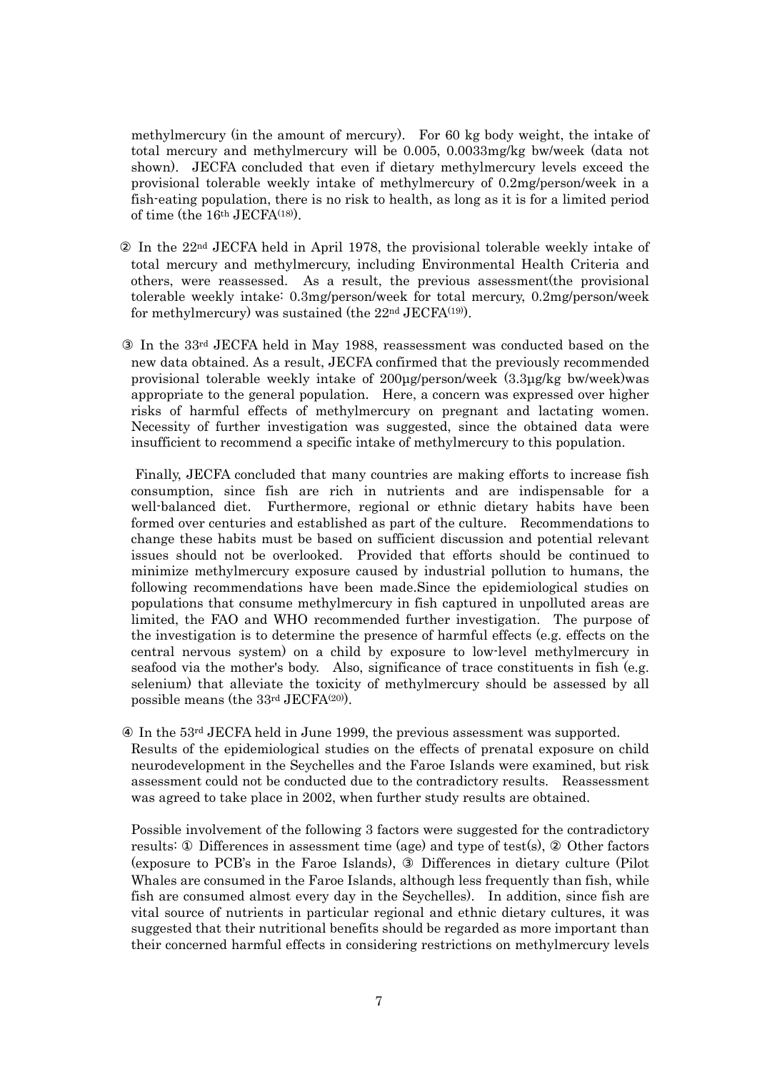methylmercury (in the amount of mercury). For 60 kg body weight, the intake of total mercury and methylmercury will be 0.005, 0.0033mg/kg bw/week (data not shown). JECFA concluded that even if dietary methylmercury levels exceed the provisional tolerable weekly intake of methylmercury of 0.2mg/person/week in a fish-eating population, there is no risk to health, as long as it is for a limited period of time (the 16th JECFA[18]).

② In the 22nd JECFA held in April 1978, the provisional tolerable weekly intake of total mercury and methylmercury, including Environmental Health Criteria and others, were reassessed. As a result, the previous assessment(the provisional tolerable weekly intake: 0.3mg/person/week for total mercury, 0.2mg/person/week for methylmercury) was sustained (the 22nd JECFA[19]).

③ In the 33rd JECFA held in May 1988, reassessment was conducted based on the new data obtained. As a result, JECFA confirmed that the previously recommended provisional tolerable weekly intake of 200μg/person/week (3.3μg/kg bw/week)was appropriate to the general population. Here, a concern was expressed over higher risks of harmful effects of methylmercury on pregnant and lactating women. Necessity of further investigation was suggested, since the obtained data were insufficient to recommend a specific intake of methylmercury to this population.

Finally, JECFA concluded that many countries are making efforts to increase fish consumption, since fish are rich in nutrients and are indispensable for a well-balanced diet. Furthermore, regional or ethnic dietary habits have been formed over centuries and established as part of the culture. Recommendations to change these habits must be based on sufficient discussion and potential relevant issues should not be overlooked. Provided that efforts should be continued to minimize methylmercury exposure caused by industrial pollution to humans, the following recommendations have been made.Since the epidemiological studies on populations that consume methylmercury in fish captured in unpolluted areas are limited, the FAO and WHO recommended further investigation. The purpose of the investigation is to determine the presence of harmful effects (e.g. effects on the central nervous system) on a child by exposure to low-level methylmercury in seafood via the mother's body. Also, significance of trace constituents in fish (e.g. selenium) that alleviate the toxicity of methylmercury should be assessed by all possible means (the 33rd JECFA[20]).

④ In the 53rd JECFA held in June 1999, the previous assessment was supported. Results of the epidemiological studies on the effects of prenatal exposure on child neurodevelopment in the Seychelles and the Faroe Islands were examined, but risk assessment could not be conducted due to the contradictory results. Reassessment was agreed to take place in 2002, when further study results are obtained.

Possible involvement of the following 3 factors were suggested for the contradictory results: ① Differences in assessment time (age) and type of test(s), ② Other factors (exposure to PCB's in the Faroe Islands), ③ Differences in dietary culture (Pilot Whales are consumed in the Faroe Islands, although less frequently than fish, while fish are consumed almost every day in the Seychelles). In addition, since fish are vital source of nutrients in particular regional and ethnic dietary cultures, it was suggested that their nutritional benefits should be regarded as more important than their concerned harmful effects in considering restrictions on methylmercury levels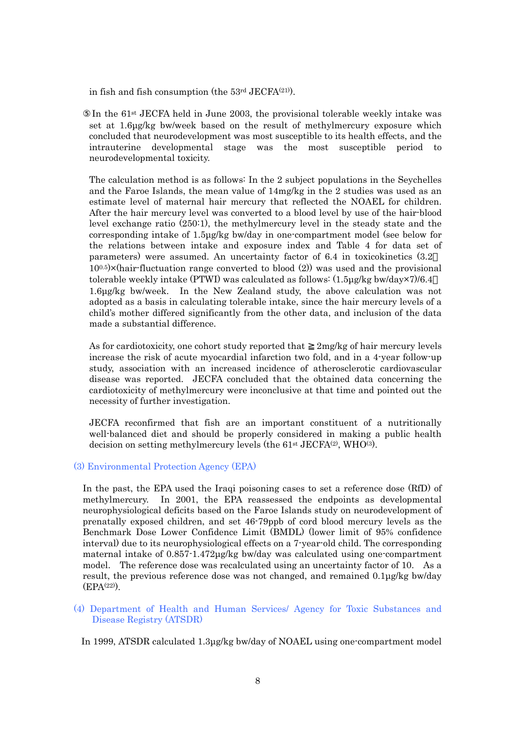in fish and fish consumption (the 53rd JECFA[21]).

⑤ In the 61st JECFA held in June 2003, the provisional tolerable weekly intake was set at 1.6μg/kg bw/week based on the result of methylmercury exposure which concluded that neurodevelopment was most susceptible to its health effects, and the intrauterine developmental stage was the most susceptible period to neurodevelopmental toxicity.

The calculation method is as follows: In the 2 subject populations in the Seychelles and the Faroe Islands, the mean value of 14mg/kg in the 2 studies was used as an estimate level of maternal hair mercury that reflected the NOAEL for children. After the hair mercury level was converted to a blood level by use of the hair-blood level exchange ratio (250:1), the methylmercury level in the steady state and the corresponding intake of 1.5μg/kg bw/day in one-compartment model (see below for the relations between intake and exposure index and Table 4 for data set of parameters) were assumed. An uncertainty factor of 6.4 in toxicokinetics (3.2≒ $10^{0.5}$)×(hair-fluctuation range converted to blood (2)) was used and the provisional tolerable weekly intake (PTWI) was calculated as follows: (1.5μg/kg bw/day×7)/6.4≒ 1.6μg/kg bw/week. In the New Zealand study, the above calculation was not adopted as a basis in calculating tolerable intake, since the hair mercury levels of a child's mother differed significantly from the other data, and inclusion of the data made a substantial difference.

As for cardiotoxicity, one cohort study reported that ≧2mg/kg of hair mercury levels increase the risk of acute myocardial infarction two fold, and in a 4-year follow-up study, association with an increased incidence of atherosclerotic cardiovascular disease was reported. JECFA concluded that the obtained data concerning the cardiotoxicity of methylmercury were inconclusive at that time and pointed out the necessity of further investigation.

JECFA reconfirmed that fish are an important constituent of a nutritionally well-balanced diet and should be properly considered in making a public health decision on setting methylmercury levels (the 61st JECFA[2], WHO[3]).

### (3) Environmental Protection Agency (EPA)

In the past, the EPA used the Iraqi poisoning cases to set a reference dose (RfD) of methylmercury. In 2001, the EPA reassessed the endpoints as developmental neurophysiological deficits based on the Faroe Islands study on neurodevelopment of prenatally exposed children, and set 46-79ppb of cord blood mercury levels as the Benchmark Dose Lower Confidence Limit (BMDL) (lower limit of 95% confidence interval) due to its neurophysiological effects on a 7-year-old child. The corresponding maternal intake of 0.857-1.472μg/kg bw/day was calculated using one-compartment model. The reference dose was recalculated using an uncertainty factor of 10. As a result, the previous reference dose was not changed, and remained 0.1μg/kg bw/day (EPA[22]).

### (4) Department of Health and Human Services/ Agency for Toxic Substances and Disease Registry (ATSDR)

In 1999, ATSDR calculated 1.3μg/kg bw/day of NOAEL using one-compartment model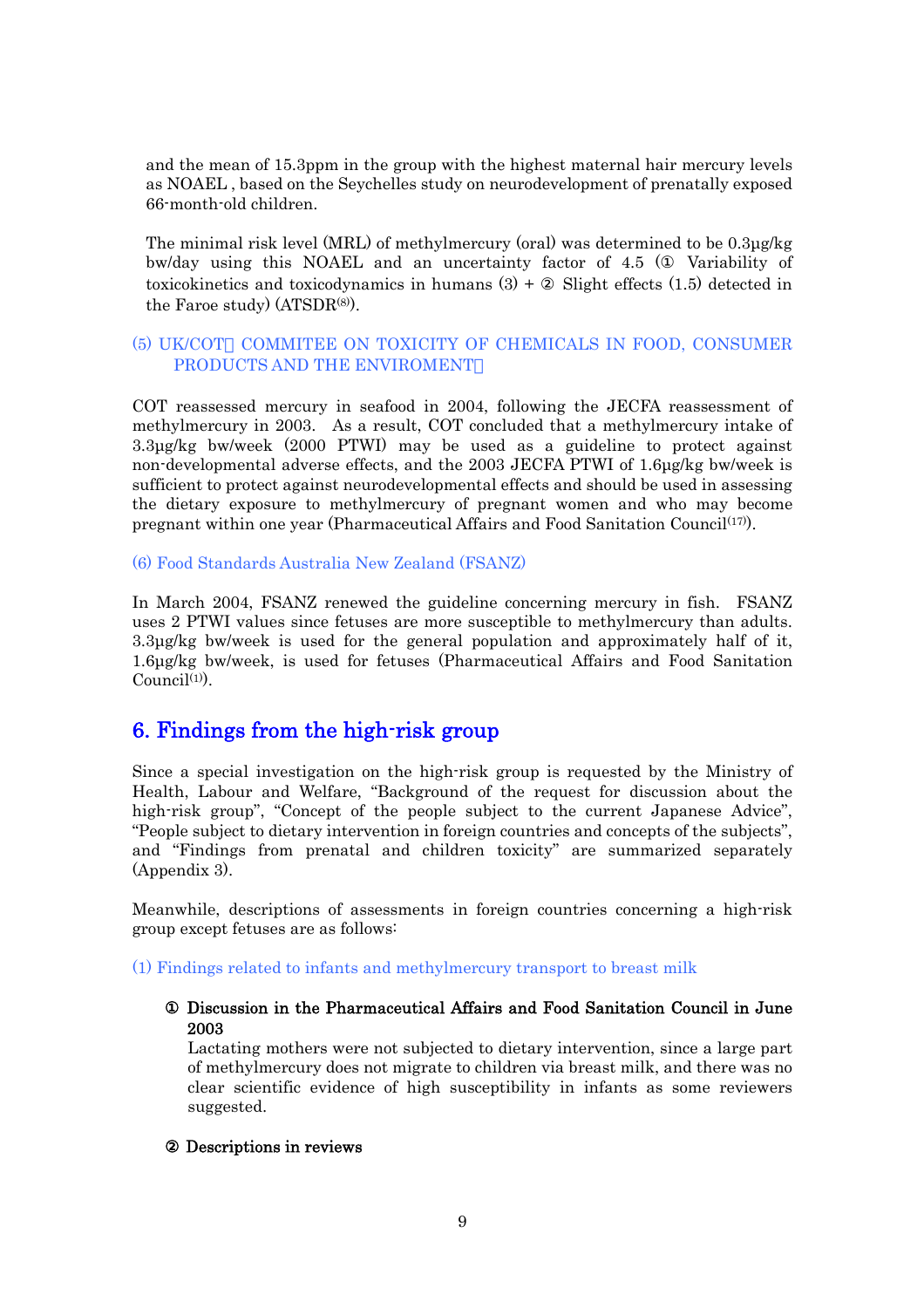and the mean of 15.3ppm in the group with the highest maternal hair mercury levels as NOAEL , based on the Seychelles study on neurodevelopment of prenatally exposed 66-month-old children.

The minimal risk level (MRL) of methylmercury (oral) was determined to be 0.3μg/kg bw/day using this NOAEL and an uncertainty factor of 4.5 (① Variability of toxicokinetics and toxicodynamics in humans (3) + ② Slight effects (1.5) detected in the Faroe study) (ATSDR[8]).

### (5) UK/COT（COMMITEE ON TOXICITY OF CHEMICALS IN FOOD, CONSUMER PRODUCTS AND THE ENVIROMENT）

COT reassessed mercury in seafood in 2004, following the JECFA reassessment of methylmercury in 2003. As a result, COT concluded that a methylmercury intake of 3.3μg/kg bw/week (2000 PTWI) may be used as a guideline to protect against non-developmental adverse effects, and the 2003 JECFA PTWI of 1.6μg/kg bw/week is sufficient to protect against neurodevelopmental effects and should be used in assessing the dietary exposure to methylmercury of pregnant women and who may become pregnant within one year (Pharmaceutical Affairs and Food Sanitation Council[17]).

### (6) Food Standards Australia New Zealand (FSANZ)

In March 2004, FSANZ renewed the guideline concerning mercury in fish. FSANZ uses 2 PTWI values since fetuses are more susceptible to methylmercury than adults. 3.3μg/kg bw/week is used for the general population and approximately half of it, 1.6μg/kg bw/week, is used for fetuses (Pharmaceutical Affairs and Food Sanitation Council[1]).

## 6. Findings from the high-risk group

Since a special investigation on the high-risk group is requested by the Ministry of Health, Labour and Welfare, "Background of the request for discussion about the high-risk group", "Concept of the people subject to the current Japanese Advice", "People subject to dietary intervention in foreign countries and concepts of the subjects", and "Findings from prenatal and children toxicity" are summarized separately (Appendix 3).

Meanwhile, descriptions of assessments in foreign countries concerning a high-risk group except fetuses are as follows:

### (1) Findings related to infants and methylmercury transport to breast milk

**① Discussion in the Pharmaceutical Affairs and Food Sanitation Council in June 2003**

Lactating mothers were not subjected to dietary intervention, since a large part of methylmercury does not migrate to children via breast milk, and there was no clear scientific evidence of high susceptibility in infants as some reviewers suggested.

**② Descriptions in reviews**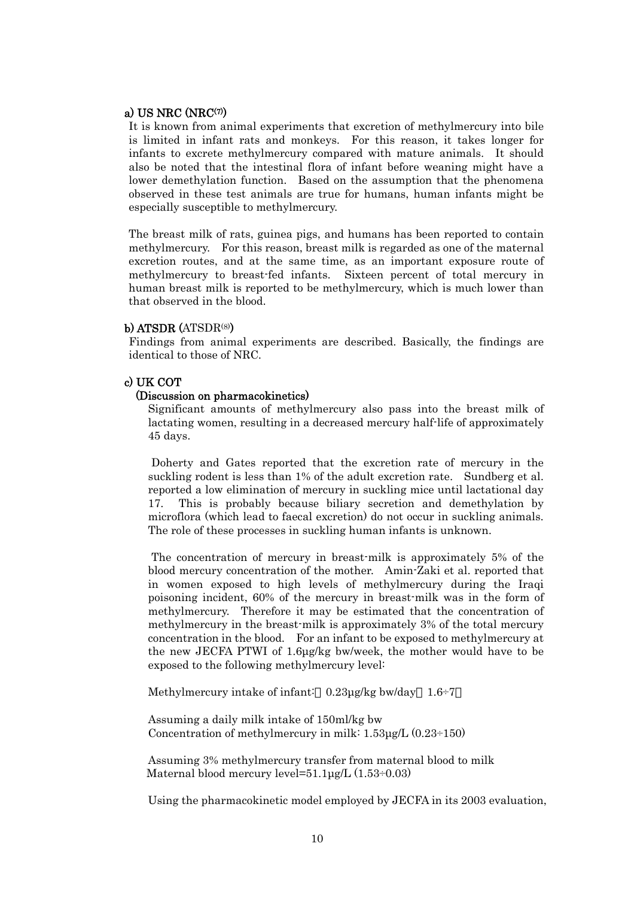#### a) US NRC (NRC[7])

It is known from animal experiments that excretion of methylmercury into bile is limited in infant rats and monkeys. For this reason, it takes longer for infants to excrete methylmercury compared with mature animals. It should also be noted that the intestinal flora of infant before weaning might have a lower demethylation function. Based on the assumption that the phenomena observed in these test animals are true for humans, human infants might be especially susceptible to methylmercury.

The breast milk of rats, guinea pigs, and humans has been reported to contain methylmercury. For this reason, breast milk is regarded as one of the maternal excretion routes, and at the same time, as an important exposure route of methylmercury to breast-fed infants. Sixteen percent of total mercury in human breast milk is reported to be methylmercury, which is much lower than that observed in the blood.

#### b) ATSDR (ATSDR[8])

Findings from animal experiments are described. Basically, the findings are identical to those of NRC.

#### c) UK COT

**(Discussion on pharmacokinetics)**

Significant amounts of methylmercury also pass into the breast milk of lactating women, resulting in a decreased mercury half-life of approximately 45 days.

Doherty and Gates reported that the excretion rate of mercury in the suckling rodent is less than 1% of the adult excretion rate. Sundberg et al. reported a low elimination of mercury in suckling mice until lactational day 17. This is probably because biliary secretion and demethylation by microflora (which lead to faecal excretion) do not occur in suckling animals. The role of these processes in suckling human infants is unknown.

The concentration of mercury in breast-milk is approximately 5% of the blood mercury concentration of the mother. Amin-Zaki et al. reported that in women exposed to high levels of methylmercury during the Iraqi poisoning incident, 60% of the mercury in breast-milk was in the form of methylmercury. Therefore it may be estimated that the concentration of methylmercury in the breast-milk is approximately 3% of the total mercury concentration in the blood. For an infant to be exposed to methylmercury at the new JECFA PTWI of 1.6μg/kg bw/week, the mother would have to be exposed to the following methylmercury level:

Methylmercury intake of infant: 0.23μg/kg bw/day (1.6÷7)

Assuming a daily milk intake of 150ml/kg bw
Concentration of methylmercury in milk: 1.53μg/L (0.23÷150)

Assuming 3% methylmercury transfer from maternal blood to milk
Maternal blood mercury level=51.1μg/L (1.53÷0.03)

Using the pharmacokinetic model employed by JECFA in its 2003 evaluation,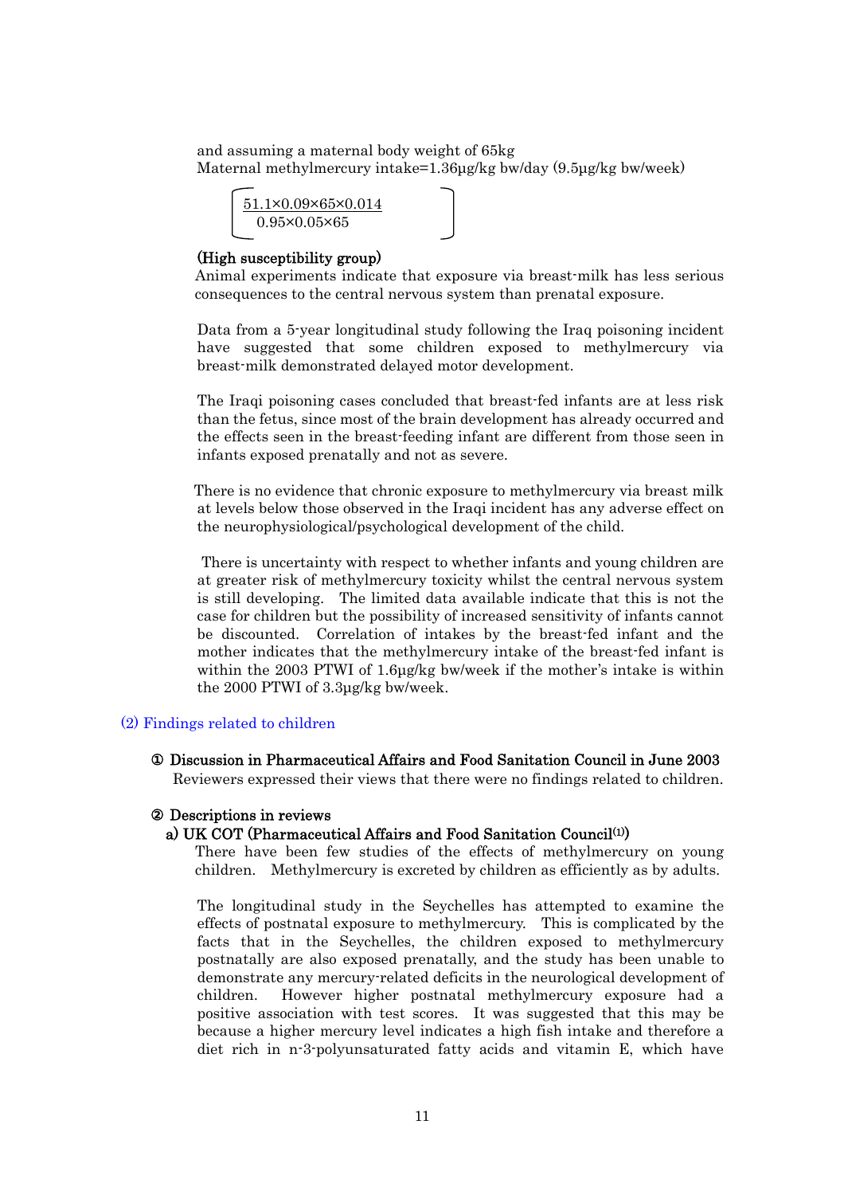and assuming a maternal body weight of 65kg
Maternal methylmercury intake=1.36μg/kg bw/day (9.5μg/kg bw/week)

$$\left[ \frac{51.1 \times 0.09 \times 65 \times 0.014}{0.95 \times 0.05 \times 65} \right]$$

**(High susceptibility group)**

Animal experiments indicate that exposure via breast-milk has less serious consequences to the central nervous system than prenatal exposure.

Data from a 5-year longitudinal study following the Iraq poisoning incident have suggested that some children exposed to methylmercury via breast-milk demonstrated delayed motor development.

The Iraqi poisoning cases concluded that breast-fed infants are at less risk than the fetus, since most of the brain development has already occurred and the effects seen in the breast-feeding infant are different from those seen in infants exposed prenatally and not as severe.

There is no evidence that chronic exposure to methylmercury via breast milk at levels below those observed in the Iraqi incident has any adverse effect on the neurophysiological/psychological development of the child.

There is uncertainty with respect to whether infants and young children are at greater risk of methylmercury toxicity whilst the central nervous system is still developing. The limited data available indicate that this is not the case for children but the possibility of increased sensitivity of infants cannot be discounted. Correlation of intakes by the breast-fed infant and the mother indicates that the methylmercury intake of the breast-fed infant is within the 2003 PTWI of 1.6μg/kg bw/week if the mother's intake is within the 2000 PTWI of 3.3μg/kg bw/week.

## (2) Findings related to children

### ① Discussion in Pharmaceutical Affairs and Food Sanitation Council in June 2003

Reviewers expressed their views that there were no findings related to children.

### ② Descriptions in reviews

#### a) UK COT (Pharmaceutical Affairs and Food Sanitation Council[1])

There have been few studies of the effects of methylmercury on young children. Methylmercury is excreted by children as efficiently as by adults.

The longitudinal study in the Seychelles has attempted to examine the effects of postnatal exposure to methylmercury. This is complicated by the facts that in the Seychelles, the children exposed to methylmercury postnatally are also exposed prenatally, and the study has been unable to demonstrate any mercury-related deficits in the neurological development of children. However higher postnatal methylmercury exposure had a positive association with test scores. It was suggested that this may be because a higher mercury level indicates a high fish intake and therefore a diet rich in n-3-polyunsaturated fatty acids and vitamin E, which have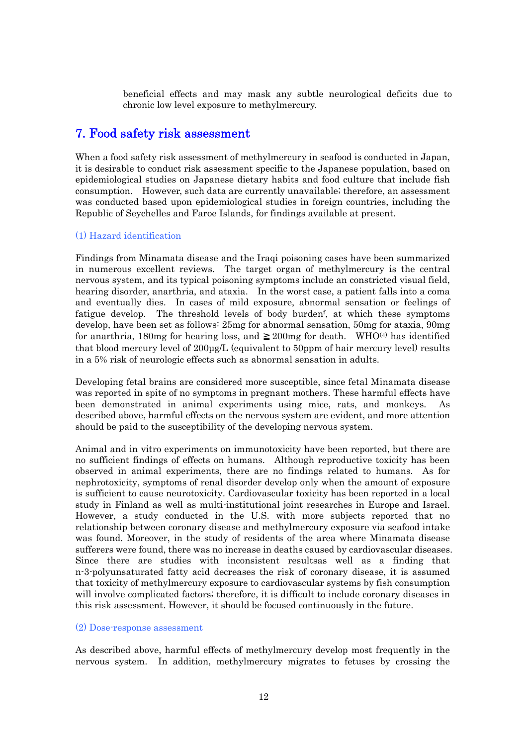beneficial effects and may mask any subtle neurological deficits due to chronic low level exposure to methylmercury.

## 7. Food safety risk assessment

When a food safety risk assessment of methylmercury in seafood is conducted in Japan, it is desirable to conduct risk assessment specific to the Japanese population, based on epidemiological studies on Japanese dietary habits and food culture that include fish consumption. However, such data are currently unavailable; therefore, an assessment was conducted based upon epidemiological studies in foreign countries, including the Republic of Seychelles and Faroe Islands, for findings available at present.

### (1) Hazard identification

Findings from Minamata disease and the Iraqi poisoning cases have been summarized in numerous excellent reviews. The target organ of methylmercury is the central nervous system, and its typical poisoning symptoms include an constricted visual field, hearing disorder, anarthria, and ataxia. In the worst case, a patient falls into a coma and eventually dies. In cases of mild exposure, abnormal sensation or feelings of fatigue develop. The threshold levels of body burden[f], at which these symptoms develop, have been set as follows: 25mg for abnormal sensation, 50mg for ataxia, 90mg for anarthria, 180mg for hearing loss, and ≧200mg for death. WHO[(4)] has identified that blood mercury level of 200µg/L (equivalent to 50ppm of hair mercury level) results in a 5% risk of neurologic effects such as abnormal sensation in adults.

Developing fetal brains are considered more susceptible, since fetal Minamata disease was reported in spite of no symptoms in pregnant mothers. These harmful effects have been demonstrated in animal experiments using mice, rats, and monkeys. As described above, harmful effects on the nervous system are evident, and more attention should be paid to the susceptibility of the developing nervous system.

Animal and in vitro experiments on immunotoxicity have been reported, but there are no sufficient findings of effects on humans. Although reproductive toxicity has been observed in animal experiments, there are no findings related to humans. As for nephrotoxicity, symptoms of renal disorder develop only when the amount of exposure is sufficient to cause neurotoxicity. Cardiovascular toxicity has been reported in a local study in Finland as well as multi-institutional joint researches in Europe and Israel. However, a study conducted in the U.S. with more subjects reported that no relationship between coronary disease and methylmercury exposure via seafood intake was found. Moreover, in the study of residents of the area where Minamata disease sufferers were found, there was no increase in deaths caused by cardiovascular diseases. Since there are studies with inconsistent resultsas well as a finding that n-3-polyunsaturated fatty acid decreases the risk of coronary disease, it is assumed that toxicity of methylmercury exposure to cardiovascular systems by fish consumption will involve complicated factors; therefore, it is difficult to include coronary diseases in this risk assessment. However, it should be focused continuously in the future.

### (2) Dose-response assessment

As described above, harmful effects of methylmercury develop most frequently in the nervous system. In addition, methylmercury migrates to fetuses by crossing the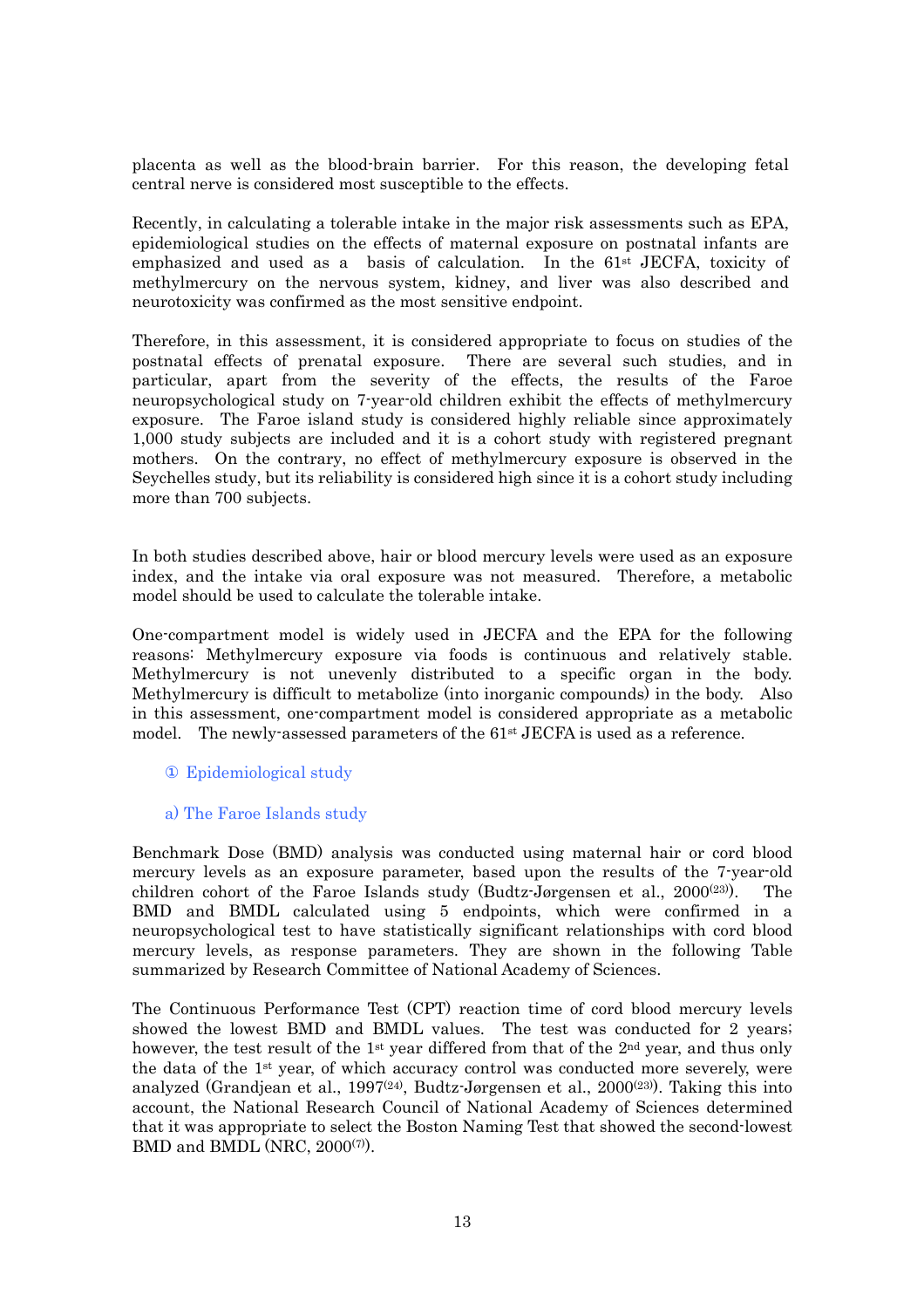placenta as well as the blood-brain barrier. For this reason, the developing fetal central nerve is considered most susceptible to the effects.

Recently, in calculating a tolerable intake in the major risk assessments such as EPA, epidemiological studies on the effects of maternal exposure on postnatal infants are emphasized and used as a basis of calculation. In the 61st JECFA, toxicity of methylmercury on the nervous system, kidney, and liver was also described and neurotoxicity was confirmed as the most sensitive endpoint.

Therefore, in this assessment, it is considered appropriate to focus on studies of the postnatal effects of prenatal exposure. There are several such studies, and in particular, apart from the severity of the effects, the results of the Faroe neuropsychological study on 7-year-old children exhibit the effects of methylmercury exposure. The Faroe island study is considered highly reliable since approximately 1,000 study subjects are included and it is a cohort study with registered pregnant mothers. On the contrary, no effect of methylmercury exposure is observed in the Seychelles study, but its reliability is considered high since it is a cohort study including more than 700 subjects.

In both studies described above, hair or blood mercury levels were used as an exposure index, and the intake via oral exposure was not measured. Therefore, a metabolic model should be used to calculate the tolerable intake.

One-compartment model is widely used in JECFA and the EPA for the following reasons: Methylmercury exposure via foods is continuous and relatively stable. Methylmercury is not unevenly distributed to a specific organ in the body. Methylmercury is difficult to metabolize (into inorganic compounds) in the body. Also in this assessment, one-compartment model is considered appropriate as a metabolic model. The newly-assessed parameters of the 61st JECFA is used as a reference.

① Epidemiological study

a) The Faroe Islands study

Benchmark Dose (BMD) analysis was conducted using maternal hair or cord blood mercury levels as an exposure parameter, based upon the results of the 7-year-old children cohort of the Faroe Islands study (Budtz-Jørgensen et al., 2000[23]). The BMD and BMDL calculated using 5 endpoints, which were confirmed in a neuropsychological test to have statistically significant relationships with cord blood mercury levels, as response parameters. They are shown in the following Table summarized by Research Committee of National Academy of Sciences.

The Continuous Performance Test (CPT) reaction time of cord blood mercury levels showed the lowest BMD and BMDL values. The test was conducted for 2 years; however, the test result of the 1st year differed from that of the 2nd year, and thus only the data of the 1st year, of which accuracy control was conducted more severely, were analyzed (Grandjean et al., 1997[24], Budtz-Jørgensen et al., 2000[23]). Taking this into account, the National Research Council of National Academy of Sciences determined that it was appropriate to select the Boston Naming Test that showed the second-lowest BMD and BMDL (NRC, 2000[7]).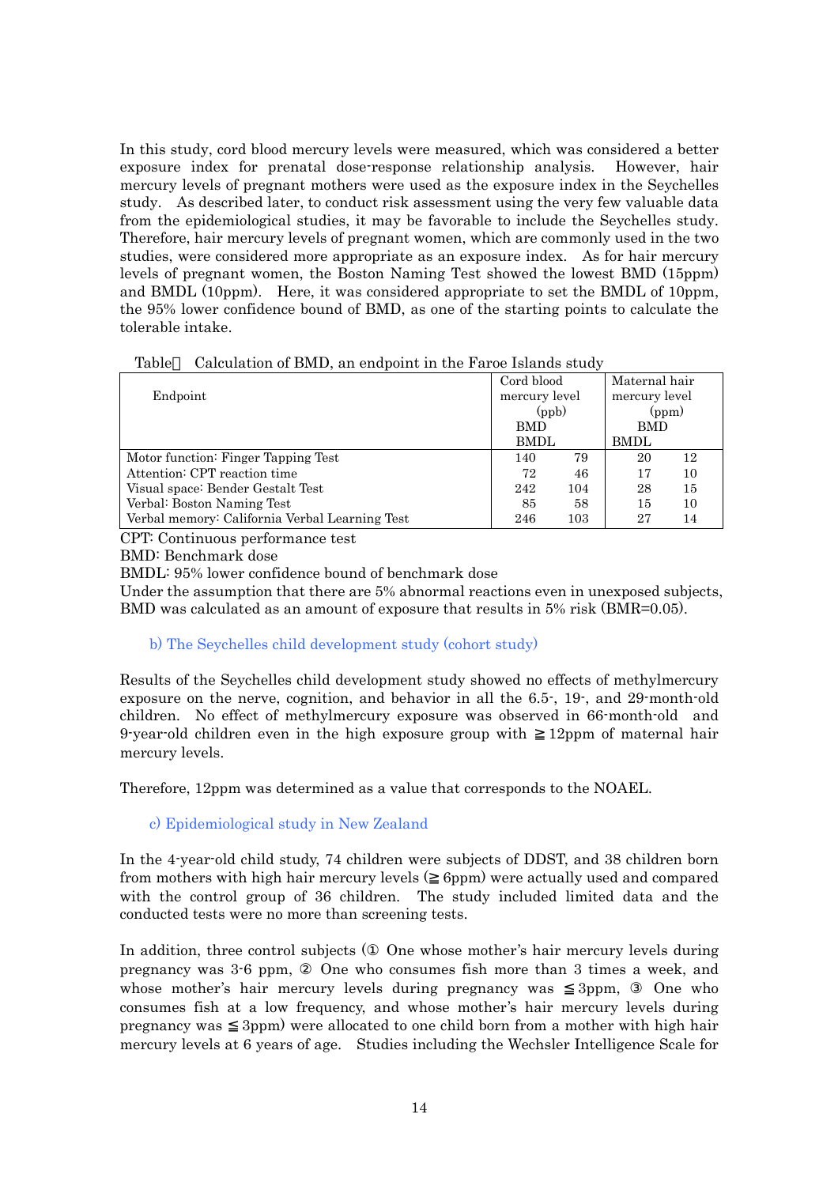In this study, cord blood mercury levels were measured, which was considered a better exposure index for prenatal dose-response relationship analysis. However, hair mercury levels of pregnant mothers were used as the exposure index in the Seychelles study. As described later, to conduct risk assessment using the very few valuable data from the epidemiological studies, it may be favorable to include the Seychelles study. Therefore, hair mercury levels of pregnant women, which are commonly used in the two studies, were considered more appropriate as an exposure index. As for hair mercury levels of pregnant women, the Boston Naming Test showed the lowest BMD (15ppm) and BMDL (10ppm). Here, it was considered appropriate to set the BMDL of 10ppm, the 95% lower confidence bound of BMD, as one of the starting points to calculate the tolerable intake.

Table　Calculation of BMD, an endpoint in the Faroe Islands study

| Endpoint | Cord blood mercury level (ppb) | | Maternal hair mercury level (ppm) | |
|---|---|---|---|---|
| | BMD | BMDL | BMD | BMDL |
| Motor function: Finger Tapping Test | 140 | 79 | 20 | 12 |
| Attention: CPT reaction time | 72 | 46 | 17 | 10 |
| Visual space: Bender Gestalt Test | 242 | 104 | 28 | 15 |
| Verbal: Boston Naming Test | 85 | 58 | 15 | 10 |
| Verbal memory: California Verbal Learning Test | 246 | 103 | 27 | 14 |

CPT: Continuous performance test

BMD: Benchmark dose

BMDL: 95% lower confidence bound of benchmark dose

Under the assumption that there are 5% abnormal reactions even in unexposed subjects, BMD was calculated as an amount of exposure that results in 5% risk (BMR=0.05).

### b) The Seychelles child development study (cohort study)

Results of the Seychelles child development study showed no effects of methylmercury exposure on the nerve, cognition, and behavior in all the 6.5-, 19-, and 29-month-old children. No effect of methylmercury exposure was observed in 66-month-old and 9-year-old children even in the high exposure group with ≧12ppm of maternal hair mercury levels.

Therefore, 12ppm was determined as a value that corresponds to the NOAEL.

### c) Epidemiological study in New Zealand

In the 4-year-old child study, 74 children were subjects of DDST, and 38 children born from mothers with high hair mercury levels (≧ 6ppm) were actually used and compared with the control group of 36 children. The study included limited data and the conducted tests were no more than screening tests.

In addition, three control subjects (① One whose mother's hair mercury levels during pregnancy was 3-6 ppm, ② One who consumes fish more than 3 times a week, and whose mother's hair mercury levels during pregnancy was ≦3ppm, ③ One who consumes fish at a low frequency, and whose mother's hair mercury levels during pregnancy was ≦3ppm) were allocated to one child born from a mother with high hair mercury levels at 6 years of age. Studies including the Wechsler Intelligence Scale for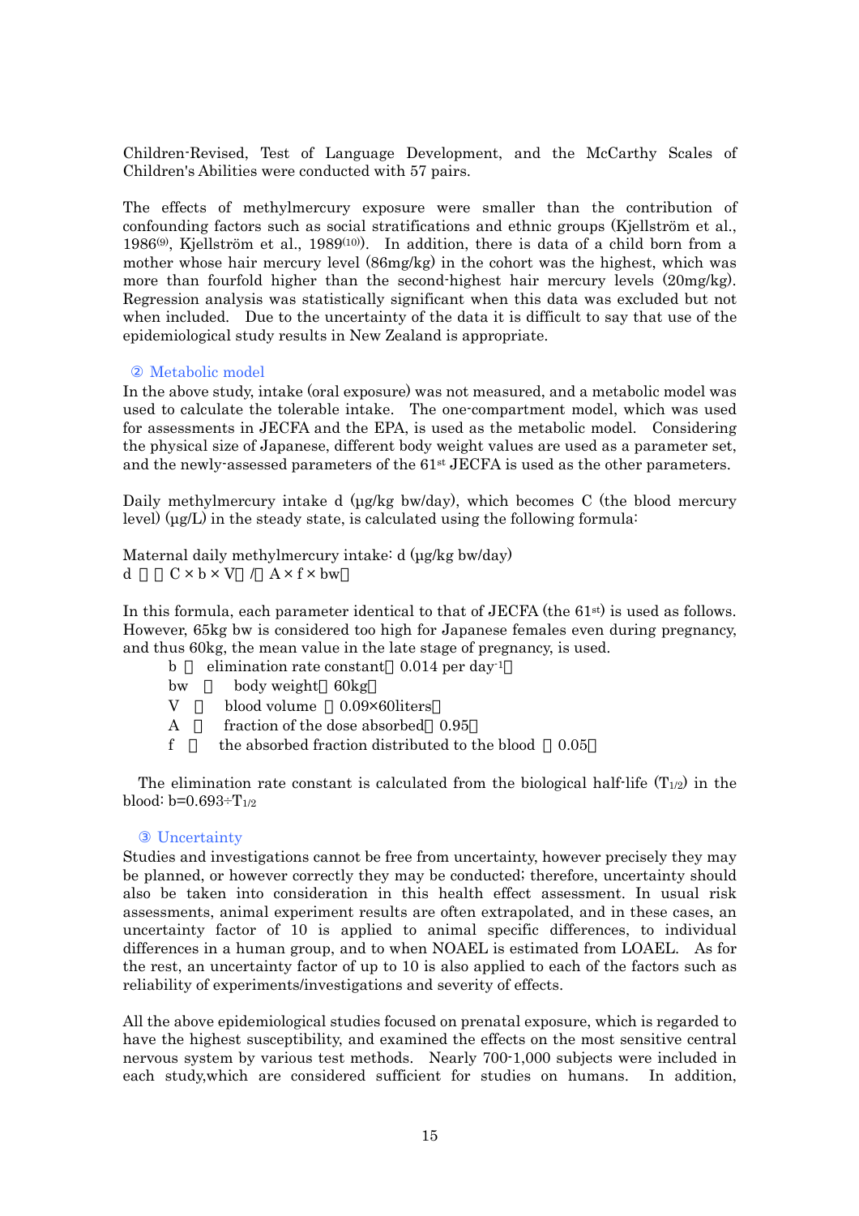Children-Revised, Test of Language Development, and the McCarthy Scales of Children's Abilities were conducted with 57 pairs.

The effects of methylmercury exposure were smaller than the contribution of confounding factors such as social stratifications and ethnic groups (Kjellström et al., 1986[9], Kjellström et al., 1989[10]). In addition, there is data of a child born from a mother whose hair mercury level (86mg/kg) in the cohort was the highest, which was more than fourfold higher than the second-highest hair mercury levels (20mg/kg). Regression analysis was statistically significant when this data was excluded but not when included. Due to the uncertainty of the data it is difficult to say that use of the epidemiological study results in New Zealand is appropriate.

② Metabolic model

In the above study, intake (oral exposure) was not measured, and a metabolic model was used to calculate the tolerable intake. The one-compartment model, which was used for assessments in JECFA and the EPA, is used as the metabolic model. Considering the physical size of Japanese, different body weight values are used as a parameter set, and the newly-assessed parameters of the 61st JECFA is used as the other parameters.

Daily methylmercury intake d (μg/kg bw/day), which becomes C (the blood mercury level) (μg/L) in the steady state, is calculated using the following formula:

Maternal daily methylmercury intake: d (μg/kg bw/day)

$$d = (C \times b \times V) / (A \times f \times bw)$$

In this formula, each parameter identical to that of JECFA (the 61st) is used as follows. However, 65kg bw is considered too high for Japanese females even during pregnancy, and thus 60kg, the mean value in the late stage of pregnancy, is used.

- b : elimination rate constant (0.014 per day$^{-1}$)
- bw : body weight (60kg)
- V : blood volume (0.09×60liters)
- A : fraction of the dose absorbed (0.95)
- f : the absorbed fraction distributed to the blood (0.05)

The elimination rate constant is calculated from the biological half-life ($T_{1/2}$) in the blood: $b=0.693 \div T_{1/2}$

③ Uncertainty

Studies and investigations cannot be free from uncertainty, however precisely they may be planned, or however correctly they may be conducted; therefore, uncertainty should also be taken into consideration in this health effect assessment. In usual risk assessments, animal experiment results are often extrapolated, and in these cases, an uncertainty factor of 10 is applied to animal specific differences, to individual differences in a human group, and to when NOAEL is estimated from LOAEL. As for the rest, an uncertainty factor of up to 10 is also applied to each of the factors such as reliability of experiments/investigations and severity of effects.

All the above epidemiological studies focused on prenatal exposure, which is regarded to have the highest susceptibility, and examined the effects on the most sensitive central nervous system by various test methods. Nearly 700-1,000 subjects were included in each study,which are considered sufficient for studies on humans. In addition,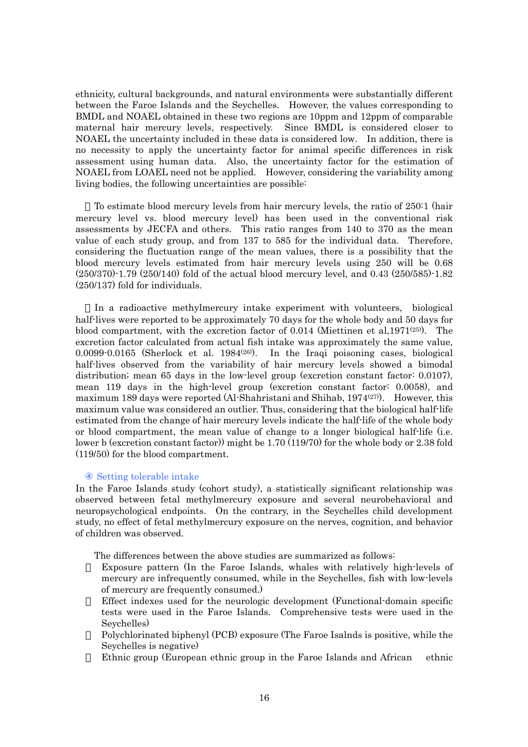ethnicity, cultural backgrounds, and natural environments were substantially different between the Faroe Islands and the Seychelles. However, the values corresponding to BMDL and NOAEL obtained in these two regions are 10ppm and 12ppm of comparable maternal hair mercury levels, respectively. Since BMDL is considered closer to NOAEL the uncertainty included in these data is considered low. In addition, there is no necessity to apply the uncertainty factor for animal specific differences in risk assessment using human data. Also, the uncertainty factor for the estimation of NOAEL from LOAEL need not be applied. However, considering the variability among living bodies, the following uncertainties are possible:

 To estimate blood mercury levels from hair mercury levels, the ratio of 250:1 (hair mercury level vs. blood mercury level) has been used in the conventional risk assessments by JECFA and others. This ratio ranges from 140 to 370 as the mean value of each study group, and from 137 to 585 for the individual data. Therefore, considering the fluctuation range of the mean values, there is a possibility that the blood mercury levels estimated from hair mercury levels using 250 will be 0.68 (250/370)-1.79 (250/140) fold of the actual blood mercury level, and 0.43 (250/585)-1.82 (250/137) fold for individuals.

 In a radioactive methylmercury intake experiment with volunteers, biological half-lives were reported to be approximately 70 days for the whole body and 50 days for blood compartment, with the excretion factor of 0.014 (Miettinen et al,1971[25]). The excretion factor calculated from actual fish intake was approximately the same value, 0.0099-0.0165 (Sherlock et al. 1984[26]). In the Iraqi poisoning cases, biological half-lives observed from the variability of hair mercury levels showed a bimodal distribution; mean 65 days in the low-level group (excretion constant factor: 0.0107), mean 119 days in the high-level group (excretion constant factor: 0.0058), and maximum 189 days were reported (Al-Shahristani and Shihab, 1974[27]). However, this maximum value was considered an outlier. Thus, considering that the biological half-life estimated from the change of hair mercury levels indicate the half-life of the whole body or blood compartment, the mean value of change to a longer biological half-life (i.e. lower b (excretion constant factor)) might be 1.70 (119/70) for the whole body or 2.38 fold (119/50) for the blood compartment.

### ④ Setting tolerable intake

In the Faroe Islands study (cohort study), a statistically significant relationship was observed between fetal methylmercury exposure and several neurobehavioral and neuropsychological endpoints. On the contrary, in the Seychelles child development study, no effect of fetal methylmercury exposure on the nerves, cognition, and behavior of children was observed.

The differences between the above studies are summarized as follows:

-  Exposure pattern (In the Faroe Islands, whales with relatively high-levels of mercury are infrequently consumed, while in the Seychelles, fish with low-levels of mercury are frequently consumed.)
-  Effect indexes used for the neurologic development (Functional-domain specific tests were used in the Faroe Islands. Comprehensive tests were used in the Seychelles)
-  Polychlorinated biphenyl (PCB) exposure (The Faroe Isalnds is positive, while the Seychelles is negative)
-  Ethnic group (European ethnic group in the Faroe Islands and African ethnic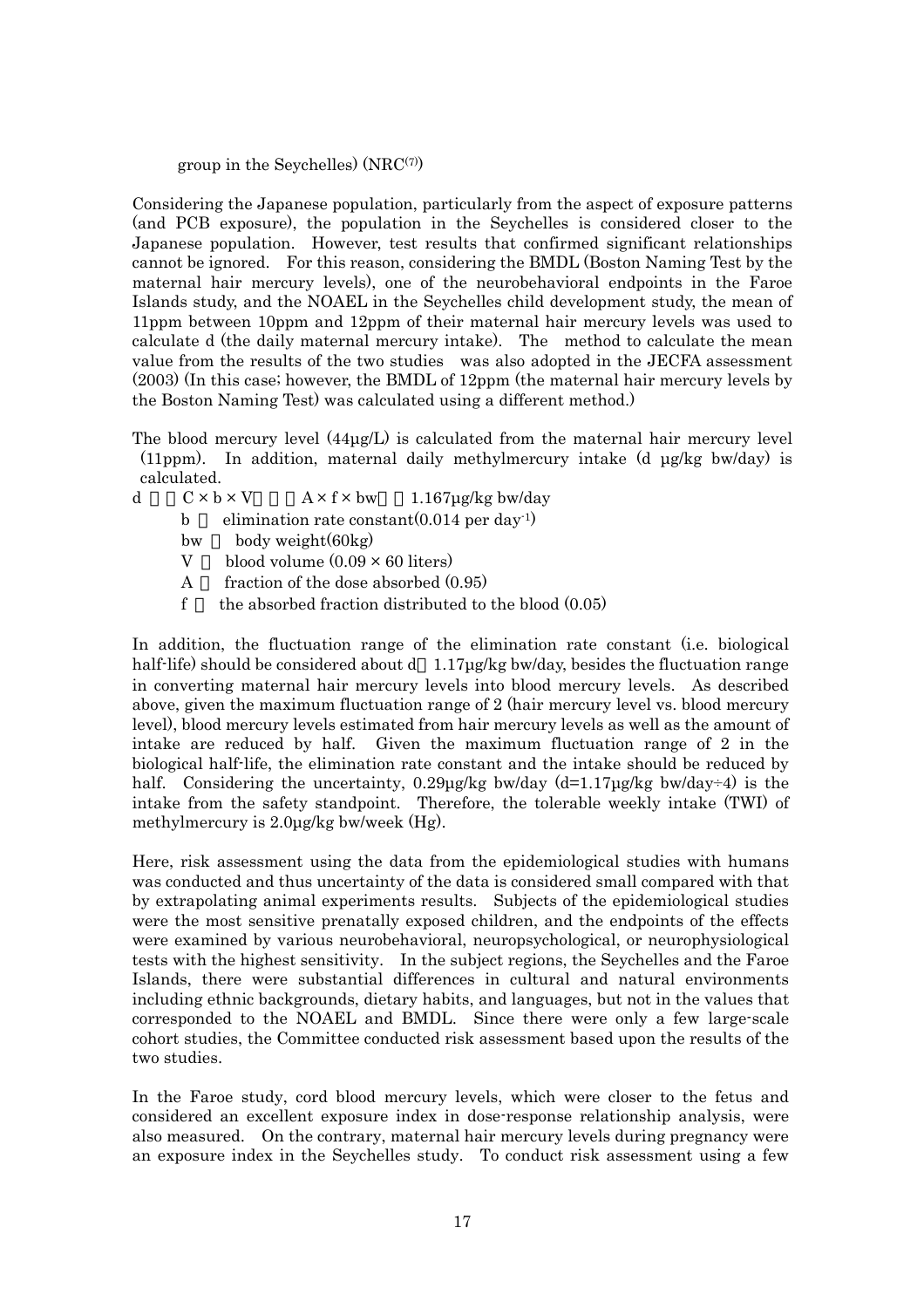group in the Seychelles) (NRC[7])

Considering the Japanese population, particularly from the aspect of exposure patterns (and PCB exposure), the population in the Seychelles is considered closer to the Japanese population. However, test results that confirmed significant relationships cannot be ignored. For this reason, considering the BMDL (Boston Naming Test by the maternal hair mercury levels), one of the neurobehavioral endpoints in the Faroe Islands study, and the NOAEL in the Seychelles child development study, the mean of 11ppm between 10ppm and 12ppm of their maternal hair mercury levels was used to calculate d (the daily maternal mercury intake). The method to calculate the mean value from the results of the two studies was also adopted in the JECFA assessment (2003) (In this case; however, the BMDL of 12ppm (the maternal hair mercury levels by the Boston Naming Test) was calculated using a different method.)

The blood mercury level (44μg/L) is calculated from the maternal hair mercury level (11ppm). In addition, maternal daily methylmercury intake (d μg/kg bw/day) is calculated.

$d = (C \times b \times V) / (A \times f \times bw) = 1.167$μg/kg bw/day

- b : elimination rate constant(0.014 per day$^{-1}$)
- bw : body weight(60kg)
- V : blood volume ($0.09 \times 60$ liters)
- A : fraction of the dose absorbed (0.95)
- f : the absorbed fraction distributed to the blood (0.05)

In addition, the fluctuation range of the elimination rate constant (i.e. biological half-life) should be considered about d = 1.17μg/kg bw/day, besides the fluctuation range in converting maternal hair mercury levels into blood mercury levels. As described above, given the maximum fluctuation range of 2 (hair mercury level vs. blood mercury level), blood mercury levels estimated from hair mercury levels as well as the amount of intake are reduced by half. Given the maximum fluctuation range of 2 in the biological half-life, the elimination rate constant and the intake should be reduced by half. Considering the uncertainty, 0.29μg/kg bw/day (d=1.17μg/kg bw/day÷4) is the intake from the safety standpoint. Therefore, the tolerable weekly intake (TWI) of methylmercury is 2.0μg/kg bw/week (Hg).

Here, risk assessment using the data from the epidemiological studies with humans was conducted and thus uncertainty of the data is considered small compared with that by extrapolating animal experiments results. Subjects of the epidemiological studies were the most sensitive prenatally exposed children, and the endpoints of the effects were examined by various neurobehavioral, neuropsychological, or neurophysiological tests with the highest sensitivity. In the subject regions, the Seychelles and the Faroe Islands, there were substantial differences in cultural and natural environments including ethnic backgrounds, dietary habits, and languages, but not in the values that corresponded to the NOAEL and BMDL. Since there were only a few large-scale cohort studies, the Committee conducted risk assessment based upon the results of the two studies.

In the Faroe study, cord blood mercury levels, which were closer to the fetus and considered an excellent exposure index in dose-response relationship analysis, were also measured. On the contrary, maternal hair mercury levels during pregnancy were an exposure index in the Seychelles study. To conduct risk assessment using a few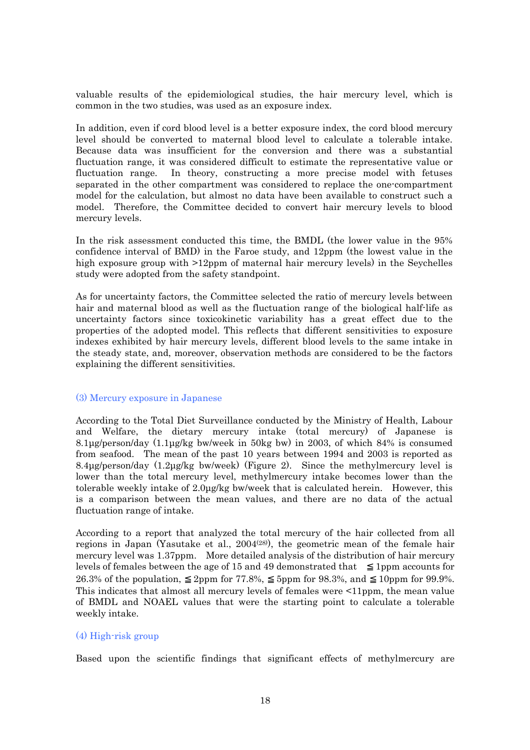valuable results of the epidemiological studies, the hair mercury level, which is common in the two studies, was used as an exposure index.

In addition, even if cord blood level is a better exposure index, the cord blood mercury level should be converted to maternal blood level to calculate a tolerable intake. Because data was insufficient for the conversion and there was a substantial fluctuation range, it was considered difficult to estimate the representative value or fluctuation range. In theory, constructing a more precise model with fetuses separated in the other compartment was considered to replace the one-compartment model for the calculation, but almost no data have been available to construct such a model. Therefore, the Committee decided to convert hair mercury levels to blood mercury levels.

In the risk assessment conducted this time, the BMDL (the lower value in the 95% confidence interval of BMD) in the Faroe study, and 12ppm (the lowest value in the high exposure group with >12ppm of maternal hair mercury levels) in the Seychelles study were adopted from the safety standpoint.

As for uncertainty factors, the Committee selected the ratio of mercury levels between hair and maternal blood as well as the fluctuation range of the biological half-life as uncertainty factors since toxicokinetic variability has a great effect due to the properties of the adopted model. This reflects that different sensitivities to exposure indexes exhibited by hair mercury levels, different blood levels to the same intake in the steady state, and, moreover, observation methods are considered to be the factors explaining the different sensitivities.

### (3) Mercury exposure in Japanese

According to the Total Diet Surveillance conducted by the Ministry of Health, Labour and Welfare, the dietary mercury intake (total mercury) of Japanese is 8.1µg/person/day (1.1µg/kg bw/week in 50kg bw) in 2003, of which 84% is consumed from seafood. The mean of the past 10 years between 1994 and 2003 is reported as 8.4µg/person/day (1.2µg/kg bw/week) (Figure 2). Since the methylmercury level is lower than the total mercury level, methylmercury intake becomes lower than the tolerable weekly intake of 2.0µg/kg bw/week that is calculated herein. However, this is a comparison between the mean values, and there are no data of the actual fluctuation range of intake.

According to a report that analyzed the total mercury of the hair collected from all regions in Japan (Yasutake et al., 2004[28]), the geometric mean of the female hair mercury level was 1.37ppm. More detailed analysis of the distribution of hair mercury levels of females between the age of 15 and 49 demonstrated that ≦1ppm accounts for 26.3% of the population, ≦2ppm for 77.8%, ≦5ppm for 98.3%, and ≦10ppm for 99.9%. This indicates that almost all mercury levels of females were <11ppm, the mean value of BMDL and NOAEL values that were the starting point to calculate a tolerable weekly intake.

### (4) High-risk group

Based upon the scientific findings that significant effects of methylmercury are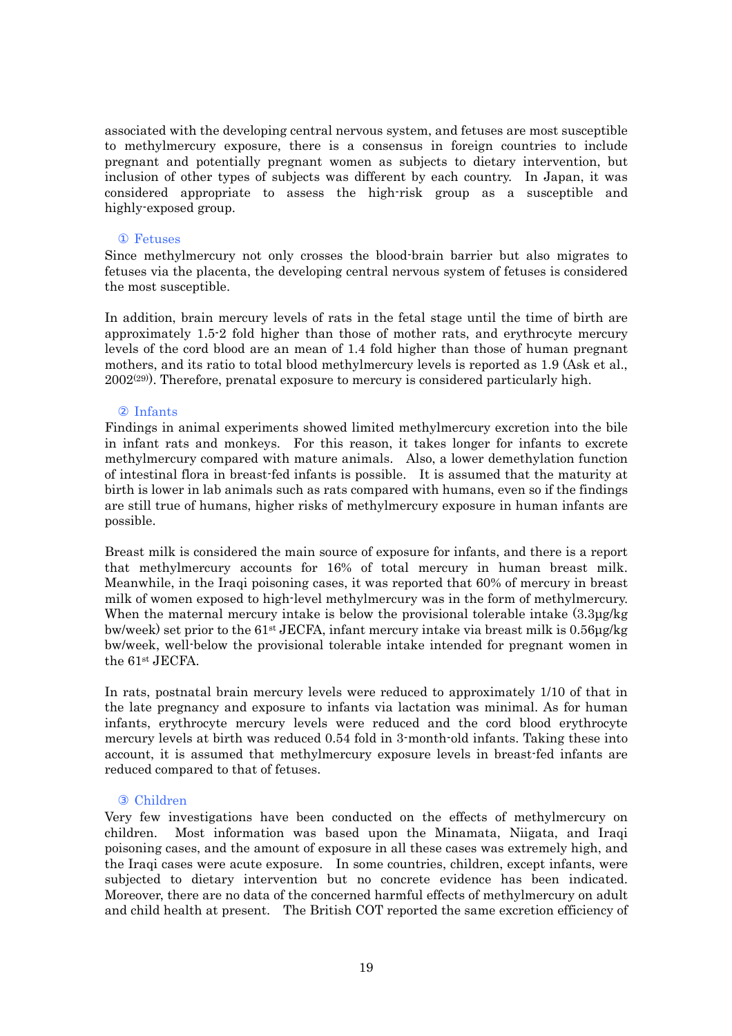associated with the developing central nervous system, and fetuses are most susceptible to methylmercury exposure, there is a consensus in foreign countries to include pregnant and potentially pregnant women as subjects to dietary intervention, but inclusion of other types of subjects was different by each country. In Japan, it was considered appropriate to assess the high-risk group as a susceptible and highly-exposed group.

### ① Fetuses

Since methylmercury not only crosses the blood-brain barrier but also migrates to fetuses via the placenta, the developing central nervous system of fetuses is considered the most susceptible.

In addition, brain mercury levels of rats in the fetal stage until the time of birth are approximately 1.5-2 fold higher than those of mother rats, and erythrocyte mercury levels of the cord blood are an mean of 1.4 fold higher than those of human pregnant mothers, and its ratio to total blood methylmercury levels is reported as 1.9 (Ask et al., 2002[29]). Therefore, prenatal exposure to mercury is considered particularly high.

### ② Infants

Findings in animal experiments showed limited methylmercury excretion into the bile in infant rats and monkeys. For this reason, it takes longer for infants to excrete methylmercury compared with mature animals. Also, a lower demethylation function of intestinal flora in breast-fed infants is possible. It is assumed that the maturity at birth is lower in lab animals such as rats compared with humans, even so if the findings are still true of humans, higher risks of methylmercury exposure in human infants are possible.

Breast milk is considered the main source of exposure for infants, and there is a report that methylmercury accounts for 16% of total mercury in human breast milk. Meanwhile, in the Iraqi poisoning cases, it was reported that 60% of mercury in breast milk of women exposed to high-level methylmercury was in the form of methylmercury. When the maternal mercury intake is below the provisional tolerable intake (3.3μg/kg bw/week) set prior to the 61st JECFA, infant mercury intake via breast milk is 0.56μg/kg bw/week, well-below the provisional tolerable intake intended for pregnant women in the 61st JECFA.

In rats, postnatal brain mercury levels were reduced to approximately 1/10 of that in the late pregnancy and exposure to infants via lactation was minimal. As for human infants, erythrocyte mercury levels were reduced and the cord blood erythrocyte mercury levels at birth was reduced 0.54 fold in 3-month-old infants. Taking these into account, it is assumed that methylmercury exposure levels in breast-fed infants are reduced compared to that of fetuses.

### ③ Children

Very few investigations have been conducted on the effects of methylmercury on children. Most information was based upon the Minamata, Niigata, and Iraqi poisoning cases, and the amount of exposure in all these cases was extremely high, and the Iraqi cases were acute exposure. In some countries, children, except infants, were subjected to dietary intervention but no concrete evidence has been indicated. Moreover, there are no data of the concerned harmful effects of methylmercury on adult and child health at present. The British COT reported the same excretion efficiency of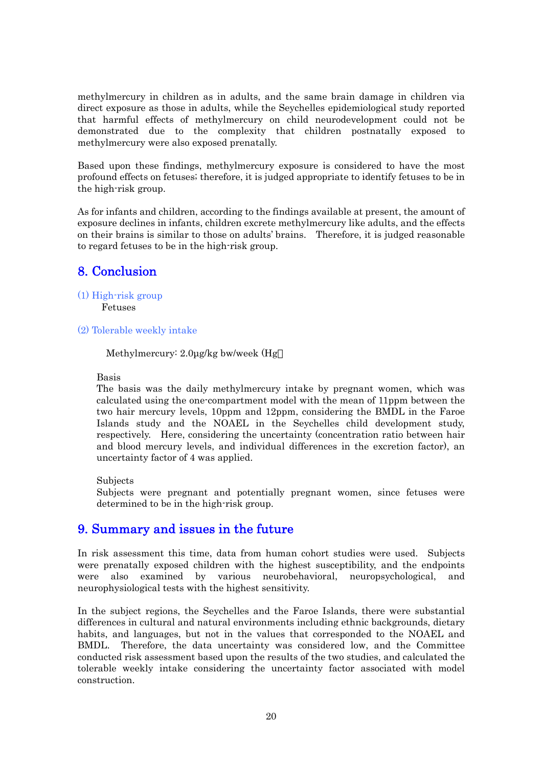methylmercury in children as in adults, and the same brain damage in children via direct exposure as those in adults, while the Seychelles epidemiological study reported that harmful effects of methylmercury on child neurodevelopment could not be demonstrated due to the complexity that children postnatally exposed to methylmercury were also exposed prenatally.

Based upon these findings, methylmercury exposure is considered to have the most profound effects on fetuses; therefore, it is judged appropriate to identify fetuses to be in the high-risk group.

As for infants and children, according to the findings available at present, the amount of exposure declines in infants, children excrete methylmercury like adults, and the effects on their brains is similar to those on adults' brains. Therefore, it is judged reasonable to regard fetuses to be in the high-risk group.

## 8. Conclusion

### (1) High-risk group

Fetuses

### (2) Tolerable weekly intake

Methylmercury: 2.0μg/kg bw/week (Hg)

Basis

The basis was the daily methylmercury intake by pregnant women, which was calculated using the one-compartment model with the mean of 11ppm between the two hair mercury levels, 10ppm and 12ppm, considering the BMDL in the Faroe Islands study and the NOAEL in the Seychelles child development study, respectively. Here, considering the uncertainty (concentration ratio between hair and blood mercury levels, and individual differences in the excretion factor), an uncertainty factor of 4 was applied.

Subjects

Subjects were pregnant and potentially pregnant women, since fetuses were determined to be in the high-risk group.

## 9. Summary and issues in the future

In risk assessment this time, data from human cohort studies were used. Subjects were prenatally exposed children with the highest susceptibility, and the endpoints were also examined by various neurobehavioral, neuropsychological, and neurophysiological tests with the highest sensitivity.

In the subject regions, the Seychelles and the Faroe Islands, there were substantial differences in cultural and natural environments including ethnic backgrounds, dietary habits, and languages, but not in the values that corresponded to the NOAEL and BMDL. Therefore, the data uncertainty was considered low, and the Committee conducted risk assessment based upon the results of the two studies, and calculated the tolerable weekly intake considering the uncertainty factor associated with model construction.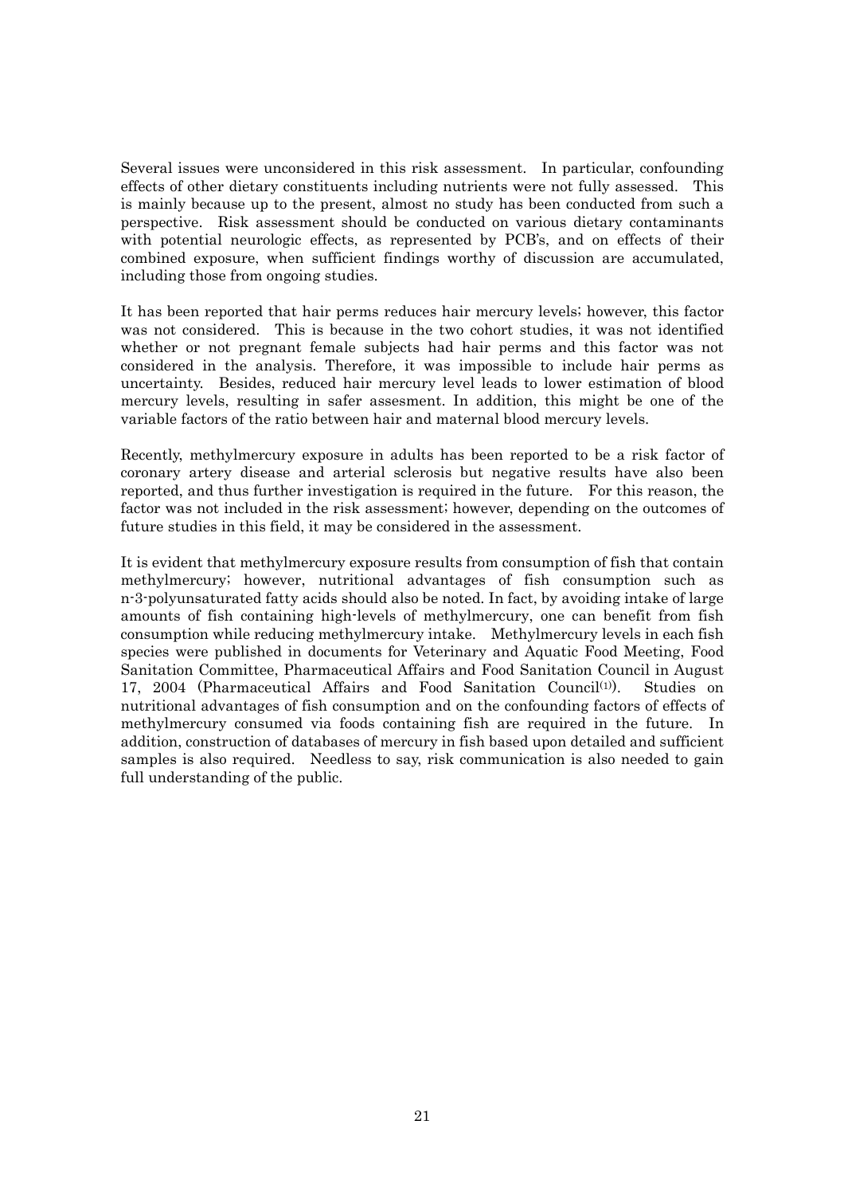Several issues were unconsidered in this risk assessment. In particular, confounding effects of other dietary constituents including nutrients were not fully assessed. This is mainly because up to the present, almost no study has been conducted from such a perspective. Risk assessment should be conducted on various dietary contaminants with potential neurologic effects, as represented by PCB's, and on effects of their combined exposure, when sufficient findings worthy of discussion are accumulated, including those from ongoing studies.

It has been reported that hair perms reduces hair mercury levels; however, this factor was not considered. This is because in the two cohort studies, it was not identified whether or not pregnant female subjects had hair perms and this factor was not considered in the analysis. Therefore, it was impossible to include hair perms as uncertainty. Besides, reduced hair mercury level leads to lower estimation of blood mercury levels, resulting in safer assesment. In addition, this might be one of the variable factors of the ratio between hair and maternal blood mercury levels.

Recently, methylmercury exposure in adults has been reported to be a risk factor of coronary artery disease and arterial sclerosis but negative results have also been reported, and thus further investigation is required in the future. For this reason, the factor was not included in the risk assessment; however, depending on the outcomes of future studies in this field, it may be considered in the assessment.

It is evident that methylmercury exposure results from consumption of fish that contain methylmercury; however, nutritional advantages of fish consumption such as n-3-polyunsaturated fatty acids should also be noted. In fact, by avoiding intake of large amounts of fish containing high-levels of methylmercury, one can benefit from fish consumption while reducing methylmercury intake. Methylmercury levels in each fish species were published in documents for Veterinary and Aquatic Food Meeting, Food Sanitation Committee, Pharmaceutical Affairs and Food Sanitation Council in August 17, 2004 (Pharmaceutical Affairs and Food Sanitation Council[(1)]). Studies on nutritional advantages of fish consumption and on the confounding factors of effects of methylmercury consumed via foods containing fish are required in the future. In addition, construction of databases of mercury in fish based upon detailed and sufficient samples is also required. Needless to say, risk communication is also needed to gain full understanding of the public.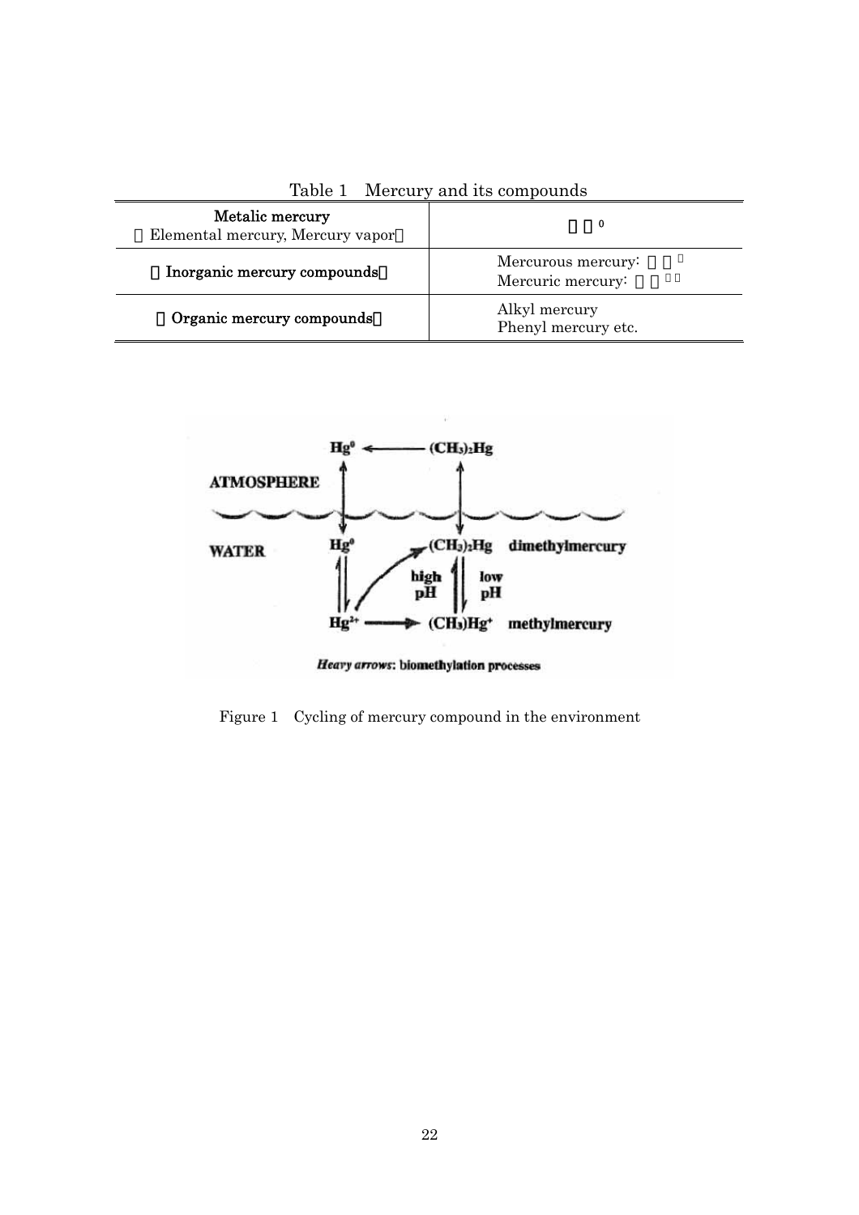Table 1　Mercury and its compounds

| **Metalic mercury** (Elemental mercury, Mercury vapor) | $Hg^0$ |
|---|---|
| **Inorganic mercury compounds** | Mercurous mercury: $Hg^{+}$<br>Mercuric mercury: $Hg^{2+}$ |
| **Organic mercury compounds** | Alkyl mercury<br>Phenyl mercury etc. |

Figure 1　Cycling of mercury compound in the environment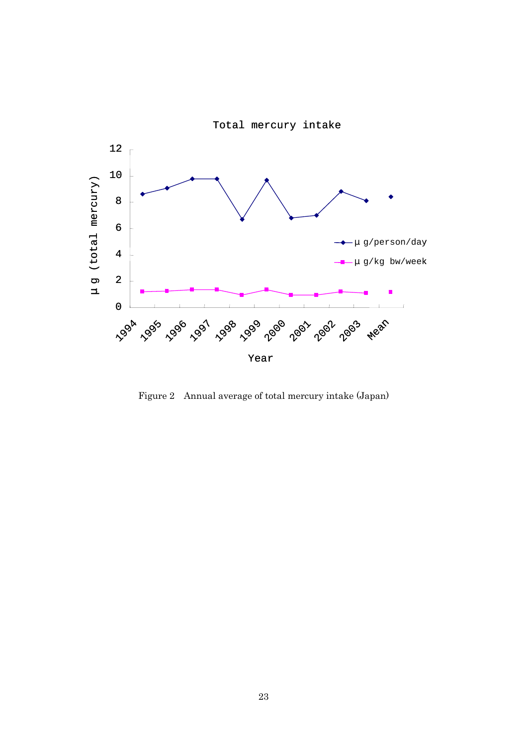Figure 2　Annual average of total mercury intake (Japan)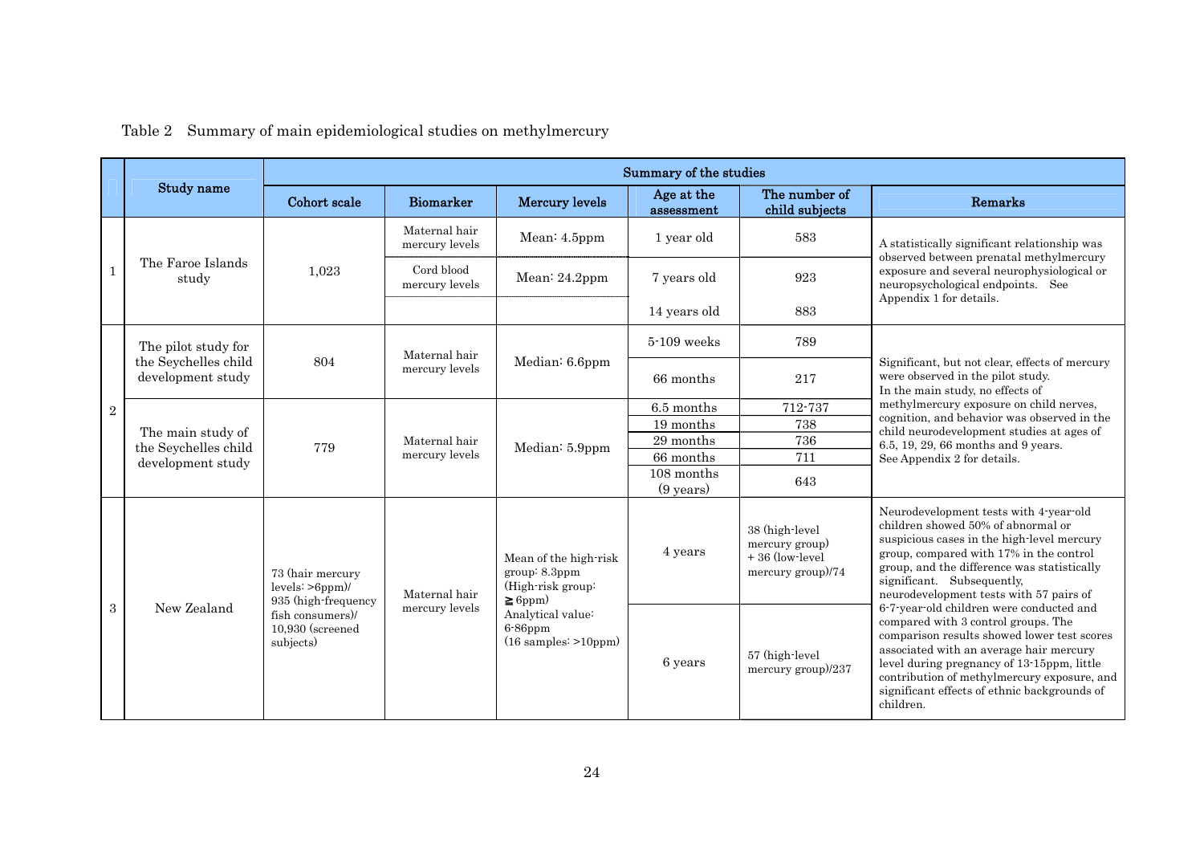Table 2 Summary of main epidemiological studies on methylmercury

| | Study name | Summary of the studies | | | | | |
|---|---|---|---|---|---|---|---|
| | | Cohort scale | Biomarker | Mercury levels | Age at the assessment | The number of child subjects | Remarks |
| 1 | The Faroe Islands study | 1,023 | Maternal hair mercury levels | Mean: 4.5ppm | 1 year old | 583 | A statistically significant relationship was observed between prenatal methylmercury exposure and several neurophysiological or neuropsychological endpoints. See Appendix 1 for details. |
| | | | Cord blood mercury levels | Mean: 24.2ppm | 7 years old | 923 | |
| | | | | | 14 years old | 883 | |
| 2 | The pilot study for the Seychelles child development study | 804 | Maternal hair mercury levels | Median: 6.6ppm | 5-109 weeks | 789 | Significant, but not clear, effects of mercury were observed in the pilot study. In the main study, no effects of methylmercury exposure on child nerves, cognition, and behavior was observed in the child neurodevelopment studies at ages of 6.5, 19, 29, 66 months and 9 years. See Appendix 2 for details. |
| | | | | | 66 months | 217 | |
| | The main study of the Seychelles child development study | 779 | Maternal hair mercury levels | Median: 5.9ppm | 6.5 months | 712-737 | |
| | | | | | 19 months | 738 | |
| | | | | | 29 months | 736 | |
| | | | | | 66 months | 711 | |
| | | | | | 108 months (9 years) | 643 | |
| 3 | New Zealand | 73 (hair mercury levels: >6ppm)/ 935 (high-frequency fish consumers)/ 10,930 (screened subjects) | Maternal hair mercury levels | Mean of the high-risk group: 8.3ppm (High-risk group: ≧6ppm) Analytical value: 6-86ppm (16 samples: >10ppm) | 4 years | 38 (high-level mercury group) + 36 (low-level mercury group)/74 | Neurodevelopment tests with 4-year-old children showed 50% of abnormal or suspicious cases in the high-level mercury group, compared with 17% in the control group, and the difference was statistically significant. Subsequently, neurodevelopment tests with 57 pairs of 6-7-year-old children were conducted and compared with 3 control groups. The comparison results showed lower test scores associated with an average hair mercury level during pregnancy of 13-15ppm, little contribution of methylmercury exposure, and significant effects of ethnic backgrounds of children. |
| | | | | | 6 years | 57 (high-level mercury group)/237 | |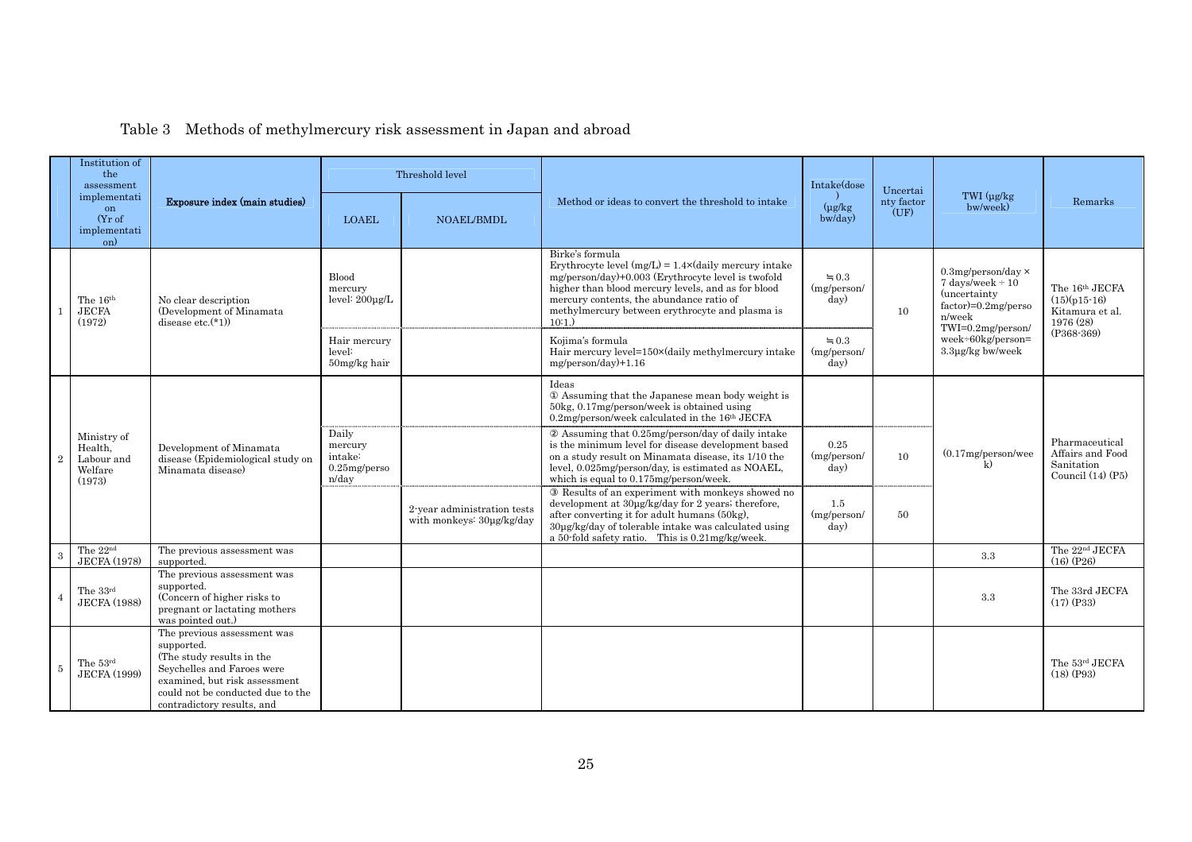Table 3 Methods of methylmercury risk assessment in Japan and abroad

| | Institution of the assessment implementation (Yr of implementation) | Exposure index (main studies) | Threshold level | | Method or ideas to convert the threshold to intake | Intake(dose) (μg/kg bw/day) | Uncertainty factor (UF) | TWI (μg/kg bw/week) | Remarks |
|---|---|---|---|---|---|---|---|---|---|
| | | | LOAEL | NOAEL/BMDL | | | | | |
| 1 | The 16th JECFA (1972) | No clear description (Development of Minamata disease etc.(*1)) | Blood mercury level: 200μg/L | | Birke's formula Erythrocyte level (mg/L) = 1.4×(daily mercury intake mg/person/day)+0.003 (Erythrocyte level is twofold higher than blood mercury levels, and as for blood mercury contents, the abundance ratio of methylmercury between erythrocyte and plasma is 10:1.) | ≒0.3 (mg/person/day) | 10 | 0.3mg/person/day × 7 days/week ÷ 10 (uncertainty factor)=0.2mg/person/week TWI=0.2mg/person/week÷60kg/person= 3.3μg/kg bw/week | The 16th JECFA (15)(p15-16) Kitamura et al. 1976 (28) (P368-369) |
| | | | Hair mercury level: 50mg/kg hair | | Kojima's formula Hair mercury level=150×(daily methylmercury intake mg/person/day)+1.16 | ≒0.3 (mg/person/day) | | | |
| 2 | Ministry of Health, Labour and Welfare (1973) | Development of Minamata disease (Epidemiological study on Minamata disease) | | | Ideas ① Assuming that the Japanese mean body weight is 50kg, 0.17mg/person/week is obtained using 0.2mg/person/week calculated in the 16th JECFA | | | (0.17mg/person/week) | Pharmaceutical Affairs and Food Sanitation Council (14) (P5) |
| | | | Daily mercury intake: 0.25mg/person/day | | ② Assuming that 0.25mg/person/day of daily intake is the minimum level for disease development based on a study result on Minamata disease, its 1/10 the level, 0.025mg/person/day, is estimated as NOAEL, which is equal to 0.175mg/person/week. | 0.25 (mg/person/day) | 10 | | |
| | | | | 2-year administration tests with monkeys: 30μg/kg/day | ③ Results of an experiment with monkeys showed no development at 30μg/kg/day for 2 years; therefore, after converting it for adult humans (50kg), 30μg/kg/day of tolerable intake was calculated using a 50-fold safety ratio. This is 0.21mg/kg/week. | 1.5 (mg/person/day) | 50 | | |
| 3 | The 22nd JECFA (1978) | The previous assessment was supported. | | | | | | 3.3 | The 22nd JECFA (16) (P26) |
| 4 | The 33rd JECFA (1988) | The previous assessment was supported. (Concern of higher risks to pregnant or lactating mothers was pointed out.) | | | | | | 3.3 | The 33rd JECFA (17) (P33) |
| 5 | The 53rd JECFA (1999) | The previous assessment was supported. (The study results in the Seychelles and Faroes were examined, but risk assessment could not be conducted due to the contradictory results, and | | | | | | | The 53rd JECFA (18) (P93) |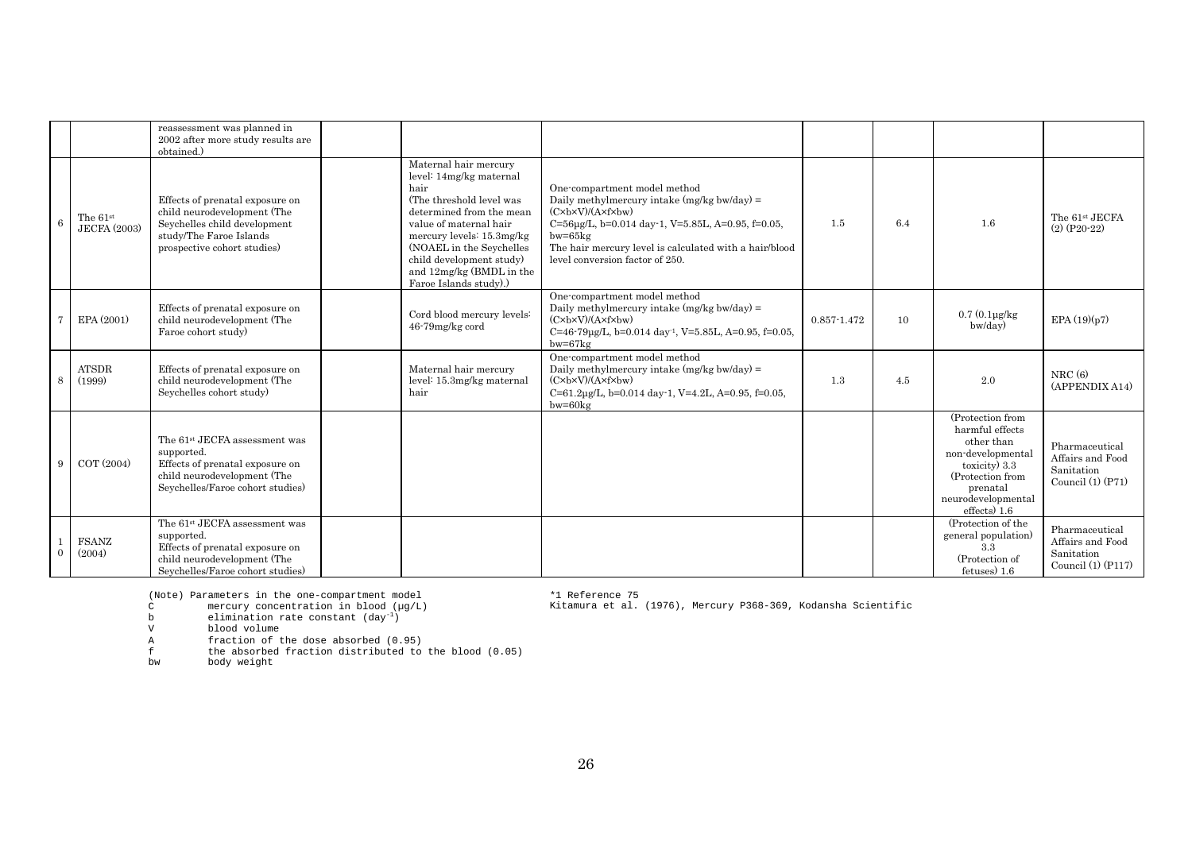| | | | | | | | | | |
|---|---|---|---|---|---|---|---|---|---|
| | | reassessment was planned in 2002 after more study results are obtained.) | | | | | | | |
| 6 | The 61st JECFA (2003) | Effects of prenatal exposure on child neurodevelopment (The Seychelles child development study/The Faroe Islands prospective cohort studies) | | Maternal hair mercury level: 14mg/kg maternal hair (The threshold level was determined from the mean value of maternal hair mercury levels: 15.3mg/kg (NOAEL in the Seychelles child development study) and 12mg/kg (BMDL in the Faroe Islands study).) | One-compartment model method Daily methylmercury intake (mg/kg bw/day) = (C×b×V)/(A×f×bw) C=56μg/L, b=0.014 day-1, V=5.85L, A=0.95, f=0.05, bw=65kg The hair mercury level is calculated with a hair/blood level conversion factor of 250. | 1.5 | 6.4 | 1.6 | The 61st JECFA (2) (P20-22) |
| 7 | EPA (2001) | Effects of prenatal exposure on child neurodevelopment (The Faroe cohort study) | | Cord blood mercury levels: 46-79mg/kg cord | One-compartment model method Daily methylmercury intake (mg/kg bw/day) = (C×b×V)/(A×f×bw) C=46-79μg/L, b=0.014 day-1, V=5.85L, A=0.95, f=0.05, bw=67kg | 0.857-1.472 | 10 | 0.7 (0.1μg/kg bw/day) | EPA (19)(p7) |
| 8 | ATSDR (1999) | Effects of prenatal exposure on child neurodevelopment (The Seychelles cohort study) | | Maternal hair mercury level: 15.3mg/kg maternal hair | One-compartment model method Daily methylmercury intake (mg/kg bw/day) = (C×b×V)/(A×f×bw) C=61.2μg/L, b=0.014 day-1, V=4.2L, A=0.95, f=0.05, bw=60kg | 1.3 | 4.5 | 2.0 | NRC (6) (APPENDIX A14) |
| 9 | COT (2004) | The 61st JECFA assessment was supported. Effects of prenatal exposure on child neurodevelopment (The Seychelles/Faroe cohort studies) | | | | | | (Protection from harmful effects other than non-developmental toxicity) 3.3 (Protection from prenatal neurodevelopmental effects) 1.6 | Pharmaceutical Affairs and Food Sanitation Council (1) (P71) |
| 10 | FSANZ (2004) | The 61st JECFA assessment was supported. Effects of prenatal exposure on child neurodevelopment (The Seychelles/Faroe cohort studies) | | | | | | (Protection of the general population) 3.3 (Protection of fetuses) 1.6 | Pharmaceutical Affairs and Food Sanitation Council (1) (P117) |

(Note) Parameters in the one-compartment model

- C mercury concentration in blood (μg/L)
- b elimination rate constant ($day^{-1}$)
- V blood volume
- A fraction of the dose absorbed (0.95)
- f the absorbed fraction distributed to the blood (0.05)
- bw body weight

*1 Reference 75
Kitamura et al. (1976), Mercury P368-369, Kodansha Scientific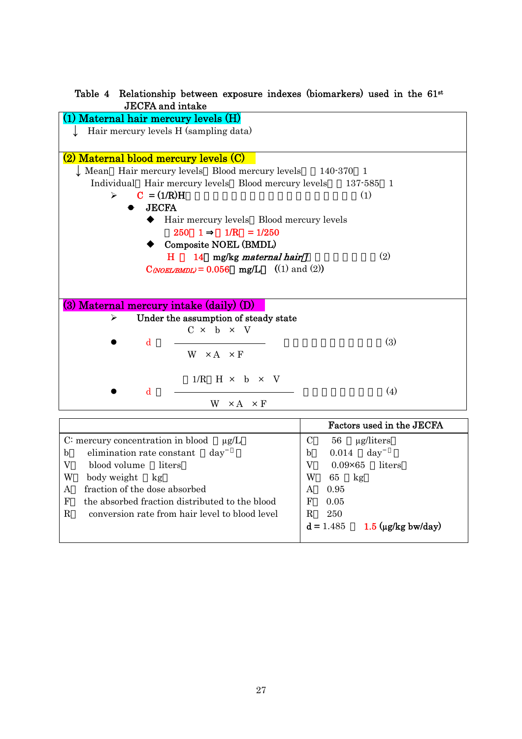Table 4 Relationship between exposure indexes (biomarkers) used in the 61st JECFA and intake

**(1) Maternal hair mercury levels (H)**

↓ Hair mercury levels H (sampling data)

**(2) Maternal blood mercury levels (C)**

↓ Mean Hair mercury levels Blood mercury levels 140-370 1

Individual Hair mercury levels Blood mercury levels 137-585 1

➢ $C = (1/R)H$ (1)

- JECFA
  - Hair mercury levels Blood mercury levels
    
    250 1 ⇒ 1/R = 1/250
  - Composite NOEL (BMDL)
    
    H 14 mg/kg *maternal hair* (2)
    
    $C_{(NOEL/BMDL)} = 0.056$ mg/L ((1) and (2))

**(3) Maternal mercury intake (daily) (D)**

➢ Under the assumption of steady state

- $$d = \frac{C \times b \times V}{W \times A \times F} \quad (3)$$

- $$d = \frac{(1/R)H \times b \times V}{W \times A \times F} \quad (4)$$

| | Factors used in the JECFA |
|---|---|
| C: mercury concentration in blood (μg/L) | C 56 (μg/liters) |
| b elimination rate constant ($day^{-1}$) | b 0.014 ($day^{-1}$) |
| V blood volume (liters) | V 0.09×65 (liters) |
| W body weight (kg) | W 65 (kg) |
| A fraction of the dose absorbed | A 0.95 |
| F the absorbed fraction distributed to the blood | F 0.05 |
| R conversion rate from hair level to blood level | R 250 |
| | d = 1.485 1.5 (μg/kg bw/day) |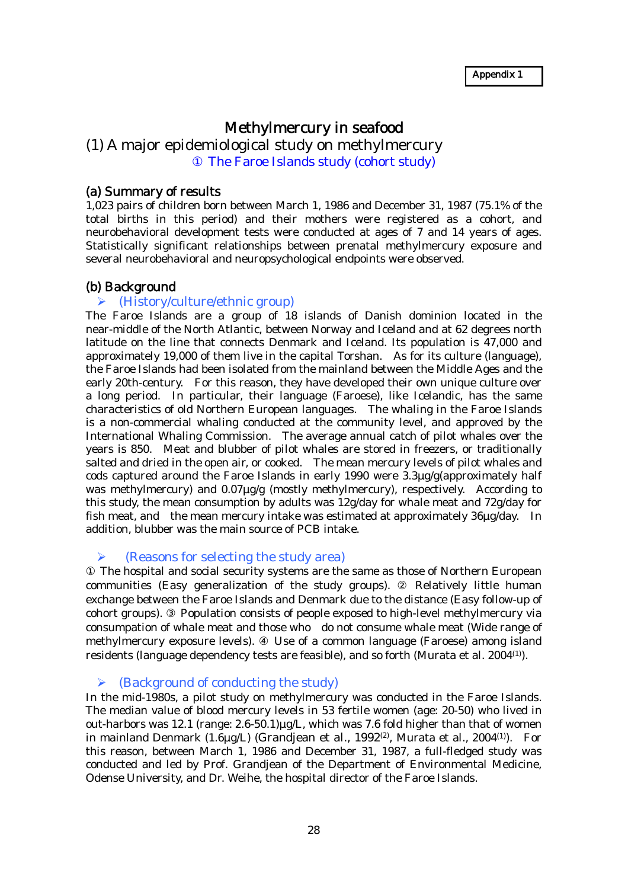Appendix 1

# Methylmercury in seafood

## (1) A major epidemiological study on methylmercury

### ① The Faroe Islands study (cohort study)

#### (a) Summary of results

1,023 pairs of children born between March 1, 1986 and December 31, 1987 (75.1% of the total births in this period) and their mothers were registered as a cohort, and neurobehavioral development tests were conducted at ages of 7 and 14 years of ages. Statistically significant relationships between prenatal methylmercury exposure and several neurobehavioral and neuropsychological endpoints were observed.

#### (b) Background

- (History/culture/ethnic group)

The Faroe Islands are a group of 18 islands of Danish dominion located in the near-middle of the North Atlantic, between Norway and Iceland and at 62 degrees north latitude on the line that connects Denmark and Iceland. Its population is 47,000 and approximately 19,000 of them live in the capital Torshan. As for its culture (language), the Faroe Islands had been isolated from the mainland between the Middle Ages and the early 20th-century. For this reason, they have developed their own unique culture over a long period. In particular, their language (Faroese), like Icelandic, has the same characteristics of old Northern European languages. The whaling in the Faroe Islands is a non-commercial whaling conducted at the community level, and approved by the International Whaling Commission. The average annual catch of pilot whales over the years is 850. Meat and blubber of pilot whales are stored in freezers, or traditionally salted and dried in the open air, or cooked. The mean mercury levels of pilot whales and cods captured around the Faroe Islands in early 1990 were 3.3µg/g(approximately half was methylmercury) and 0.07µg/g (mostly methylmercury), respectively. According to this study, the mean consumption by adults was 12g/day for whale meat and 72g/day for fish meat, and the mean mercury intake was estimated at approximately 36µg/day. In addition, blubber was the main source of PCB intake.

- (Reasons for selecting the study area)

① The hospital and social security systems are the same as those of Northern European communities (Easy generalization of the study groups). ② Relatively little human exchange between the Faroe Islands and Denmark due to the distance (Easy follow-up of cohort groups). ③ Population consists of people exposed to high-level methylmercury via consumption of whale meat and those who do not consume whale meat (Wide range of methylmercury exposure levels). ④ Use of a common language (Faroese) among island residents (language dependency tests are feasible), and so forth (Murata et al. 2004[1]).

- (Background of conducting the study)

In the mid-1980s, a pilot study on methylmercury was conducted in the Faroe Islands. The median value of blood mercury levels in 53 fertile women (age: 20-50) who lived in out-harbors was 12.1 (range: 2.6-50.1)µg/L, which was 7.6 fold higher than that of women in mainland Denmark (1.6µg/L) (Grandjean et al., 1992[2], Murata et al., 2004[1]). For this reason, between March 1, 1986 and December 31, 1987, a full-fledged study was conducted and led by Prof. Grandjean of the Department of Environmental Medicine, Odense University, and Dr. Weihe, the hospital director of the Faroe Islands.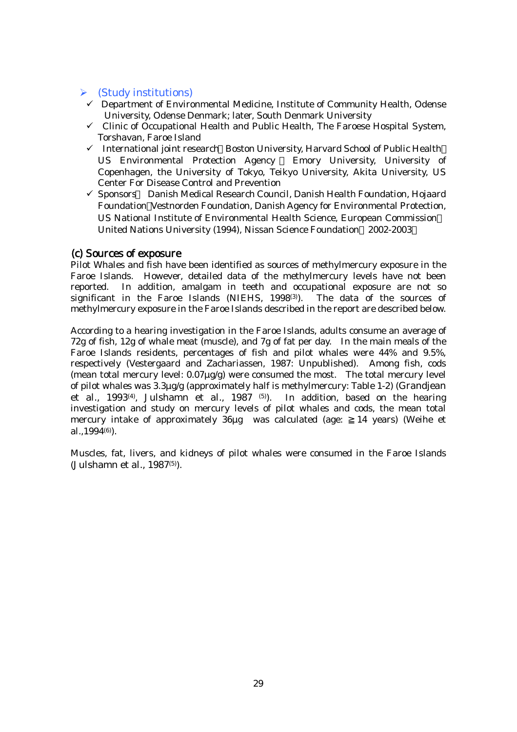- (Study institutions)
  - Department of Environmental Medicine, Institute of Community Health, Odense University, Odense Denmark; later, South Denmark University
  - Clinic of Occupational Health and Public Health, The Faroese Hospital System, Torshavan, Faroe Island
  - International joint research：Boston University, Harvard School of Public Health， US Environmental Protection Agency ， Emory University, University of Copenhagen, the University of Tokyo, Teikyo University, Akita University, US Center For Disease Control and Prevention
  - Sponsors： Danish Medical Research Council, Danish Health Foundation, Hojaard Foundation，Vestnorden Foundation, Danish Agency for Environmental Protection, US National Institute of Environmental Health Science, European Commission， United Nations University (1994), Nissan Science Foundation（2002-2003）

### (c) Sources of exposure

Pilot Whales and fish have been identified as sources of methylmercury exposure in the Faroe Islands. However, detailed data of the methylmercury levels have not been reported. In addition, amalgam in teeth and occupational exposure are not so significant in the Faroe Islands (NIEHS, 1998[3]). The data of the sources of methylmercury exposure in the Faroe Islands described in the report are described below.

According to a hearing investigation in the Faroe Islands, adults consume an average of 72g of fish, 12g of whale meat (muscle), and 7g of fat per day. In the main meals of the Faroe Islands residents, percentages of fish and pilot whales were 44% and 9.5%, respectively (Vestergaard and Zachariassen, 1987: Unpublished). Among fish, cods (mean total mercury level: 0.07μg/g) were consumed the most. The total mercury level of pilot whales was 3.3μg/g (approximately half is methylmercury: Table 1-2) (Grandjean et al., 1993[4], Julshamn et al., 1987 [5]). In addition, based on the hearing investigation and study on mercury levels of pilot whales and cods, the mean total mercury intake of approximately 36μg was calculated (age: ≧14 years) (Weihe et al.,1994[6]).

Muscles, fat, livers, and kidneys of pilot whales were consumed in the Faroe Islands (Julshamn et al., 1987[5]).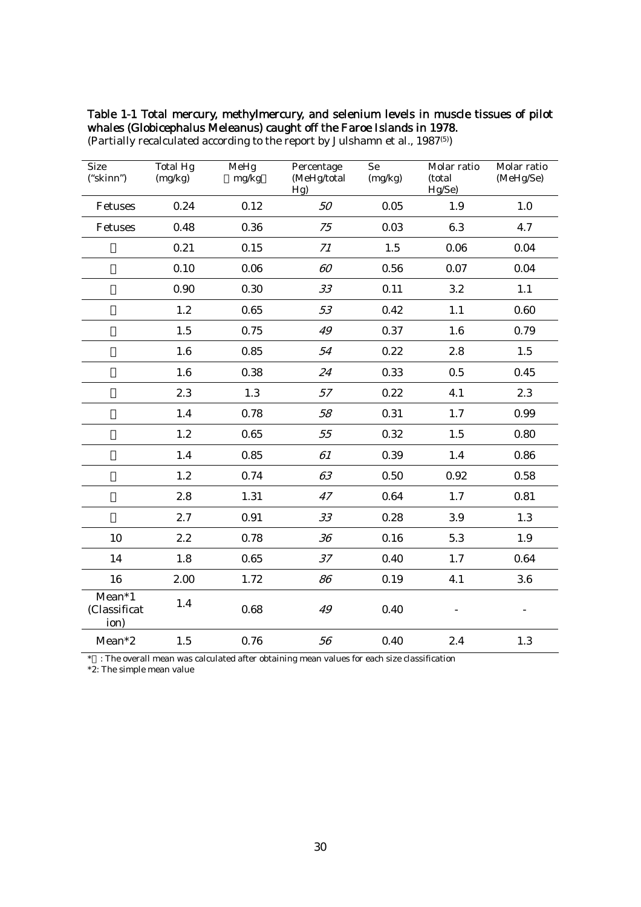**Table 1-1 Total mercury, methylmercury, and selenium levels in muscle tissues of pilot whales (Globicephalus Meleanus) caught off the Faroe Islands in 1978.**
(Partially recalculated according to the report by Julshamn et al., 1987[5])

| Size ("skinn") | Total Hg (mg/kg) | MeHg (mg/kg) | Percentage (MeHg/total Hg) | Se (mg/kg) | Molar ratio (total Hg/Se) | Molar ratio (MeHg/Se) |
|---|---|---|---|---|---|---|
| Fetuses | 0.24 | 0.12 | *50* | 0.05 | 1.9 | 1.0 |
| Fetuses | 0.48 | 0.36 | *75* | 0.03 | 6.3 | 4.7 |
|  | 0.21 | 0.15 | *71* | 1.5 | 0.06 | 0.04 |
|  | 0.10 | 0.06 | *60* | 0.56 | 0.07 | 0.04 |
|  | 0.90 | 0.30 | *33* | 0.11 | 3.2 | 1.1 |
|  | 1.2 | 0.65 | *53* | 0.42 | 1.1 | 0.60 |
|  | 1.5 | 0.75 | *49* | 0.37 | 1.6 | 0.79 |
|  | 1.6 | 0.85 | *54* | 0.22 | 2.8 | 1.5 |
|  | 1.6 | 0.38 | *24* | 0.33 | 0.5 | 0.45 |
|  | 2.3 | 1.3 | *57* | 0.22 | 4.1 | 2.3 |
|  | 1.4 | 0.78 | *58* | 0.31 | 1.7 | 0.99 |
|  | 1.2 | 0.65 | *55* | 0.32 | 1.5 | 0.80 |
|  | 1.4 | 0.85 | *61* | 0.39 | 1.4 | 0.86 |
|  | 1.2 | 0.74 | *63* | 0.50 | 0.92 | 0.58 |
|  | 2.8 | 1.31 | *47* | 0.64 | 1.7 | 0.81 |
|  | 2.7 | 0.91 | *33* | 0.28 | 3.9 | 1.3 |
| 10 | 2.2 | 0.78 | *36* | 0.16 | 5.3 | 1.9 |
| 14 | 1.8 | 0.65 | *37* | 0.40 | 1.7 | 0.64 |
| 16 | 2.00 | 1.72 | *86* | 0.19 | 4.1 | 3.6 |
| Mean*1 (Classification) | 1.4 | 0.68 | *49* | 0.40 | - | - |
| Mean*2 | 1.5 | 0.76 | *56* | 0.40 | 2.4 | 1.3 |

*1: The overall mean was calculated after obtaining mean values for each size classification
*2: The simple mean value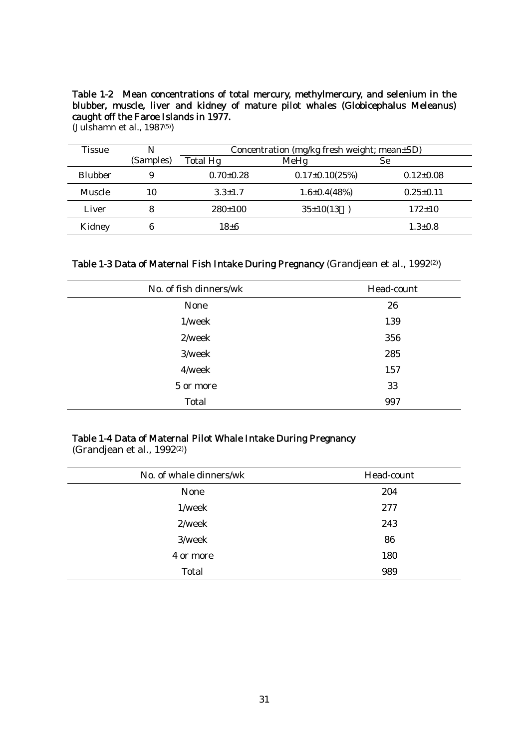**Table 1-2 Mean concentrations of total mercury, methylmercury, and selenium in the blubber, muscle, liver and kidney of mature pilot whales (*Globicephalus Meleanus*) caught off the Faroe Islands in 1977.**
(Julshamn et al., 1987[5])

| Tissue | N (Samples) | Concentration (mg/kg fresh weight; mean±SD) | | |
|---|---|---|---|---|
| | | Total Hg | MeHg | Se |
| Blubber | 9 | 0.70±0.28 | 0.17±0.10(25%) | 0.12±0.08 |
| Muscle | 10 | 3.3±1.7 | 1.6±0.4(48%) | 0.25±0.11 |
| Liver | 8 | 280±100 | 35±10(13 ) | 172±10 |
| Kidney | 6 | 18±6 | | 1.3±0.8 |

**Table 1-3 Data of Maternal Fish Intake During Pregnancy** (Grandjean et al., 1992[2])

| No. of fish dinners/wk | Head-count |
|---|---|
| None | 26 |
| 1/week | 139 |
| 2/week | 356 |
| 3/week | 285 |
| 4/week | 157 |
| 5 or more | 33 |
| Total | 997 |

**Table 1-4 Data of Maternal Pilot Whale Intake During Pregnancy**
(Grandjean et al., 1992[2])

| No. of whale dinners/wk | Head-count |
|---|---|
| None | 204 |
| 1/week | 277 |
| 2/week | 243 |
| 3/week | 86 |
| 4 or more | 180 |
| Total | 989 |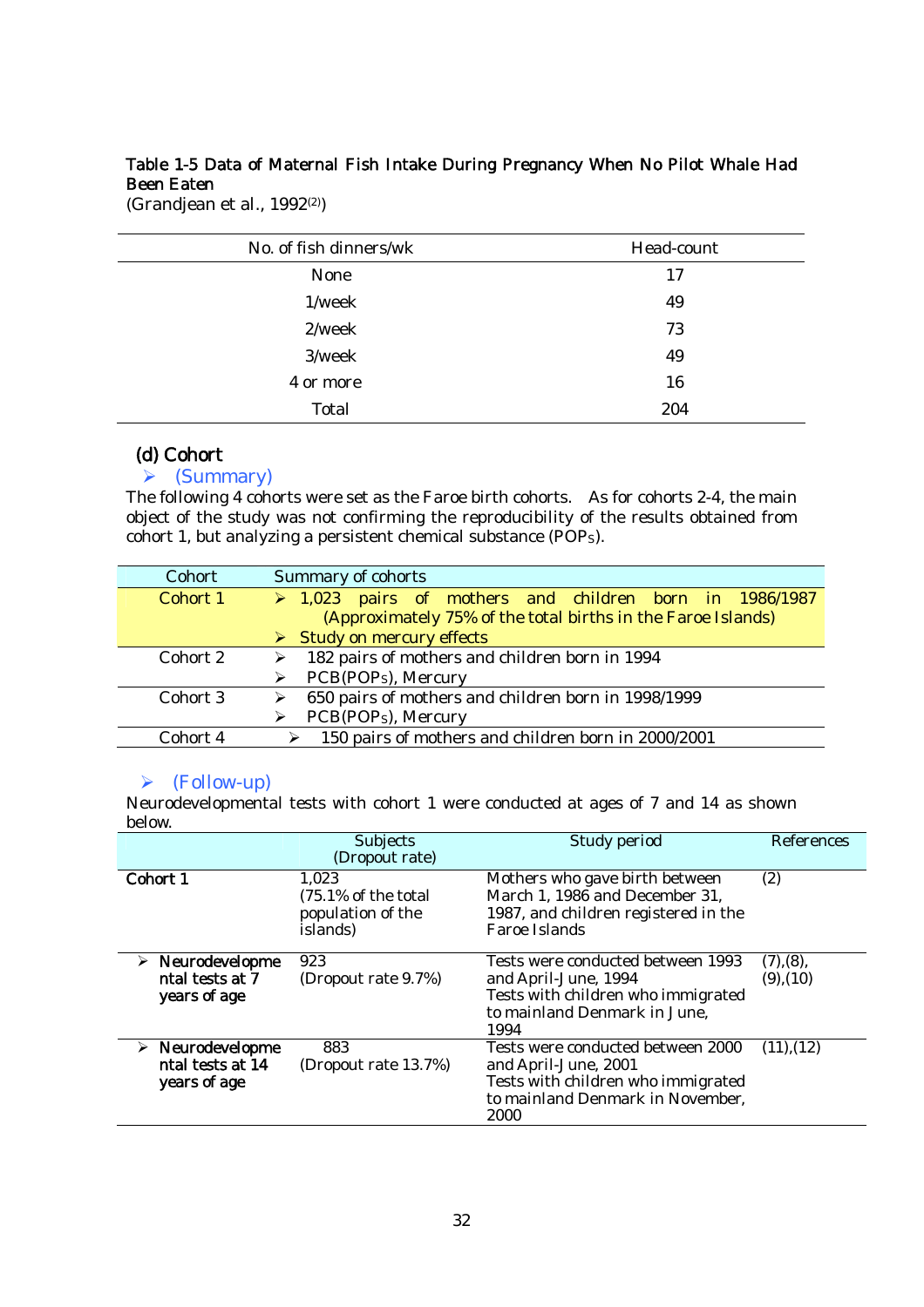Table 1-5 Data of Maternal Fish Intake During Pregnancy When No Pilot Whale Had Been Eaten
(Grandjean et al., 1992[2])

| No. of fish dinners/wk | Head-count |
|---|---|
| None | 17 |
| 1/week | 49 |
| 2/week | 73 |
| 3/week | 49 |
| 4 or more | 16 |
| Total | 204 |

### (d) Cohort

- (Summary)

The following 4 cohorts were set as the Faroe birth cohorts. As for cohorts 2-4, the main object of the study was not confirming the reproducibility of the results obtained from cohort 1, but analyzing a persistent chemical substance ($POP_S$).

| Cohort | Summary of cohorts |
|---|---|
| Cohort 1 | ➢ 1,023 pairs of mothers and children born in 1986/1987 (Approximately 75% of the total births in the Faroe Islands)<br>➢ Study on mercury effects |
| Cohort 2 | ➢ 182 pairs of mothers and children born in 1994<br>➢ PCB($POP_S$), Mercury |
| Cohort 3 | ➢ 650 pairs of mothers and children born in 1998/1999<br>➢ PCB($POP_S$), Mercury |
| Cohort 4 | ➢ 150 pairs of mothers and children born in 2000/2001 |

- (Follow-up)

Neurodevelopmental tests with cohort 1 were conducted at ages of 7 and 14 as shown below.

| | Subjects (Dropout rate) | Study period | References |
|---|---|---|---|
| **Cohort 1** | 1,023 (75.1% of the total population of the islands) | Mothers who gave birth between March 1, 1986 and December 31, 1987, and children registered in the Faroe Islands | (2) |
| ➢ **Neurodevelopmental tests at 7 years of age** | 923 (Dropout rate 9.7%) | Tests were conducted between 1993 and April-June, 1994<br>Tests with children who immigrated to mainland Denmark in June, 1994 | (7),(8), (9),(10) |
| ➢ **Neurodevelopmental tests at 14 years of age** | 883 (Dropout rate 13.7%) | Tests were conducted between 2000 and April-June, 2001<br>Tests with children who immigrated to mainland Denmark in November, 2000 | (11),(12) |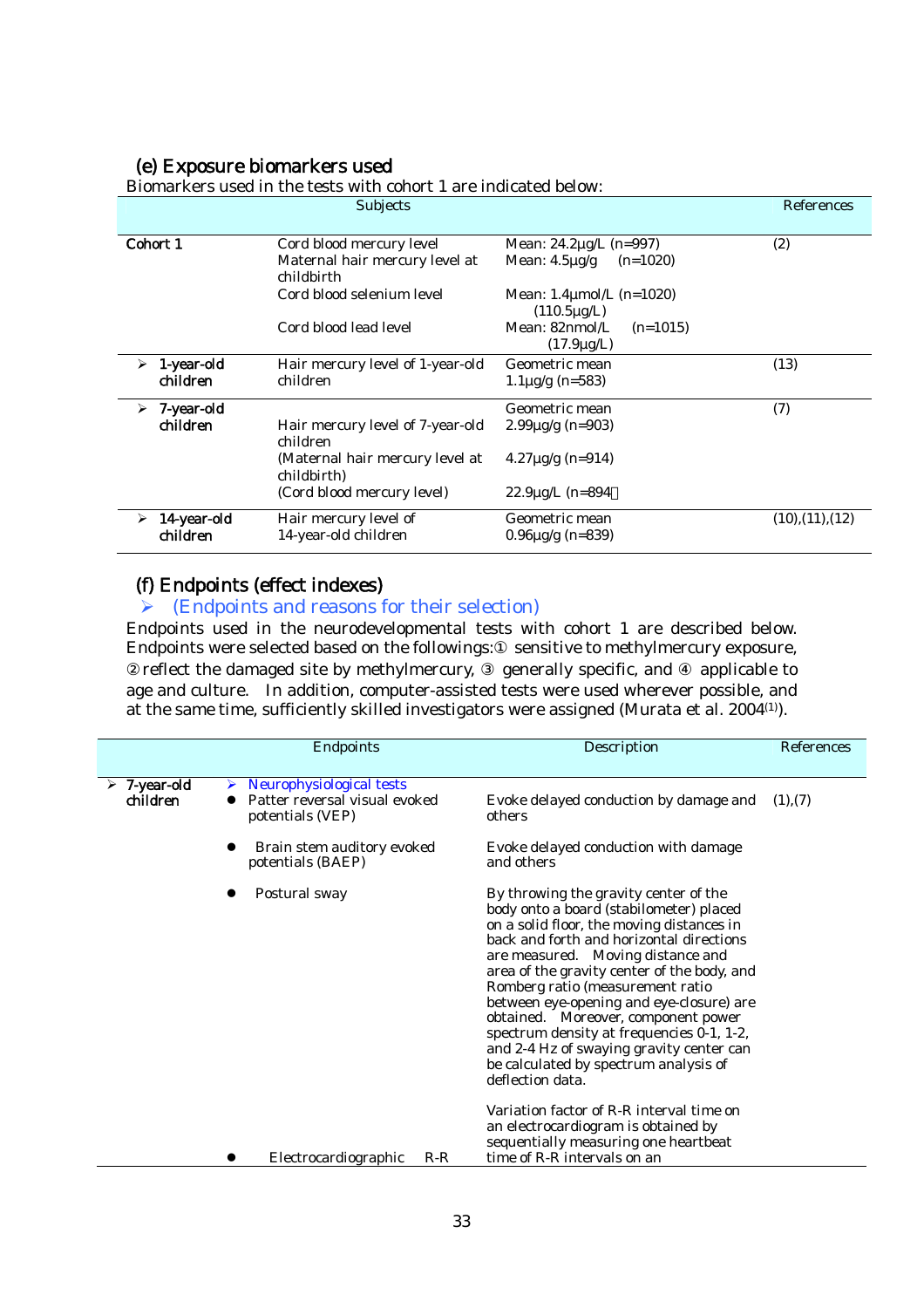### (e) Exposure biomarkers used

Biomarkers used in the tests with cohort 1 are indicated below:

| Subjects | | | References |
|---|---|---|---|
| Cohort 1 | Cord blood mercury level<br>Maternal hair mercury level at childbirth<br>Cord blood selenium level<br>Cord blood lead level | Mean: 24.2μg/L (n=997)<br>Mean: 4.5μg/g (n=1020)<br>Mean: 1.4μmol/L (n=1020) (110.5μg/L)<br>Mean: 82nmol/L (n=1015) (17.9μg/L) | (2) |
| ➢ 1-year-old children | Hair mercury level of 1-year-old children | Geometric mean 1.1μg/g (n=583) | (13) |
| ➢ 7-year-old children | Hair mercury level of 7-year-old children<br>(Maternal hair mercury level at childbirth)<br>(Cord blood mercury level) | Geometric mean<br>2.99μg/g (n=903)<br>4.27μg/g (n=914)<br>22.9μg/L (n=894) | (7) |
| ➢ 14-year-old children | Hair mercury level of 14-year-old children | Geometric mean 0.96μg/g (n=839) | (10),(11),(12) |

### (f) Endpoints (effect indexes)

➢ (Endpoints and reasons for their selection)

Endpoints used in the neurodevelopmental tests with cohort 1 are described below. Endpoints were selected based on the followings:① sensitive to methylmercury exposure, ② reflect the damaged site by methylmercury, ③ generally specific, and ④ applicable to age and culture. In addition, computer-assisted tests were used wherever possible, and at the same time, sufficiently skilled investigators were assigned (Murata et al. 2004[1]).

| | Endpoints | Description | References |
|---|---|---|---|
| ➢ 7-year-old children | ➢ Neurophysiological tests<br>● Patter reversal visual evoked potentials (VEP) | Evoke delayed conduction by damage and others | (1),(7) |
| | ● Brain stem auditory evoked potentials (BAEP) | Evoke delayed conduction with damage and others | |
| | ● Postural sway | By throwing the gravity center of the body onto a board (stabilometer) placed on a solid floor, the moving distances in back and forth and horizontal directions are measured. Moving distance and area of the gravity center of the body, and Romberg ratio (measurement ratio between eye-opening and eye-closure) are obtained. Moreover, component power spectrum density at frequencies 0-1, 1-2, and 2-4 Hz of swaying gravity center can be calculated by spectrum analysis of deflection data. | |
| | ● Electrocardiographic R-R | Variation factor of R-R interval time on an electrocardiogram is obtained by sequentially measuring one heartbeat time of R-R intervals on an | |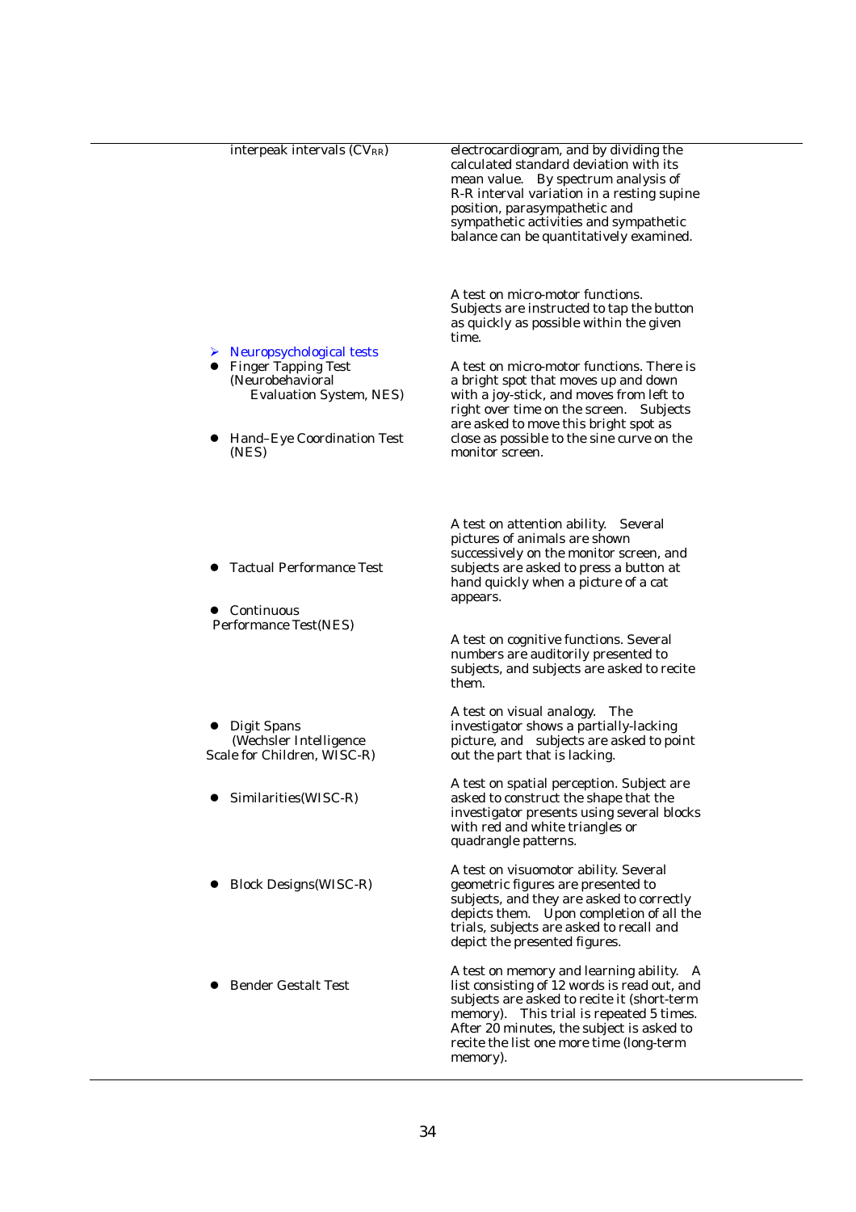| | |
|---|---|
| interpeak intervals ($CV_{RR}$) | electrocardiogram, and by dividing the calculated standard deviation with its mean value. By spectrum analysis of R-R interval variation in a resting supine position, parasympathetic and sympathetic activities and sympathetic balance can be quantitatively examined. |
| ➢ Neuropsychological tests | |
| ● Finger Tapping Test (Neurobehavioral Evaluation System, NES) | A test on micro-motor functions. Subjects are instructed to tap the button as quickly as possible within the given time. |
| ● Hand–Eye Coordination Test (NES) | A test on micro-motor functions. There is a bright spot that moves up and down with a joy-stick, and moves from left to right over time on the screen. Subjects are asked to move this bright spot as close as possible to the sine curve on the monitor screen. |
| ● Tactual Performance Test | A test on attention ability. Several pictures of animals are shown successively on the monitor screen, and subjects are asked to press a button at hand quickly when a picture of a cat appears. |
| ● Continuous Performance Test(NES) | A test on cognitive functions. Several numbers are auditorily presented to subjects, and subjects are asked to recite them. |
| ● Digit Spans (Wechsler Intelligence Scale for Children, WISC-R) | A test on visual analogy. The investigator shows a partially-lacking picture, and subjects are asked to point out the part that is lacking. |
| ● Similarities(WISC-R) | A test on spatial perception. Subject are asked to construct the shape that the investigator presents using several blocks with red and white triangles or quadrangle patterns. |
| ● Block Designs(WISC-R) | A test on visuomotor ability. Several geometric figures are presented to subjects, and they are asked to correctly depicts them. Upon completion of all the trials, subjects are asked to recall and depict the presented figures. |
| ● Bender Gestalt Test | A test on memory and learning ability. A list consisting of 12 words is read out, and subjects are asked to recite it (short-term memory). This trial is repeated 5 times. After 20 minutes, the subject is asked to recite the list one more time (long-term memory). |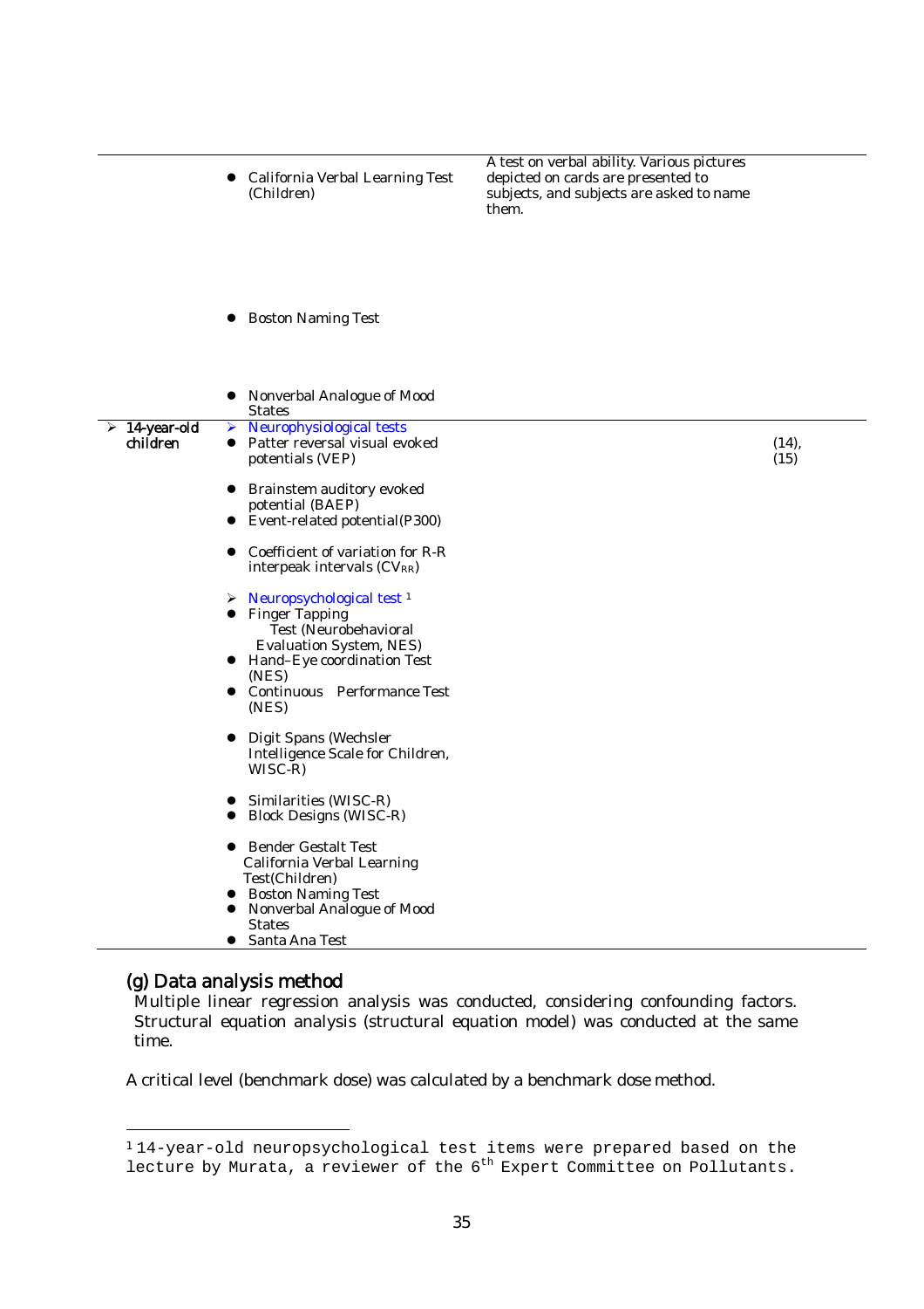| | | | |
|---|---|---|---|
| | ● California Verbal Learning Test (Children) | A test on verbal ability. Various pictures depicted on cards are presented to subjects, and subjects are asked to name them. | |
| | ● Boston Naming Test | | |
| | ● Nonverbal Analogue of Mood States | | |
| ➢ 14-year-old children | ➢ Neurophysiological tests<br>● Patter reversal visual evoked potentials (VEP)<br>● Brainstem auditory evoked potential (BAEP)<br>● Event-related potential(P300)<br>● Coefficient of variation for R-R interpeak intervals ($CV_{RR}$)<br>➢ Neuropsychological test [1]<br>● Finger Tapping Test (Neurobehavioral Evaluation System, NES)<br>● Hand–Eye coordination Test (NES)<br>● Continuous Performance Test (NES)<br>● Digit Spans (Wechsler Intelligence Scale for Children, WISC-R)<br>● Similarities (WISC-R)<br>● Block Designs (WISC-R)<br>● Bender Gestalt Test California Verbal Learning Test(Children)<br>● Boston Naming Test<br>● Nonverbal Analogue of Mood States<br>● Santa Ana Test | | (14), (15) |

### (g) Data analysis method

Multiple linear regression analysis was conducted, considering confounding factors. Structural equation analysis (structural equation model) was conducted at the same time.

A critical level (benchmark dose) was calculated by a benchmark dose method.

---

[1] 14-year-old neuropsychological test items were prepared based on the lecture by Murata, a reviewer of the 6th Expert Committee on Pollutants.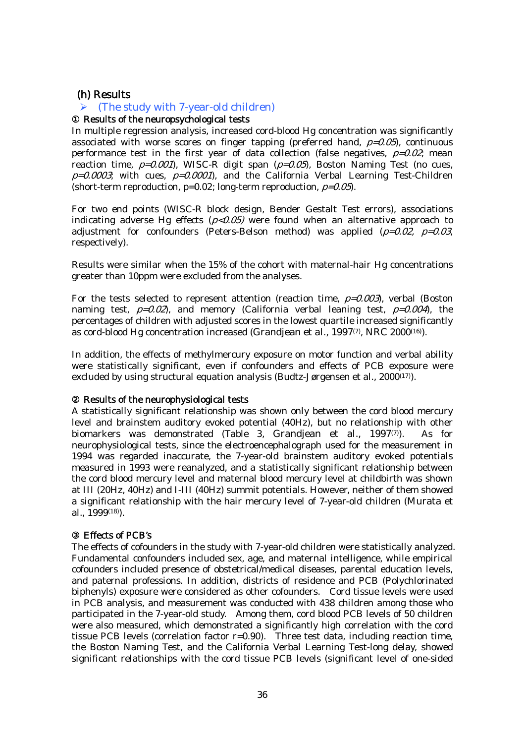### (h) Results

- (The study with 7-year-old children)

① Results of the neuropsychological tests

In multiple regression analysis, increased cord-blood Hg concentration was significantly associated with worse scores on finger tapping (preferred hand, $p=0.05$), continuous performance test in the first year of data collection (false negatives, $p=0.02$; mean reaction time, $p=0.001$), WISC-R digit span ($p=0.05$), Boston Naming Test (no cues, $p=0.0003$; with cues, $p=0.0001$), and the California Verbal Learning Test-Children (short-term reproduction, p=0.02; long-term reproduction, $p=0.05$).

For two end points (WISC-R block design, Bender Gestalt Test errors), associations indicating adverse Hg effects ($p<0.05$) were found when an alternative approach to adjustment for confounders (Peters-Belson method) was applied ($p=0.02$, $p=0.03$, respectively).

Results were similar when the 15% of the cohort with maternal-hair Hg concentrations greater than 10ppm were excluded from the analyses.

For the tests selected to represent attention (reaction time, $p=0.003$), verbal (Boston naming test, $p=0.02$), and memory (California verbal leaning test, $p=0.004$), the percentages of children with adjusted scores in the lowest quartile increased significantly as cord-blood Hg concentration increased (Grandjean et al., 1997[7], NRC 2000[16]).

In addition, the effects of methylmercury exposure on motor function and verbal ability were statistically significant, even if confounders and effects of PCB exposure were excluded by using structural equation analysis (Budtz-Jørgensen et al., 2000[17]).

② Results of the neurophysiological tests

A statistically significant relationship was shown only between the cord blood mercury level and brainstem auditory evoked potential (40Hz), but no relationship with other biomarkers was demonstrated (Table 3, Grandjean et al., 1997[7]). As for neurophysiological tests, since the electroencephalograph used for the measurement in 1994 was regarded inaccurate, the 7-year-old brainstem auditory evoked potentials measured in 1993 were reanalyzed, and a statistically significant relationship between the cord blood mercury level and maternal blood mercury level at childbirth was shown at III (20Hz, 40Hz) and I-III (40Hz) summit potentials. However, neither of them showed a significant relationship with the hair mercury level of 7-year-old children (Murata et al., 1999[18]).

③ Effects of PCB's

The effects of cofounders in the study with 7-year-old children were statistically analyzed. Fundamental confounders included sex, age, and maternal intelligence, while empirical cofounders included presence of obstetrical/medical diseases, parental education levels, and paternal professions. In addition, districts of residence and PCB (Polychlorinated biphenyls) exposure were considered as other cofounders. Cord tissue levels were used in PCB analysis, and measurement was conducted with 438 children among those who participated in the 7-year-old study. Among them, cord blood PCB levels of 50 children were also measured, which demonstrated a significantly high correlation with the cord tissue PCB levels (correlation factor r=0.90). Three test data, including reaction time, the Boston Naming Test, and the California Verbal Learning Test-long delay, showed significant relationships with the cord tissue PCB levels (significant level of one-sided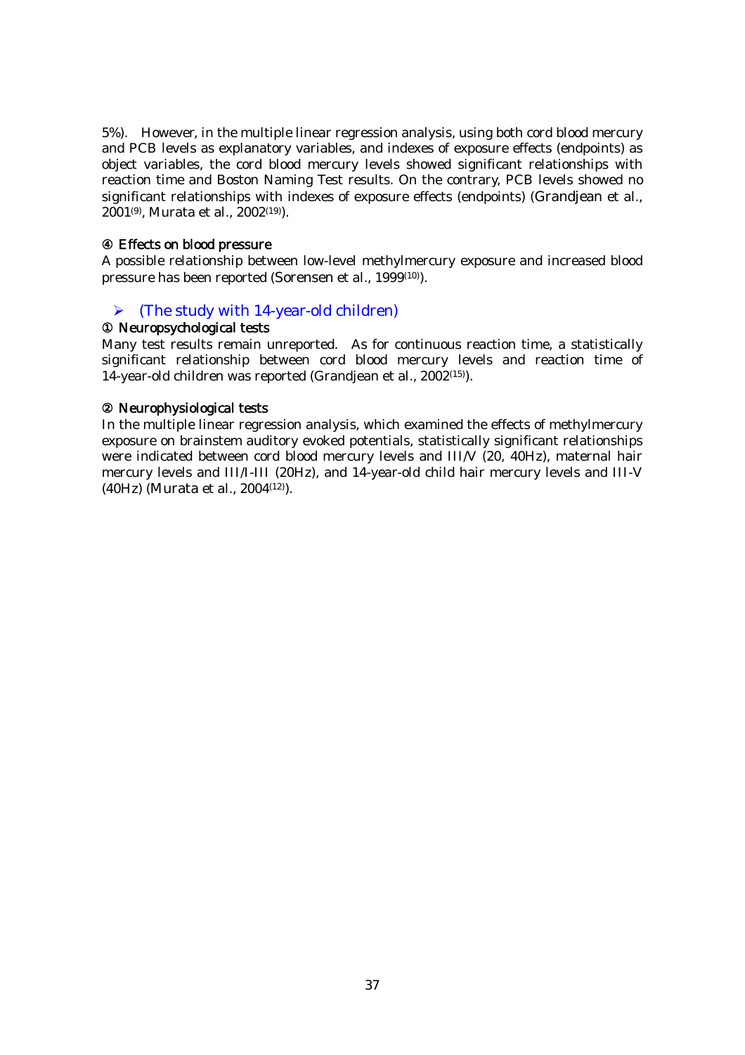5%). However, in the multiple linear regression analysis, using both cord blood mercury and PCB levels as explanatory variables, and indexes of exposure effects (endpoints) as object variables, the cord blood mercury levels showed significant relationships with reaction time and Boston Naming Test results. On the contrary, PCB levels showed no significant relationships with indexes of exposure effects (endpoints) (Grandjean et al., 2001[9], Murata et al., 2002[19]).

④ Effects on blood pressure

A possible relationship between low-level methylmercury exposure and increased blood pressure has been reported (Sorensen et al., 1999[10]).

- (The study with 14-year-old children)

① Neuropsychological tests

Many test results remain unreported. As for continuous reaction time, a statistically significant relationship between cord blood mercury levels and reaction time of 14-year-old children was reported (Grandjean et al., 2002[15]).

② Neurophysiological tests

In the multiple linear regression analysis, which examined the effects of methylmercury exposure on brainstem auditory evoked potentials, statistically significant relationships were indicated between cord blood mercury levels and III/V (20, 40Hz), maternal hair mercury levels and III/I-III (20Hz), and 14-year-old child hair mercury levels and III-V (40Hz) (Murata et al., 2004[12]).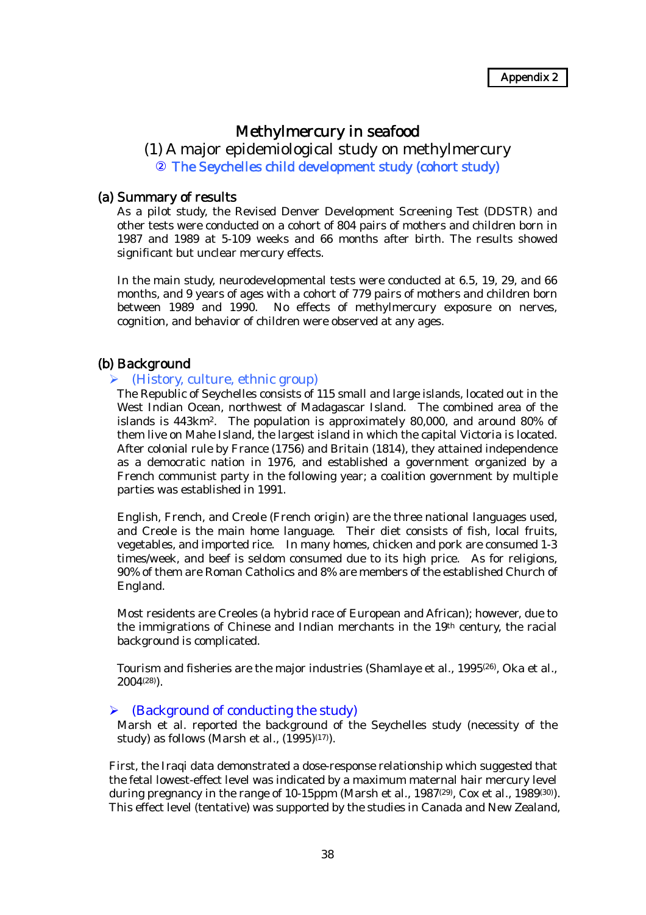Appendix 2

# Methylmercury in seafood

## (1) A major epidemiological study on methylmercury

### ② The Seychelles child development study (cohort study)

### (a) Summary of results

As a pilot study, the Revised Denver Development Screening Test (DDSTR) and other tests were conducted on a cohort of 804 pairs of mothers and children born in 1987 and 1989 at 5-109 weeks and 66 months after birth. The results showed significant but unclear mercury effects.

In the main study, neurodevelopmental tests were conducted at 6.5, 19, 29, and 66 months, and 9 years of ages with a cohort of 779 pairs of mothers and children born between 1989 and 1990. No effects of methylmercury exposure on nerves, cognition, and behavior of children were observed at any ages.

### (b) Background

➢ (History, culture, ethnic group)

The Republic of Seychelles consists of 115 small and large islands, located out in the West Indian Ocean, northwest of Madagascar Island. The combined area of the islands is 443km$^2$. The population is approximately 80,000, and around 80% of them live on Mahe Island, the largest island in which the capital Victoria is located. After colonial rule by France (1756) and Britain (1814), they attained independence as a democratic nation in 1976, and established a government organized by a French communist party in the following year; a coalition government by multiple parties was established in 1991.

English, French, and Creole (French origin) are the three national languages used, and Creole is the main home language. Their diet consists of fish, local fruits, vegetables, and imported rice. In many homes, chicken and pork are consumed 1-3 times/week, and beef is seldom consumed due to its high price. As for religions, 90% of them are Roman Catholics and 8% are members of the established Church of England.

Most residents are Creoles (a hybrid race of European and African); however, due to the immigrations of Chinese and Indian merchants in the 19th century, the racial background is complicated.

Tourism and fisheries are the major industries (Shamlaye et al., 1995[26], Oka et al., 2004[28]).

➢ (Background of conducting the study)

Marsh et al. reported the background of the Seychelles study (necessity of the study) as follows (Marsh et al., (1995)[17]).

First, the Iraqi data demonstrated a dose-response relationship which suggested that the fetal lowest-effect level was indicated by a maximum maternal hair mercury level during pregnancy in the range of 10-15ppm (Marsh et al., 1987[29], Cox et al., 1989[30]). This effect level (tentative) was supported by the studies in Canada and New Zealand,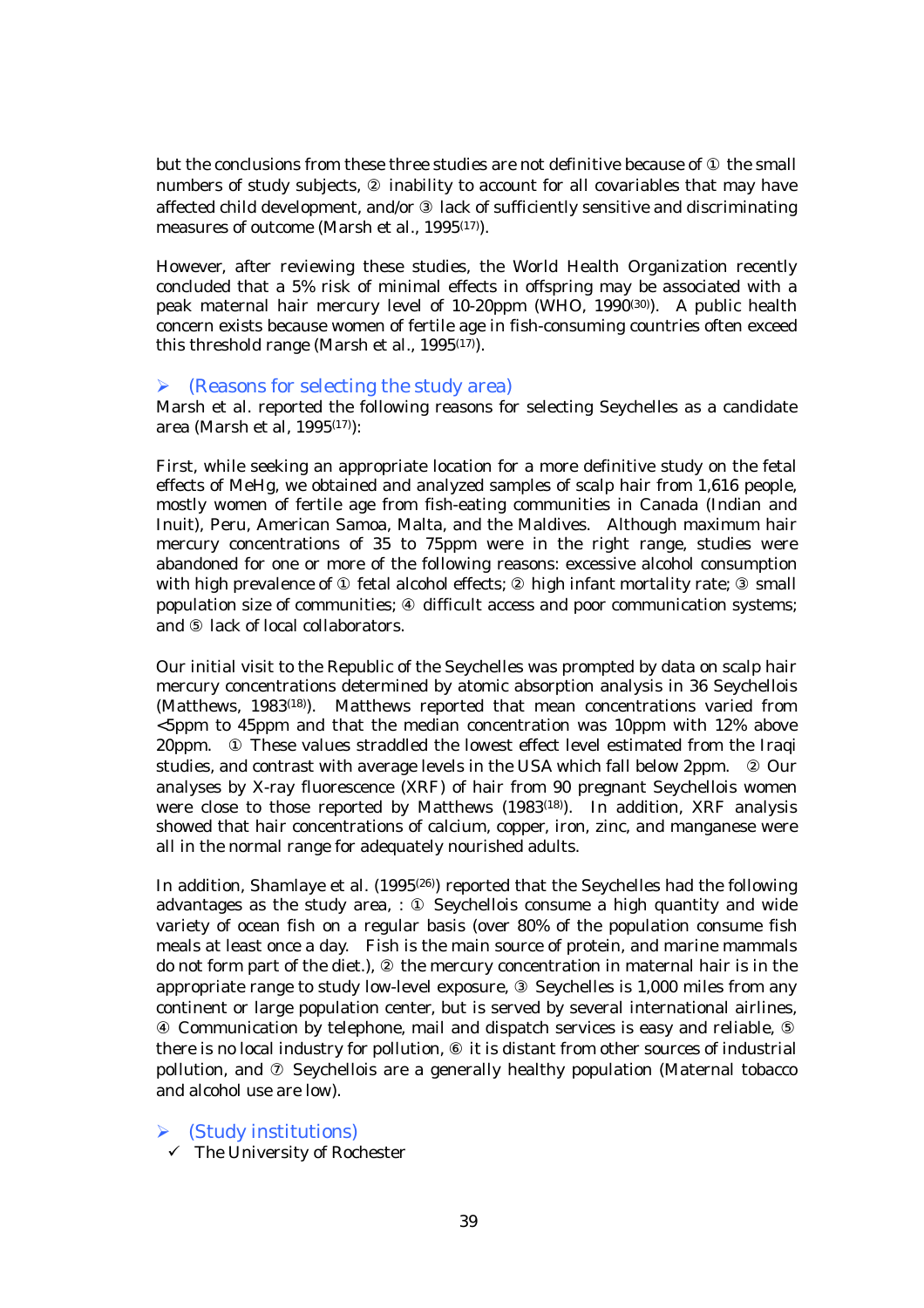but the conclusions from these three studies are not definitive because of ① the small numbers of study subjects, ② inability to account for all covariables that may have affected child development, and/or ③ lack of sufficiently sensitive and discriminating measures of outcome (Marsh et al., 1995[17]).

However, after reviewing these studies, the World Health Organization recently concluded that a 5% risk of minimal effects in offspring may be associated with a peak maternal hair mercury level of 10-20ppm (WHO, 1990[30]). A public health concern exists because women of fertile age in fish-consuming countries often exceed this threshold range (Marsh et al., 1995[17]).

- (Reasons for selecting the study area)

Marsh et al. reported the following reasons for selecting Seychelles as a candidate area (Marsh et al, 1995[17]):

First, while seeking an appropriate location for a more definitive study on the fetal effects of MeHg, we obtained and analyzed samples of scalp hair from 1,616 people, mostly women of fertile age from fish-eating communities in Canada (Indian and Inuit), Peru, American Samoa, Malta, and the Maldives. Although maximum hair mercury concentrations of 35 to 75ppm were in the right range, studies were abandoned for one or more of the following reasons: excessive alcohol consumption with high prevalence of ① fetal alcohol effects; ② high infant mortality rate; ③ small population size of communities; ④ difficult access and poor communication systems; and ⑤ lack of local collaborators.

Our initial visit to the Republic of the Seychelles was prompted by data on scalp hair mercury concentrations determined by atomic absorption analysis in 36 Seychellois (Matthews, 1983[18]). Matthews reported that mean concentrations varied from <5ppm to 45ppm and that the median concentration was 10ppm with 12% above 20ppm. ① These values straddled the lowest effect level estimated from the Iraqi studies, and contrast with average levels in the USA which fall below 2ppm. ② Our analyses by X-ray fluorescence (XRF) of hair from 90 pregnant Seychellois women were close to those reported by Matthews (1983[18]). In addition, XRF analysis showed that hair concentrations of calcium, copper, iron, zinc, and manganese were all in the normal range for adequately nourished adults.

In addition, Shamlaye et al. (1995[26]) reported that the Seychelles had the following advantages as the study area, : ① Seychellois consume a high quantity and wide variety of ocean fish on a regular basis (over 80% of the population consume fish meals at least once a day. Fish is the main source of protein, and marine mammals do not form part of the diet.), ② the mercury concentration in maternal hair is in the appropriate range to study low-level exposure, ③ Seychelles is 1,000 miles from any continent or large population center, but is served by several international airlines, ④ Communication by telephone, mail and dispatch services is easy and reliable, ⑤ there is no local industry for pollution, ⑥ it is distant from other sources of industrial pollution, and ⑦ Seychellois are a generally healthy population (Maternal tobacco and alcohol use are low).

- (Study institutions)
  - ✓ The University of Rochester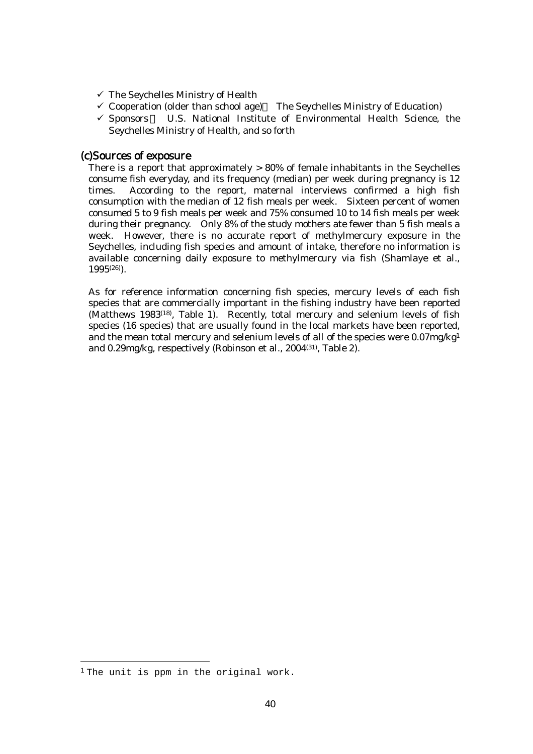- ✓ The Seychelles Ministry of Health
- ✓ Cooperation (older than school age)　The Seychelles Ministry of Education)
- ✓ Sponsors　U.S. National Institute of Environmental Health Science, the Seychelles Ministry of Health, and so forth

### (c)Sources of exposure

There is a report that approximately > 80% of female inhabitants in the Seychelles consume fish everyday, and its frequency (median) per week during pregnancy is 12 times. According to the report, maternal interviews confirmed a high fish consumption with the median of 12 fish meals per week. Sixteen percent of women consumed 5 to 9 fish meals per week and 75% consumed 10 to 14 fish meals per week during their pregnancy. Only 8% of the study mothers ate fewer than 5 fish meals a week. However, there is no accurate report of methylmercury exposure in the Seychelles, including fish species and amount of intake, therefore no information is available concerning daily exposure to methylmercury via fish (Shamlaye et al., 1995[26]).

As for reference information concerning fish species, mercury levels of each fish species that are commercially important in the fishing industry have been reported (Matthews 1983[18], Table 1). Recently, total mercury and selenium levels of fish species (16 species) that are usually found in the local markets have been reported, and the mean total mercury and selenium levels of all of the species were 0.07mg/kg[1] and 0.29mg/kg, respectively (Robinson et al., 2004[31], Table 2).

---

[1] The unit is ppm in the original work.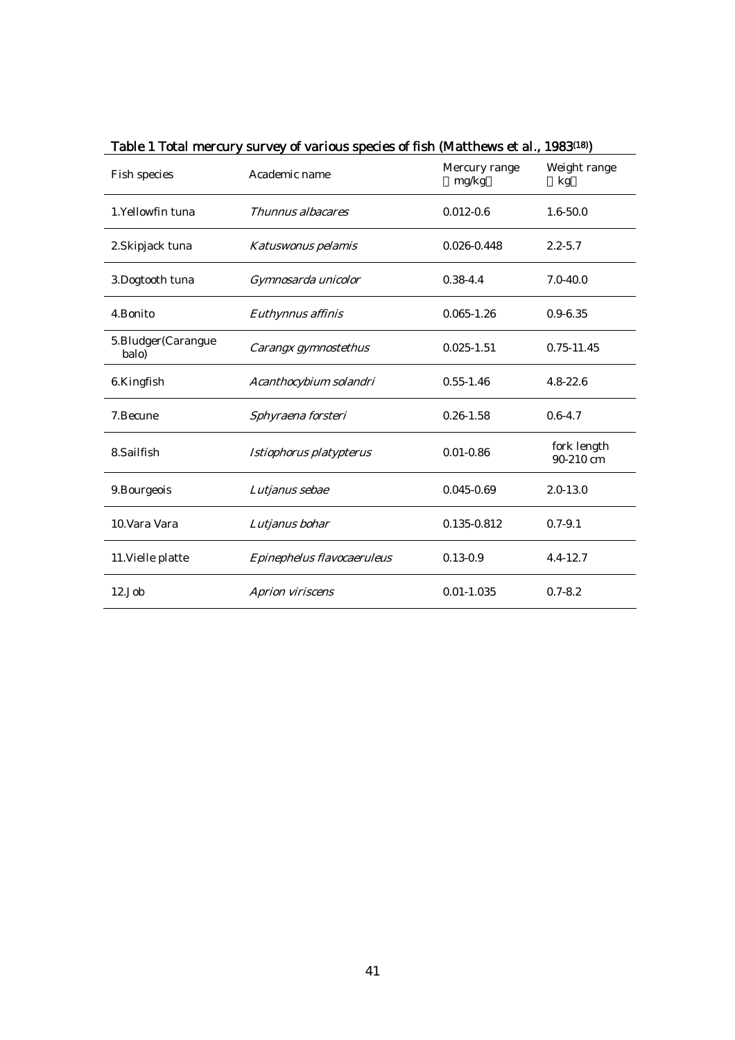Table 1 Total mercury survey of various species of fish (Matthews et al., 1983[18])

| Fish species | Academic name | Mercury range (mg/kg) | Weight range (kg) |
|---|---|---|---|
| 1.Yellowfin tuna | *Thunnus albacares* | 0.012-0.6 | 1.6-50.0 |
| 2.Skipjack tuna | *Katuswonus pelamis* | 0.026-0.448 | 2.2-5.7 |
| 3.Dogtooth tuna | *Gymnosarda unicolor* | 0.38-4.4 | 7.0-40.0 |
| 4.Bonito | *Euthynnus affinis* | 0.065-1.26 | 0.9-6.35 |
| 5.Bludger(Carangue balo) | *Carangx gymnostethus* | 0.025-1.51 | 0.75-11.45 |
| 6.Kingfish | *Acanthocybium solandri* | 0.55-1.46 | 4.8-22.6 |
| 7.Becune | *Sphyraena forsteri* | 0.26-1.58 | 0.6-4.7 |
| 8.Sailfish | *Istiophorus platypterus* | 0.01-0.86 | fork length 90-210 cm |
| 9.Bourgeois | *Lutjanus sebae* | 0.045-0.69 | 2.0-13.0 |
| 10.Vara Vara | *Lutjanus bohar* | 0.135-0.812 | 0.7-9.1 |
| 11.Vielle platte | *Epinephelus flavocaeruleus* | 0.13-0.9 | 4.4-12.7 |
| 12.Job | *Aprion viriscens* | 0.01-1.035 | 0.7-8.2 |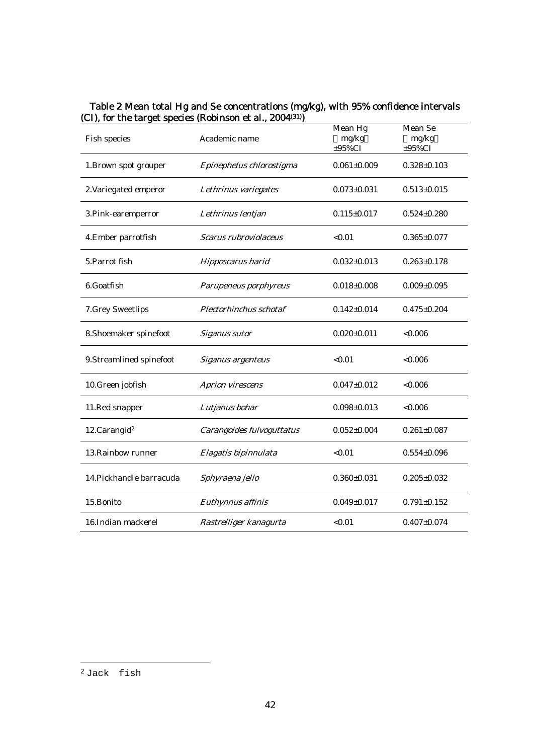Table 2 Mean total Hg and Se concentrations (mg/kg), with 95% confidence intervals (CI), for the target species (Robinson et al., 2004[31])

| Fish species | Academic name | Mean Hg (mg/kg) ±95%CI | Mean Se (mg/kg) ±95%CI |
|---|---|---|---|
| 1.Brown spot grouper | *Epinephelus chlorostigma* | 0.061±0.009 | 0.328±0.103 |
| 2.Variegated emperor | *Lethrinus variegates* | 0.073±0.031 | 0.513±0.015 |
| 3.Pink-earemperror | *Lethrinus lentjan* | 0.115±0.017 | 0.524±0.280 |
| 4.Ember parrotfish | *Scarus rubroviolaceus* | <0.01 | 0.365±0.077 |
| 5.Parrot fish | *Hipposcarus harid* | 0.032±0.013 | 0.263±0.178 |
| 6.Goatfish | *Parupeneus porphyreus* | 0.018±0.008 | 0.009±0.095 |
| 7.Grey Sweetlips | *Plectorhinchus schotaf* | 0.142±0.014 | 0.475±0.204 |
| 8.Shoemaker spinefoot | *Siganus sutor* | 0.020±0.011 | <0.006 |
| 9.Streamlined spinefoot | *Siganus argenteus* | <0.01 | <0.006 |
| 10.Green jobfish | *Aprion virescens* | 0.047±0.012 | <0.006 |
| 11.Red snapper | *Lutjanus bohar* | 0.098±0.013 | <0.006 |
| 12.Carangid[2] | *Carangoides fulvoguttatus* | 0.052±0.004 | 0.261±0.087 |
| 13.Rainbow runner | *Elagatis bipinnulata* | <0.01 | 0.554±0.096 |
| 14.Pickhandle barracuda | *Sphyraena jello* | 0.360±0.031 | 0.205±0.032 |
| 15.Bonito | *Euthynnus affinis* | 0.049±0.017 | 0.791±0.152 |
| 16.Indian mackerel | *Rastrelliger kanagurta* | <0.01 | 0.407±0.074 |

[2] Jack fish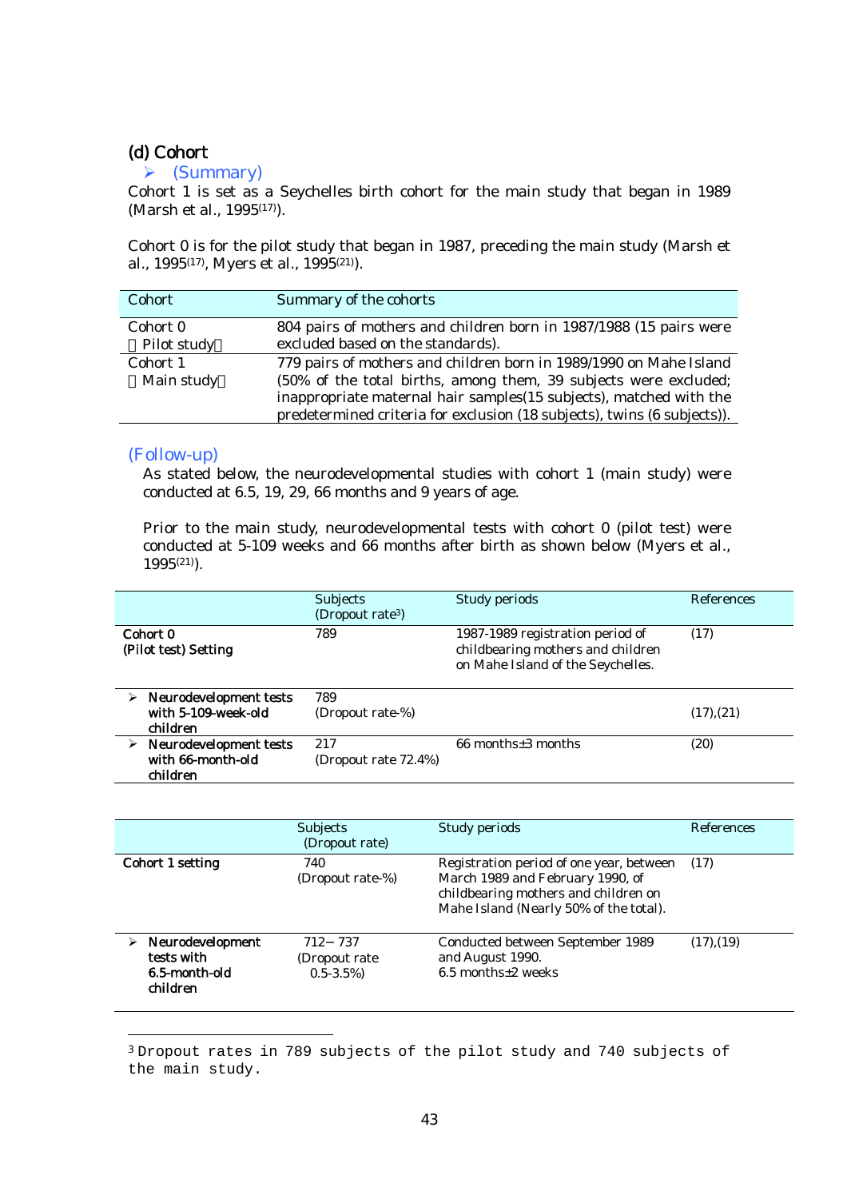### (d) Cohort

- (Summary)

Cohort 1 is set as a Seychelles birth cohort for the main study that began in 1989 (Marsh et al., 1995[17]).

Cohort 0 is for the pilot study that began in 1987, preceding the main study (Marsh et al., 1995[17], Myers et al., 1995[21]).

| Cohort | Summary of the cohorts |
|---|---|
| Cohort 0 （Pilot study） | 804 pairs of mothers and children born in 1987/1988 (15 pairs were excluded based on the standards). |
| Cohort 1 （Main study） | 779 pairs of mothers and children born in 1989/1990 on Mahe Island (50% of the total births, among them, 39 subjects were excluded; inappropriate maternal hair samples(15 subjects), matched with the predetermined criteria for exclusion (18 subjects), twins (6 subjects)). |

(Follow-up)

As stated below, the neurodevelopmental studies with cohort 1 (main study) were conducted at 6.5, 19, 29, 66 months and 9 years of age.

Prior to the main study, neurodevelopmental tests with cohort 0 (pilot test) were conducted at 5-109 weeks and 66 months after birth as shown below (Myers et al., 1995[21]).

| | Subjects (Dropout rate[3]) | Study periods | References |
|---|---|---|---|
| **Cohort 0 (Pilot test) Setting** | 789 | 1987-1989 registration period of childbearing mothers and children on Mahe Island of the Seychelles. | (17) |
| ➢ **Neurodevelopment tests with 5-109-week-old children** | 789 (Dropout rate-%) | | (17),(21) |
| ➢ **Neurodevelopment tests with 66-month-old children** | 217 (Dropout rate 72.4%) | 66 months±3 months | (20) |

| | Subjects (Dropout rate) | Study periods | References |
|---|---|---|---|
| **Cohort 1 setting** | 740 (Dropout rate-%) | Registration period of one year, between March 1989 and February 1990, of childbearing mothers and children on Mahe Island (Nearly 50% of the total). | (17) |
| ➢ **Neurodevelopment tests with 6.5-month-old children** | 712－737 (Dropout rate 0.5-3.5%) | Conducted between September 1989 and August 1990. 6.5 months±2 weeks | (17),(19) |

[3] Dropout rates in 789 subjects of the pilot study and 740 subjects of the main study.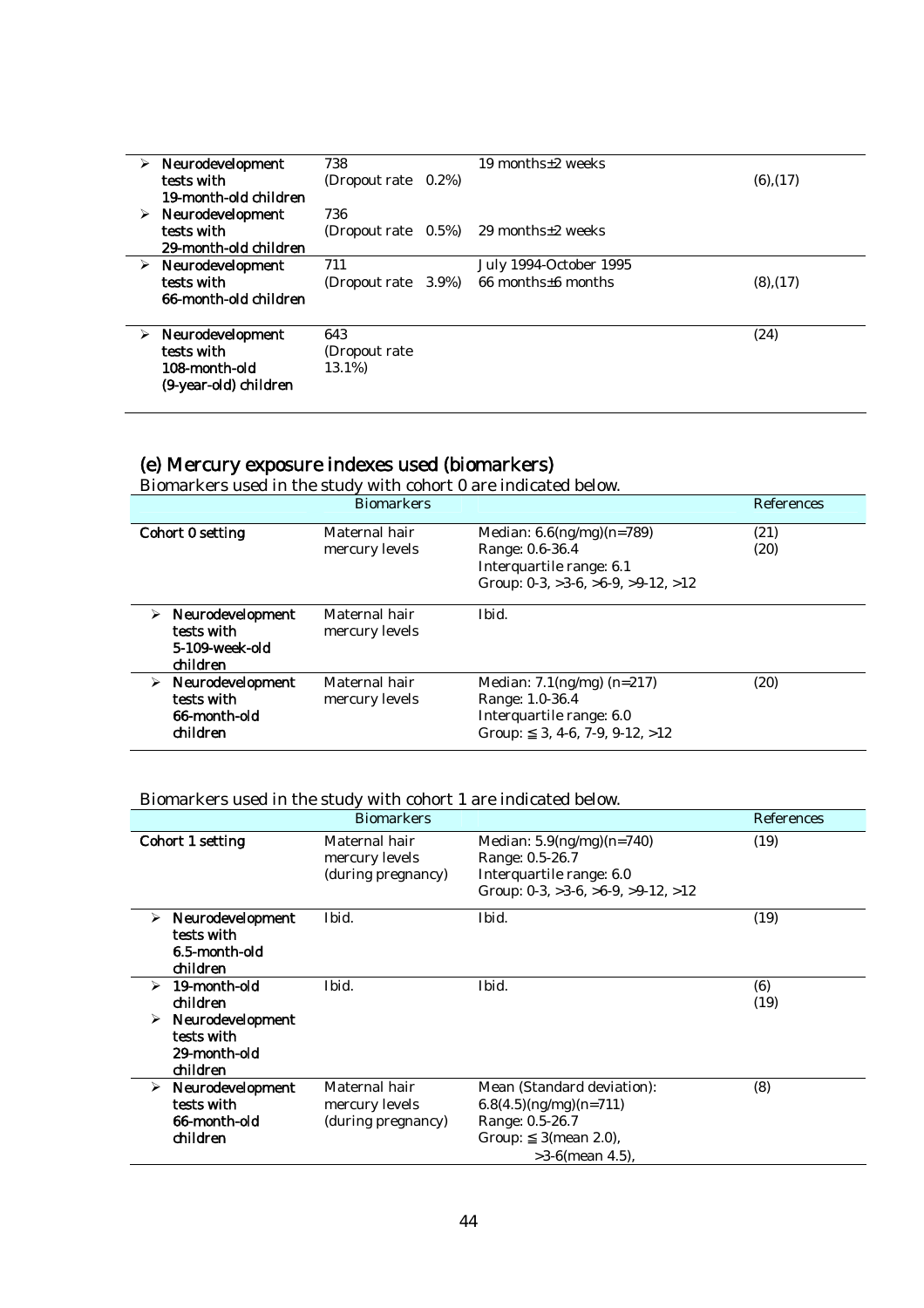| | | | |
|---|---|---|---|
| ➢ Neurodevelopment tests with 19-month-old children | 738 (Dropout rate 0.2%) | 19 months±2 weeks | (6),(17) |
| ➢ Neurodevelopment tests with 29-month-old children | 736 (Dropout rate 0.5%) | 29 months±2 weeks | |
| ➢ Neurodevelopment tests with 66-month-old children | 711 (Dropout rate 3.9%) | July 1994-October 1995 66 months±6 months | (8),(17) |
| ➢ Neurodevelopment tests with 108-month-old (9-year-old) children | 643 (Dropout rate 13.1%) | | (24) |

## (e) Mercury exposure indexes used (biomarkers)

Biomarkers used in the study with cohort 0 are indicated below.

| Biomarkers | | | References |
|---|---|---|---|
| **Cohort 0 setting** | Maternal hair mercury levels | Median: 6.6(ng/mg)(n=789)<br>Range: 0.6-36.4<br>Interquartile range: 6.1<br>Group: 0-3, >3-6, >6-9, >9-12, >12 | (21)<br>(20) |
| ➢ Neurodevelopment tests with 5-109-week-old children | Maternal hair mercury levels | Ibid. | |
| ➢ Neurodevelopment tests with 66-month-old children | Maternal hair mercury levels | Median: 7.1(ng/mg) (n=217)<br>Range: 1.0-36.4<br>Interquartile range: 6.0<br>Group: ≦3, 4-6, 7-9, 9-12, >12 | (20) |

Biomarkers used in the study with cohort 1 are indicated below.

| Biomarkers | | | References |
|---|---|---|---|
| **Cohort 1 setting** | Maternal hair mercury levels (during pregnancy) | Median: 5.9(ng/mg)(n=740)<br>Range: 0.5-26.7<br>Interquartile range: 6.0<br>Group: 0-3, >3-6, >6-9, >9-12, >12 | (19) |
| ➢ Neurodevelopment tests with 6.5-month-old children | Ibid. | Ibid. | (19) |
| ➢ 19-month-old children<br>➢ Neurodevelopment tests with 29-month-old children | Ibid. | Ibid. | (6)<br>(19) |
| ➢ Neurodevelopment tests with 66-month-old children | Maternal hair mercury levels (during pregnancy) | Mean (Standard deviation): 6.8(4.5)(ng/mg)(n=711)<br>Range: 0.5-26.7<br>Group: ≦3(mean 2.0),<br>>3-6(mean 4.5), | (8) |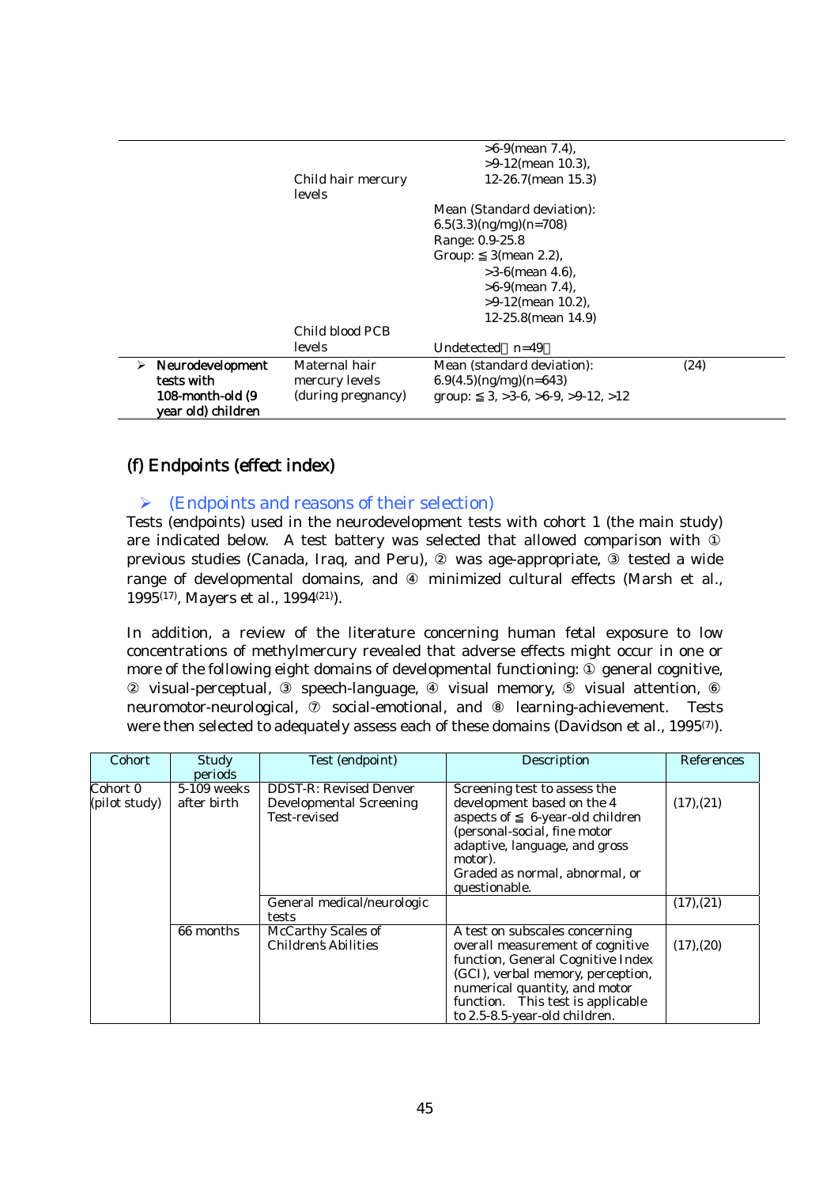| | | | |
|---|---|---|---|
| | Child hair mercury levels | >6-9(mean 7.4),<br>>9-12(mean 10.3),<br>12-26.7(mean 15.3) | |
| | | Mean (Standard deviation):<br>6.5(3.3)(ng/mg)(n=708)<br>Range: 0.9-25.8<br>Group: ≦3(mean 2.2),<br>>3-6(mean 4.6),<br>>6-9(mean 7.4),<br>>9-12(mean 10.2),<br>12-25.8(mean 14.9) | |
| | Child blood PCB levels | Undetected（n=49） | |
| ➢ **Neurodevelopment tests with 108-month-old (9 year old) children** | Maternal hair mercury levels (during pregnancy) | Mean (standard deviation):<br>6.9(4.5)(ng/mg)(n=643)<br>group: ≦3, >3-6, >6-9, >9-12, >12 | (24) |

## (f) Endpoints (effect index)

➢ (Endpoints and reasons of their selection)

Tests (endpoints) used in the neurodevelopment tests with cohort 1 (the main study) are indicated below. A test battery was selected that allowed comparison with ① previous studies (Canada, Iraq, and Peru), ② was age-appropriate, ③ tested a wide range of developmental domains, and ④ minimized cultural effects (Marsh et al., 1995(17), Mayers et al., 1994(21)).

In addition, a review of the literature concerning human fetal exposure to low concentrations of methylmercury revealed that adverse effects might occur in one or more of the following eight domains of developmental functioning: ① general cognitive, ② visual-perceptual, ③ speech-language, ④ visual memory, ⑤ visual attention, ⑥ neuromotor-neurological, ⑦ social-emotional, and ⑧ learning-achievement. Tests were then selected to adequately assess each of these domains (Davidson et al., 1995(7)).

| Cohort | Study periods | Test (endpoint) | Description | References |
|---|---|---|---|---|
| Cohort 0 (pilot study) | 5-109 weeks after birth | DDST-R: Revised Denver Developmental Screening Test-revised | Screening test to assess the development based on the 4 aspects of ≦ 6-year-old children (personal-social, fine motor adaptive, language, and gross motor).<br>Graded as normal, abnormal, or questionable. | (17),(21) |
| | | General medical/neurologic tests | | (17),(21) |
| | 66 months | McCarthy Scales of Children's Abilities | A test on subscales concerning overall measurement of cognitive function, General Cognitive Index (GCI), verbal memory, perception, numerical quantity, and motor function. This test is applicable to 2.5-8.5-year-old children. | (17),(20) |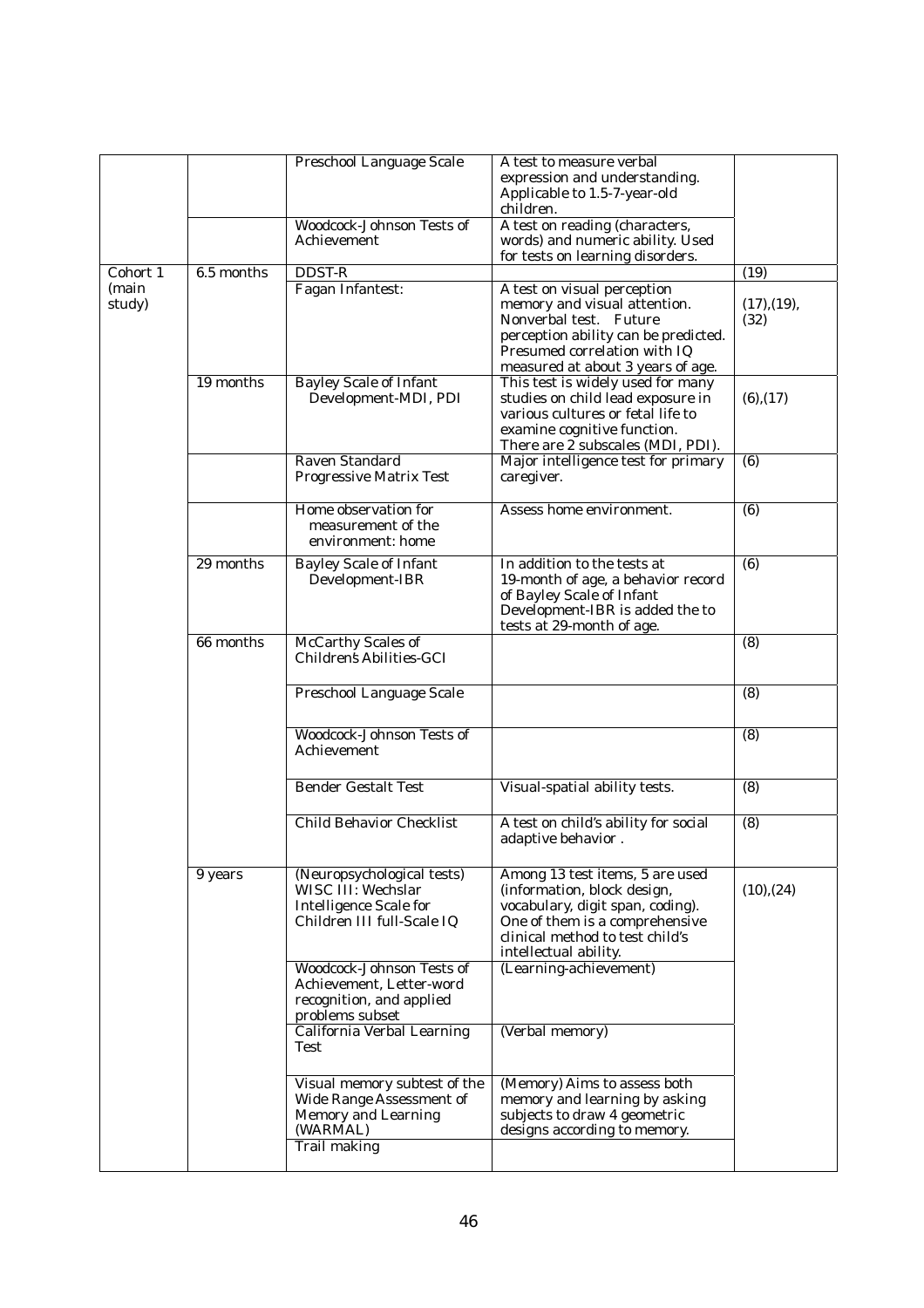| | | | | |
|---|---|---|---|---|
| | | Preschool Language Scale | A test to measure verbal expression and understanding. Applicable to 1.5-7-year-old children. | |
| | | Woodcock-Johnson Tests of Achievement | A test on reading (characters, words) and numeric ability. Used for tests on learning disorders. | |
| Cohort 1 (main study) | 6.5 months | DDST-R | | (19) |
| | | Fagan Infantest: | A test on visual perception memory and visual attention. Nonverbal test. Future perception ability can be predicted. Presumed correlation with IQ measured at about 3 years of age. | (17),(19), (32) |
| | 19 months | Bayley Scale of Infant Development-MDI, PDI | This test is widely used for many studies on child lead exposure in various cultures or fetal life to examine cognitive function. There are 2 subscales (MDI, PDI). | (6),(17) |
| | | Raven Standard Progressive Matrix Test | Major intelligence test for primary caregiver. | (6) |
| | | Home observation for measurement of the environment: home | Assess home environment. | (6) |
| | 29 months | Bayley Scale of Infant Development-IBR | In addition to the tests at 19-month of age, a behavior record of Bayley Scale of Infant Development-IBR is added the to tests at 29-month of age. | (6) |
| | 66 months | McCarthy Scales of Children's Abilities-GCI | | (8) |
| | | Preschool Language Scale | | (8) |
| | | Woodcock-Johnson Tests of Achievement | | (8) |
| | | Bender Gestalt Test | Visual-spatial ability tests. | (8) |
| | | Child Behavior Checklist | A test on child's ability for social adaptive behavior . | (8) |
| | 9 years | (Neuropsychological tests) WISC III: Wechslar Intelligence Scale for Children III full-Scale IQ | Among 13 test items, 5 are used (information, block design, vocabulary, digit span, coding). One of them is a comprehensive clinical method to test child's intellectual ability. | (10),(24) |
| | | Woodcock-Johnson Tests of Achievement, Letter-word recognition, and applied problems subset | (Learning-achievement) | |
| | | California Verbal Learning Test | (Verbal memory) | |
| | | Visual memory subtest of the Wide Range Assessment of Memory and Learning (WARMAL) | (Memory) Aims to assess both memory and learning by asking subjects to draw 4 geometric designs according to memory. | |
| | | Trail making | | |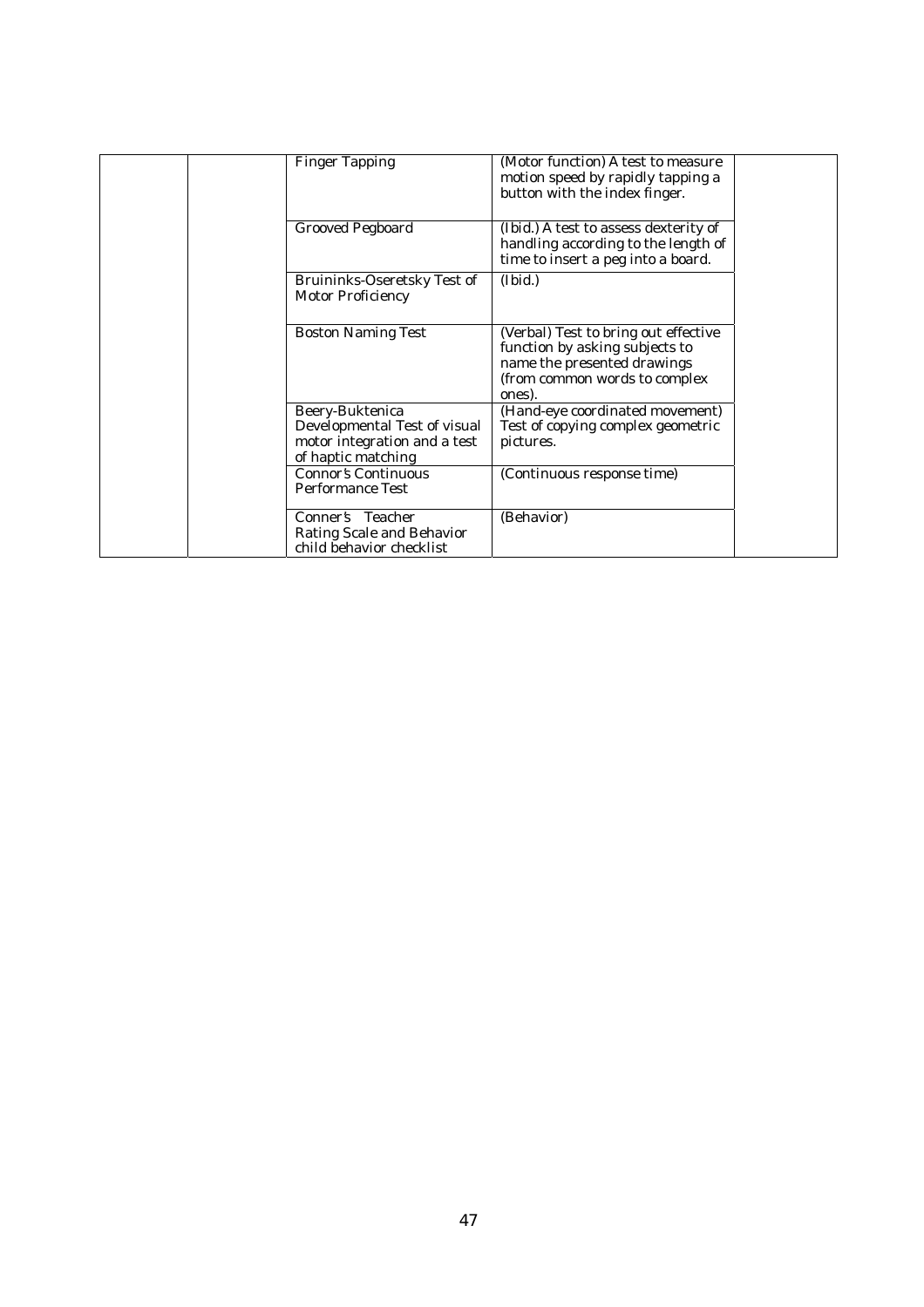| | | | | |
|---|---|---|---|---|
| | | Finger Tapping | (Motor function) A test to measure motion speed by rapidly tapping a button with the index finger. | |
| | | Grooved Pegboard | (Ibid.) A test to assess dexterity of handling according to the length of time to insert a peg into a board. | |
| | | Bruininks-Oseretsky Test of Motor Proficiency | (Ibid.) | |
| | | Boston Naming Test | (Verbal) Test to bring out effective function by asking subjects to name the presented drawings (from common words to complex ones). | |
| | | Beery-Buktenica Developmental Test of visual motor integration and a test of haptic matching | (Hand-eye coordinated movement) Test of copying complex geometric pictures. | |
| | | Connor's Continuous Performance Test | (Continuous response time) | |
| | | Conner's Teacher Rating Scale and Behavior child behavior checklist | (Behavior) | |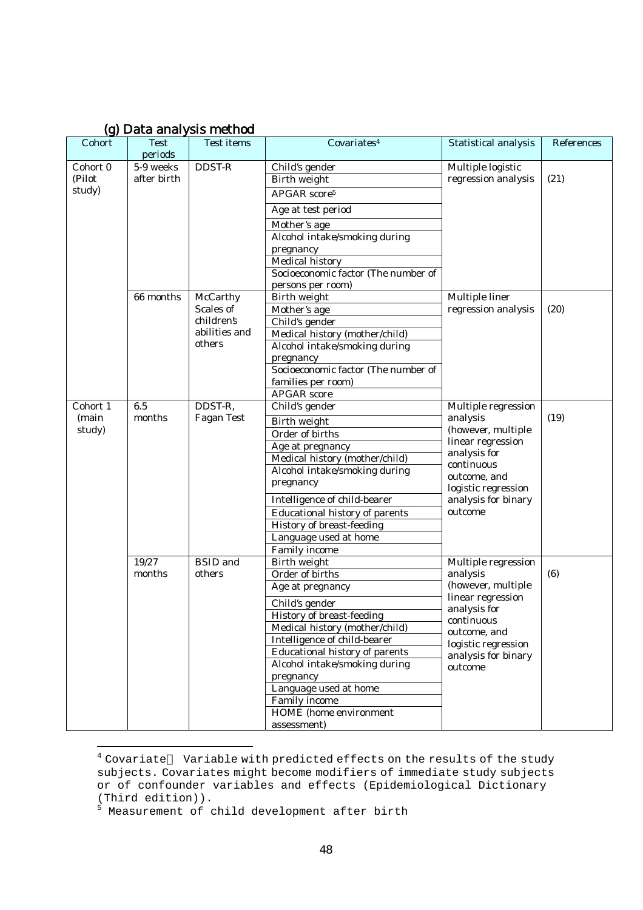### (g) Data analysis method

| Cohort | Test periods | Test items | Covariates[4] | Statistical analysis | References |
|---|---|---|---|---|---|
| Cohort 0 (Pilot study) | 5-9 weeks after birth | DDST-R | Child's gender<br>Birth weight<br>APGAR score[5]<br>Age at test period<br>Mother's age<br>Alcohol intake/smoking during pregnancy<br>Medical history<br>Socioeconomic factor (The number of persons per room) | Multiple logistic regression analysis | (21) |
| | 66 months | McCarthy Scales of children's abilities and others | Birth weight<br>Mother's age<br>Child's gender<br>Medical history (mother/child)<br>Alcohol intake/smoking during pregnancy<br>Socioeconomic factor (The number of families per room)<br>APGAR score | Multiple liner regression analysis | (20) |
| Cohort 1 (main study) | 6.5 months | DDST-R, Fagan Test | Child's gender<br>Birth weight<br>Order of births<br>Age at pregnancy<br>Medical history (mother/child)<br>Alcohol intake/smoking during pregnancy<br>Intelligence of child-bearer<br>Educational history of parents<br>History of breast-feeding<br>Language used at home<br>Family income | Multiple regression analysis (however, multiple linear regression analysis for continuous outcome, and logistic regression analysis for binary outcome | (19) |
| | 19/27 months | BSID and others | Birth weight<br>Order of births<br>Age at pregnancy<br>Child's gender<br>History of breast-feeding<br>Medical history (mother/child)<br>Intelligence of child-bearer<br>Educational history of parents<br>Alcohol intake/smoking during pregnancy<br>Language used at home<br>Family income<br>HOME (home environment assessment) | Multiple regression analysis (however, multiple linear regression analysis for continuous outcome, and logistic regression analysis for binary outcome | (6) |

[4] Covariate： Variable with predicted effects on the results of the study subjects. Covariates might become modifiers of immediate study subjects or of confounder variables and effects (Epidemiological Dictionary (Third edition)).

[5] Measurement of child development after birth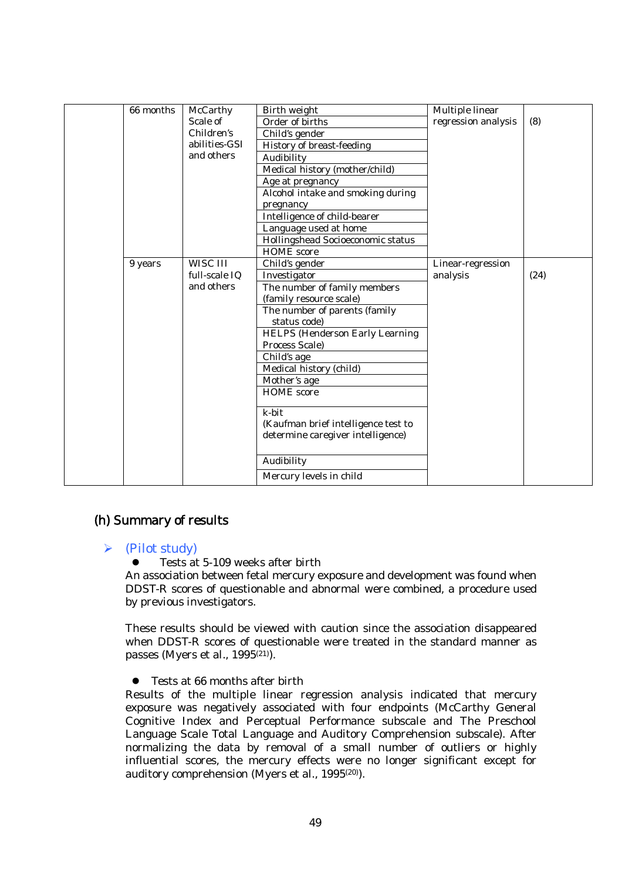| | | | | | |
|---|---|---|---|---|---|
| | 66 months | McCarthy Scale of Children's abilities-GSI and others | Birth weight<br>Order of births<br>Child's gender<br>History of breast-feeding<br>Audibility<br>Medical history (mother/child)<br>Age at pregnancy<br>Alcohol intake and smoking during pregnancy<br>Intelligence of child-bearer<br>Language used at home<br>Hollingshead Socioeconomic status<br>HOME score | Multiple linear regression analysis | (8) |
| | 9 years | WISC III full-scale IQ and others | Child's gender<br>Investigator<br>The number of family members (family resource scale)<br>The number of parents (family status code)<br>HELPS (Henderson Early Learning Process Scale)<br>Child's age<br>Medical history (child)<br>Mother's age<br>HOME score<br>k-bit (Kaufman brief intelligence test to determine caregiver intelligence)<br>Audibility<br>Mercury levels in child | Linear-regression analysis | (24) |

## (h) Summary of results

- (Pilot study)
  - Tests at 5-109 weeks after birth

An association between fetal mercury exposure and development was found when DDST-R scores of questionable and abnormal were combined, a procedure used by previous investigators.

These results should be viewed with caution since the association disappeared when DDST-R scores of questionable were treated in the standard manner as passes (Myers et al., 1995[21]).

- Tests at 66 months after birth

Results of the multiple linear regression analysis indicated that mercury exposure was negatively associated with four endpoints (McCarthy General Cognitive Index and Perceptual Performance subscale and The Preschool Language Scale Total Language and Auditory Comprehension subscale). After normalizing the data by removal of a small number of outliers or highly influential scores, the mercury effects were no longer significant except for auditory comprehension (Myers et al., 1995[20]).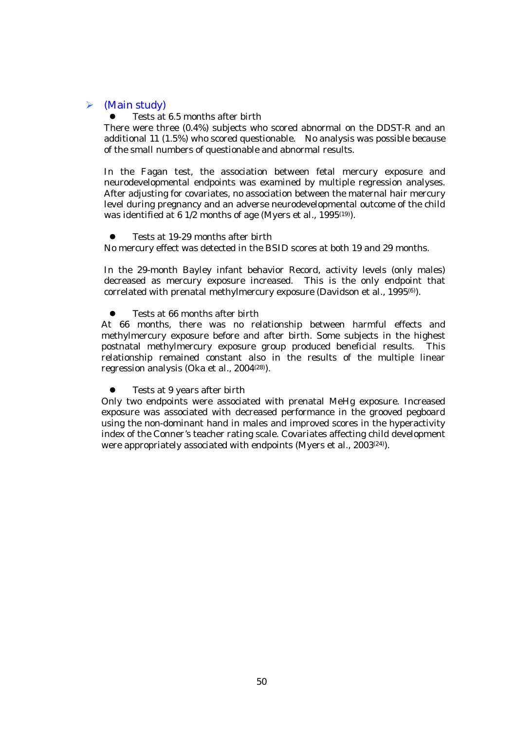- (Main study)
  - Tests at 6.5 months after birth

There were three (0.4%) subjects who scored abnormal on the DDST-R and an additional 11 (1.5%) who scored questionable. No analysis was possible because of the small numbers of questionable and abnormal results.

In the Fagan test, the association between fetal mercury exposure and neurodevelopmental endpoints was examined by multiple regression analyses. After adjusting for covariates, no association between the maternal hair mercury level during pregnancy and an adverse neurodevelopmental outcome of the child was identified at 6 1/2 months of age (Myers et al., 1995[19]).

- Tests at 19-29 months after birth

No mercury effect was detected in the BSID scores at both 19 and 29 months.

In the 29-month Bayley infant behavior Record, activity levels (only males) decreased as mercury exposure increased. This is the only endpoint that correlated with prenatal methylmercury exposure (Davidson et al., 1995[6]).

- Tests at 66 months after birth

At 66 months, there was no relationship between harmful effects and methylmercury exposure before and after birth. Some subjects in the highest postnatal methylmercury exposure group produced beneficial results. This relationship remained constant also in the results of the multiple linear regression analysis (Oka et al., 2004[28]).

- Tests at 9 years after birth

Only two endpoints were associated with prenatal MeHg exposure. Increased exposure was associated with decreased performance in the grooved pegboard using the non-dominant hand in males and improved scores in the hyperactivity index of the Conner's teacher rating scale. Covariates affecting child development were appropriately associated with endpoints (Myers et al., 2003[24]).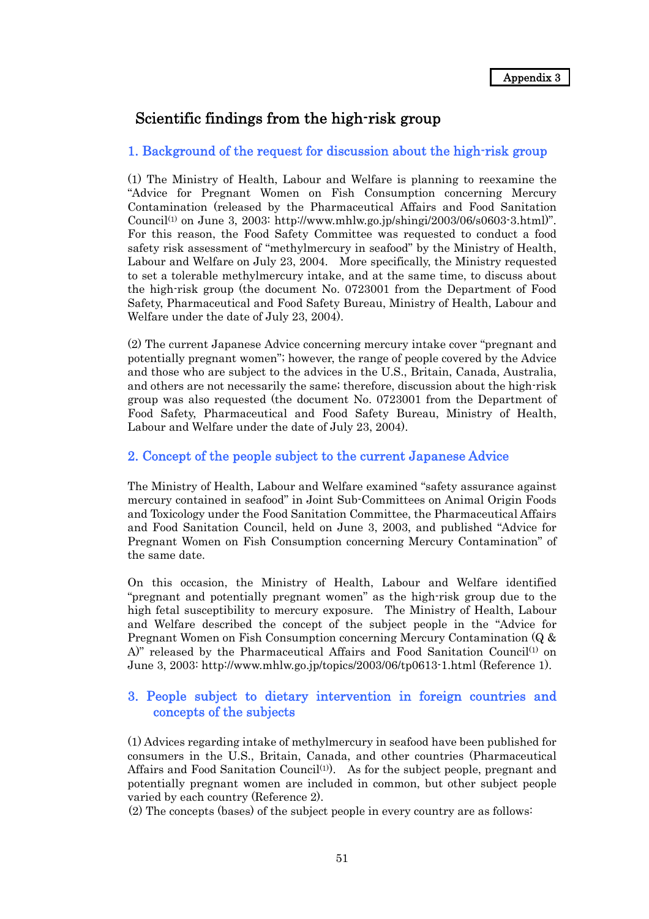Appendix 3

# Scientific findings from the high-risk group

## 1. Background of the request for discussion about the high-risk group

(1) The Ministry of Health, Labour and Welfare is planning to reexamine the "Advice for Pregnant Women on Fish Consumption concerning Mercury Contamination (released by the Pharmaceutical Affairs and Food Sanitation Council[1] on June 3, 2003: http://www.mhlw.go.jp/shingi/2003/06/s0603-3.html)". For this reason, the Food Safety Committee was requested to conduct a food safety risk assessment of "methylmercury in seafood" by the Ministry of Health, Labour and Welfare on July 23, 2004. More specifically, the Ministry requested to set a tolerable methylmercury intake, and at the same time, to discuss about the high-risk group (the document No. 0723001 from the Department of Food Safety, Pharmaceutical and Food Safety Bureau, Ministry of Health, Labour and Welfare under the date of July 23, 2004).

(2) The current Japanese Advice concerning mercury intake cover "pregnant and potentially pregnant women"; however, the range of people covered by the Advice and those who are subject to the advices in the U.S., Britain, Canada, Australia, and others are not necessarily the same; therefore, discussion about the high-risk group was also requested (the document No. 0723001 from the Department of Food Safety, Pharmaceutical and Food Safety Bureau, Ministry of Health, Labour and Welfare under the date of July 23, 2004).

## 2. Concept of the people subject to the current Japanese Advice

The Ministry of Health, Labour and Welfare examined "safety assurance against mercury contained in seafood" in Joint Sub-Committees on Animal Origin Foods and Toxicology under the Food Sanitation Committee, the Pharmaceutical Affairs and Food Sanitation Council, held on June 3, 2003, and published "Advice for Pregnant Women on Fish Consumption concerning Mercury Contamination" of the same date.

On this occasion, the Ministry of Health, Labour and Welfare identified "pregnant and potentially pregnant women" as the high-risk group due to the high fetal susceptibility to mercury exposure. The Ministry of Health, Labour and Welfare described the concept of the subject people in the "Advice for Pregnant Women on Fish Consumption concerning Mercury Contamination (Q & A)" released by the Pharmaceutical Affairs and Food Sanitation Council[1] on June 3, 2003: http://www.mhlw.go.jp/topics/2003/06/tp0613-1.html (Reference 1).

## 3. People subject to dietary intervention in foreign countries and concepts of the subjects

(1) Advices regarding intake of methylmercury in seafood have been published for consumers in the U.S., Britain, Canada, and other countries (Pharmaceutical Affairs and Food Sanitation Council[1]). As for the subject people, pregnant and potentially pregnant women are included in common, but other subject people varied by each country (Reference 2).

(2) The concepts (bases) of the subject people in every country are as follows: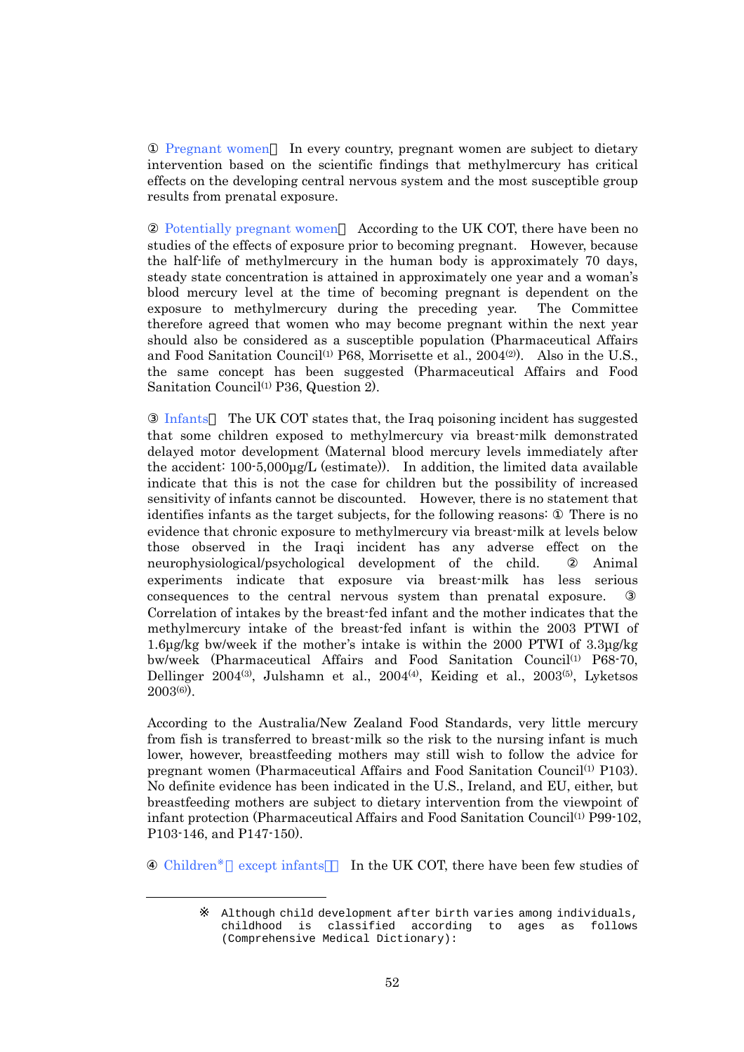① Pregnant women） In every country, pregnant women are subject to dietary intervention based on the scientific findings that methylmercury has critical effects on the developing central nervous system and the most susceptible group results from prenatal exposure.

② Potentially pregnant women） According to the UK COT, there have been no studies of the effects of exposure prior to becoming pregnant. However, because the half-life of methylmercury in the human body is approximately 70 days, steady state concentration is attained in approximately one year and a woman's blood mercury level at the time of becoming pregnant is dependent on the exposure to methylmercury during the preceding year. The Committee therefore agreed that women who may become pregnant within the next year should also be considered as a susceptible population (Pharmaceutical Affairs and Food Sanitation Council[1] P68, Morrisette et al., 2004[2]). Also in the U.S., the same concept has been suggested (Pharmaceutical Affairs and Food Sanitation Council[1] P36, Question 2).

③ Infants） The UK COT states that, the Iraq poisoning incident has suggested that some children exposed to methylmercury via breast-milk demonstrated delayed motor development (Maternal blood mercury levels immediately after the accident: 100-5,000μg/L (estimate)). In addition, the limited data available indicate that this is not the case for children but the possibility of increased sensitivity of infants cannot be discounted. However, there is no statement that identifies infants as the target subjects, for the following reasons: ① There is no evidence that chronic exposure to methylmercury via breast-milk at levels below those observed in the Iraqi incident has any adverse effect on the neurophysiological/psychological development of the child. ② Animal experiments indicate that exposure via breast-milk has less serious consequences to the central nervous system than prenatal exposure. ③ Correlation of intakes by the breast-fed infant and the mother indicates that the methylmercury intake of the breast-fed infant is within the 2003 PTWI of 1.6μg/kg bw/week if the mother's intake is within the 2000 PTWI of 3.3μg/kg bw/week (Pharmaceutical Affairs and Food Sanitation Council[1] P68-70, Dellinger 2004[3], Julshamn et al., 2004[4], Keiding et al., 2003[5], Lyketsos 2003[6]).

According to the Australia/New Zealand Food Standards, very little mercury from fish is transferred to breast-milk so the risk to the nursing infant is much lower, however, breastfeeding mothers may still wish to follow the advice for pregnant women (Pharmaceutical Affairs and Food Sanitation Council[1] P103). No definite evidence has been indicated in the U.S., Ireland, and EU, either, but breastfeeding mothers are subject to dietary intervention from the viewpoint of infant protection (Pharmaceutical Affairs and Food Sanitation Council[1] P99-102, P103-146, and P147-150).

④ Children※（except infants）） In the UK COT, there have been few studies of

---

※ Although child development after birth varies among individuals, childhood is classified according to ages as follows (Comprehensive Medical Dictionary):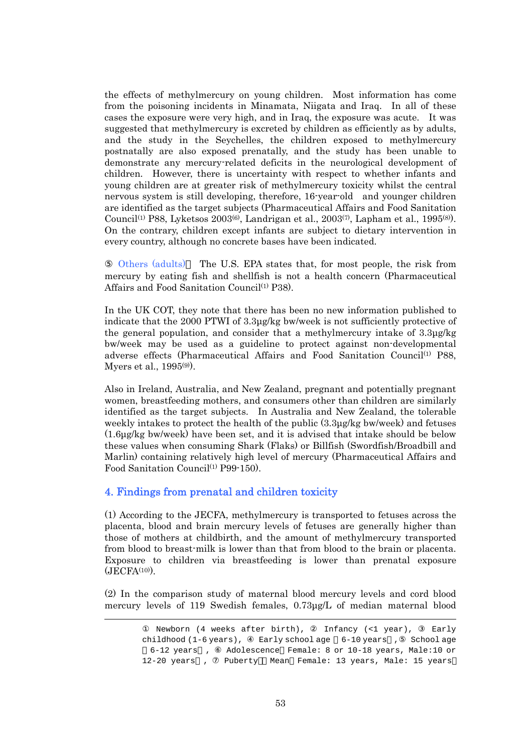the effects of methylmercury on young children. Most information has come from the poisoning incidents in Minamata, Niigata and Iraq. In all of these cases the exposure were very high, and in Iraq, the exposure was acute. It was suggested that methylmercury is excreted by children as efficiently as by adults, and the study in the Seychelles, the children exposed to methylmercury postnatally are also exposed prenatally, and the study has been unable to demonstrate any mercury-related deficits in the neurological development of children. However, there is uncertainty with respect to whether infants and young children are at greater risk of methylmercury toxicity whilst the central nervous system is still developing, therefore, 16-year-old and younger children are identified as the target subjects (Pharmaceutical Affairs and Food Sanitation Council[1] P88, Lyketsos 2003[6], Landrigan et al., 2003[7], Lapham et al., 1995[8]). On the contrary, children except infants are subject to dietary intervention in every country, although no concrete bases have been indicated.

⑤ Others (adults)： The U.S. EPA states that, for most people, the risk from mercury by eating fish and shellfish is not a health concern (Pharmaceutical Affairs and Food Sanitation Council[1] P38).

In the UK COT, they note that there has been no new information published to indicate that the 2000 PTWI of 3.3µg/kg bw/week is not sufficiently protective of the general population, and consider that a methylmercury intake of 3.3µg/kg bw/week may be used as a guideline to protect against non-developmental adverse effects (Pharmaceutical Affairs and Food Sanitation Council[1] P88, Myers et al., 1995[9]).

Also in Ireland, Australia, and New Zealand, pregnant and potentially pregnant women, breastfeeding mothers, and consumers other than children are similarly identified as the target subjects. In Australia and New Zealand, the tolerable weekly intakes to protect the health of the public (3.3µg/kg bw/week) and fetuses (1.6µg/kg bw/week) have been set, and it is advised that intake should be below these values when consuming Shark (Flaks) or Billfish (Swordfish/Broadbill and Marlin) containing relatively high level of mercury (Pharmaceutical Affairs and Food Sanitation Council[1] P99-150).

## 4. Findings from prenatal and children toxicity

(1) According to the JECFA, methylmercury is transported to fetuses across the placenta, blood and brain mercury levels of fetuses are generally higher than those of mothers at childbirth, and the amount of methylmercury transported from blood to breast-milk is lower than that from blood to the brain or placenta. Exposure to children via breastfeeding is lower than prenatal exposure (JECFA[10]).

(2) In the comparison study of maternal blood mercury levels and cord blood mercury levels of 119 Swedish females, 0.73µg/L of median maternal blood

---

① Newborn (4 weeks after birth), ② Infancy (<1 year), ③ Early childhood (1-6 years), ④ Early school age （6-10 years）, ⑤ School age （6-12 years）, ⑥ Adolescence（Female: 8 or 10-18 years, Male:10 or 12-20 years）, ⑦ Puberty（Mean：Female: 13 years, Male: 15 years）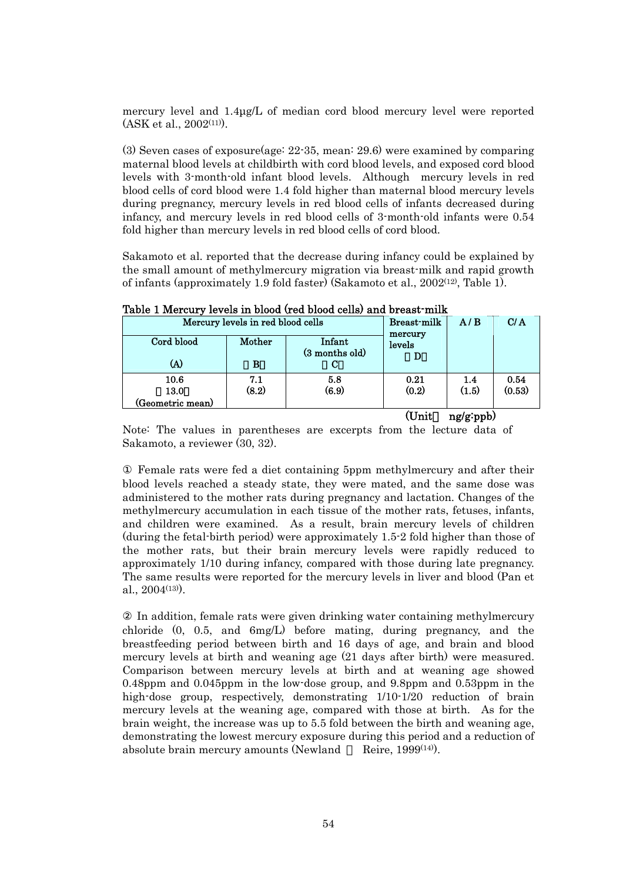mercury level and 1.4μg/L of median cord blood mercury level were reported (ASK et al., 2002[11]).

(3) Seven cases of exposure(age: 22-35, mean: 29.6) were examined by comparing maternal blood levels at childbirth with cord blood levels, and exposed cord blood levels with 3-month-old infant blood levels. Although mercury levels in red blood cells of cord blood were 1.4 fold higher than maternal blood mercury levels during pregnancy, mercury levels in red blood cells of infants decreased during infancy, and mercury levels in red blood cells of 3-month-old infants were 0.54 fold higher than mercury levels in red blood cells of cord blood.

Sakamoto et al. reported that the decrease during infancy could be explained by the small amount of methylmercury migration via breast-milk and rapid growth of infants (approximately 1.9 fold faster) (Sakamoto et al., 2002[12], Table 1).

**Table 1 Mercury levels in blood (red blood cells) and breast-milk**

| Mercury levels in red blood cells | | | Breast-milk mercury levels (D) | A / B | C/ A |
|---|---|---|---|---|---|
| Cord blood (A) | Mother (B) | Infant (3 months old) (C) | | | |
| 10.6 (13.0) (Geometric mean) | 7.1 (8.2) | 5.8 (6.9) | 0.21 (0.2) | 1.4 (1.5) | 0.54 (0.53) |

(Unit: ng/g:ppb)

Note: The values in parentheses are excerpts from the lecture data of Sakamoto, a reviewer (30, 32).

① Female rats were fed a diet containing 5ppm methylmercury and after their blood levels reached a steady state, they were mated, and the same dose was administered to the mother rats during pregnancy and lactation. Changes of the methylmercury accumulation in each tissue of the mother rats, fetuses, infants, and children were examined. As a result, brain mercury levels of children (during the fetal-birth period) were approximately 1.5-2 fold higher than those of the mother rats, but their brain mercury levels were rapidly reduced to approximately 1/10 during infancy, compared with those during late pregnancy. The same results were reported for the mercury levels in liver and blood (Pan et al., 2004[13]).

② In addition, female rats were given drinking water containing methylmercury chloride (0, 0.5, and 6mg/L) before mating, during pregnancy, and the breastfeeding period between birth and 16 days of age, and brain and blood mercury levels at birth and weaning age (21 days after birth) were measured. Comparison between mercury levels at birth and at weaning age showed 0.48ppm and 0.045ppm in the low-dose group, and 9.8ppm and 0.53ppm in the high-dose group, respectively, demonstrating 1/10-1/20 reduction of brain mercury levels at the weaning age, compared with those at birth. As for the brain weight, the increase was up to 5.5 fold between the birth and weaning age, demonstrating the lowest mercury exposure during this period and a reduction of absolute brain mercury amounts (Newland & Reire, 1999[14]).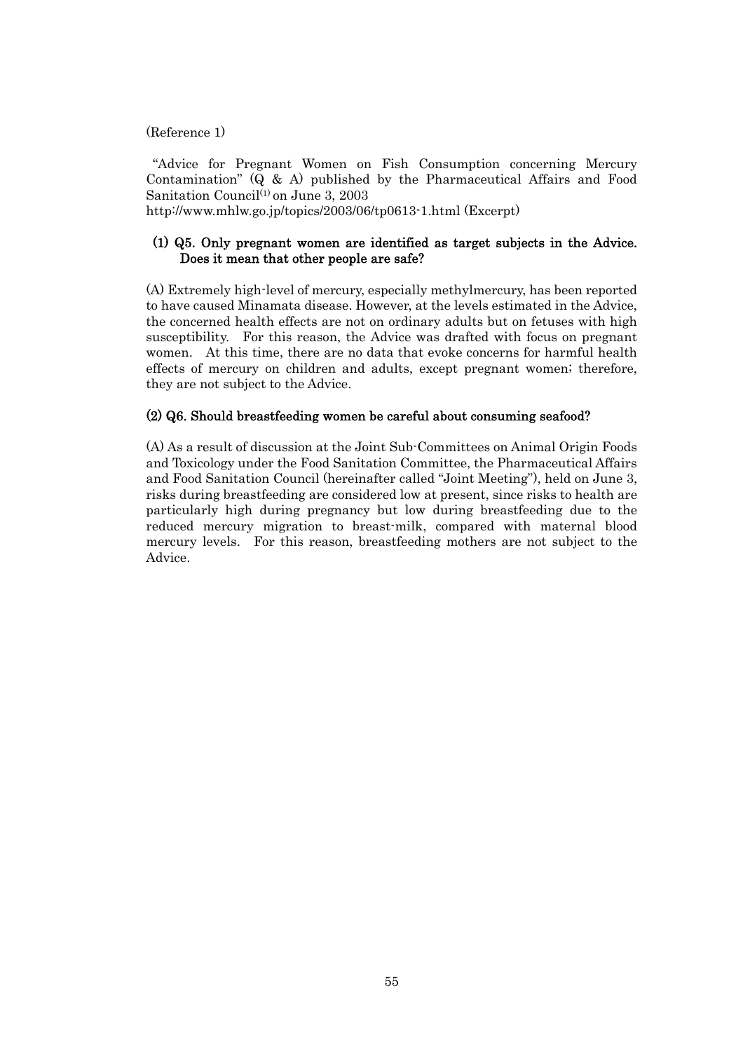(Reference 1)

"Advice for Pregnant Women on Fish Consumption concerning Mercury Contamination" (Q & A) published by the Pharmaceutical Affairs and Food Sanitation Council[(1)] on June 3, 2003
http://www.mhlw.go.jp/topics/2003/06/tp0613-1.html (Excerpt)

**(1) Q5. Only pregnant women are identified as target subjects in the Advice. Does it mean that other people are safe?**

(A) Extremely high-level of mercury, especially methylmercury, has been reported to have caused Minamata disease. However, at the levels estimated in the Advice, the concerned health effects are not on ordinary adults but on fetuses with high susceptibility. For this reason, the Advice was drafted with focus on pregnant women. At this time, there are no data that evoke concerns for harmful health effects of mercury on children and adults, except pregnant women; therefore, they are not subject to the Advice.

**(2) Q6. Should breastfeeding women be careful about consuming seafood?**

(A) As a result of discussion at the Joint Sub-Committees on Animal Origin Foods and Toxicology under the Food Sanitation Committee, the Pharmaceutical Affairs and Food Sanitation Council (hereinafter called "Joint Meeting"), held on June 3, risks during breastfeeding are considered low at present, since risks to health are particularly high during pregnancy but low during breastfeeding due to the reduced mercury migration to breast-milk, compared with maternal blood mercury levels. For this reason, breastfeeding mothers are not subject to the Advice.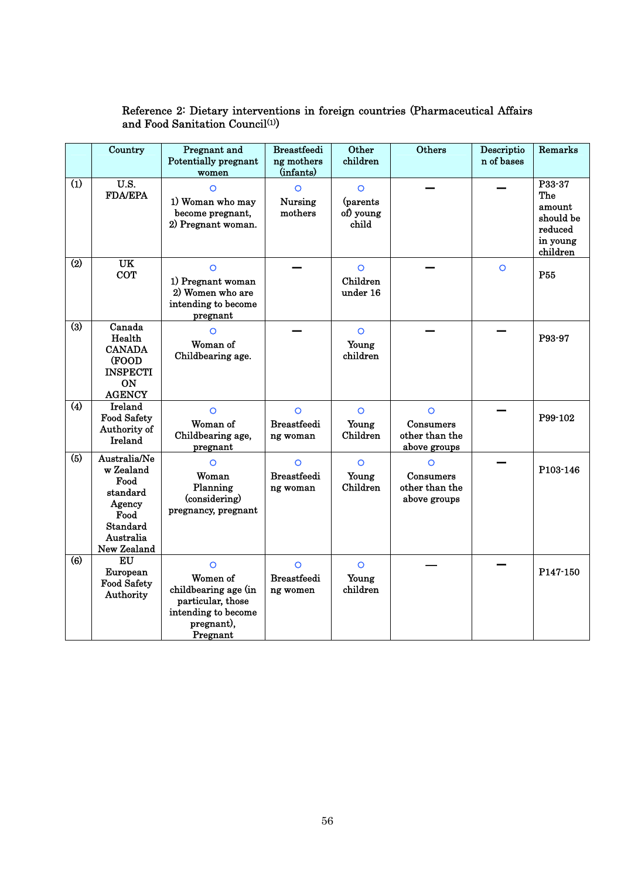Reference 2: Dietary interventions in foreign countries (Pharmaceutical Affairs and Food Sanitation Council(1))

| | Country | Pregnant and Potentially pregnant women | Breastfeeding mothers (infants) | Other children | Others | Description of bases | Remarks |
|---|---|---|---|---|---|---|---|
| (1) | U.S. FDA/EPA | ○ 1) Woman who may become pregnant, 2) Pregnant woman. | ○ Nursing mothers | ○ (parents of) young child | — | — | P33-37 The amount should be reduced in young children |
| (2) | UK COT | ○ 1) Pregnant woman 2) Women who are intending to become pregnant | — | ○ Children under 16 | — | ○ | P55 |
| (3) | Canada Health CANADA (FOOD INSPECTION AGENCY | ○ Woman of Childbearing age. | — | ○ Young children | — | — | P93-97 |
| (4) | Ireland Food Safety Authority of Ireland | ○ Woman of Childbearing age, pregnant | ○ Breastfeeding woman | ○ Young Children | ○ Consumers other than the above groups | — | P99-102 |
| (5) | Australia/New Zealand Food standard Agency Food Standard Australia New Zealand | ○ Woman Planning (considering) pregnancy, pregnant | ○ Breastfeeding woman | ○ Young Children | ○ Consumers other than the above groups | — | P103-146 |
| (6) | EU European Food Safety Authority | ○ Women of childbearing age (in particular, those intending to become pregnant), Pregnant | ○ Breastfeeding women | ○ Young children | — | — | P147-150 |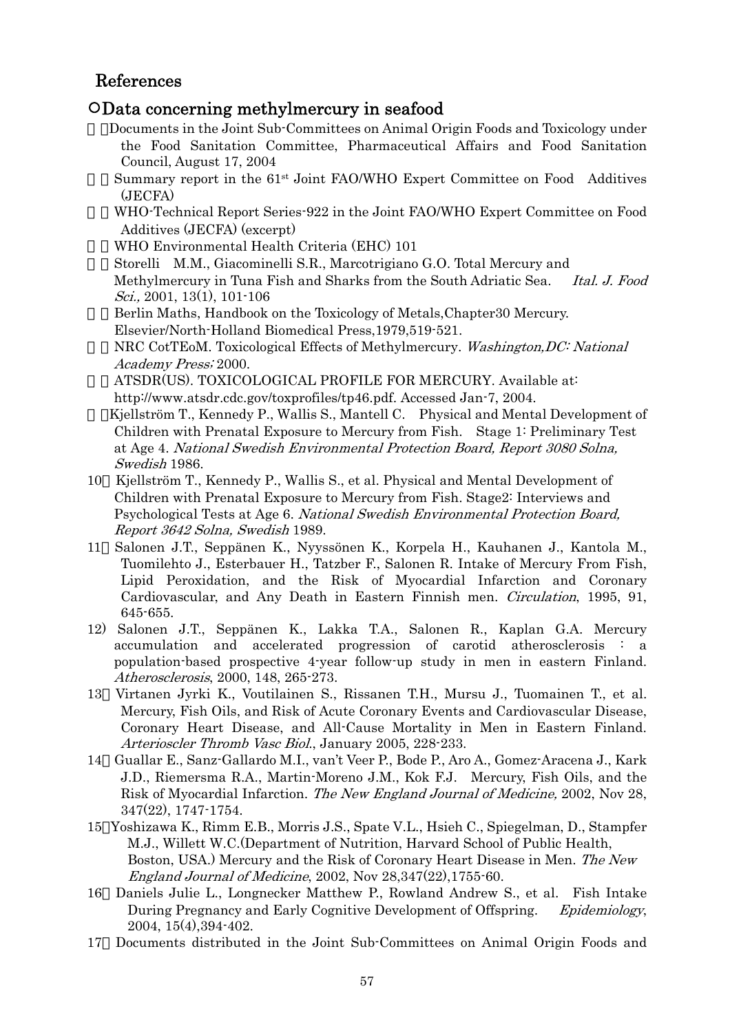## References

### ○Data concerning methylmercury in seafood

1) Documents in the Joint Sub-Committees on Animal Origin Foods and Toxicology under the Food Sanitation Committee, Pharmaceutical Affairs and Food Sanitation Council, August 17, 2004
2) Summary report in the 61st Joint FAO/WHO Expert Committee on Food Additives (JECFA)
3) WHO-Technical Report Series-922 in the Joint FAO/WHO Expert Committee on Food Additives (JECFA) (excerpt)
4) WHO Environmental Health Criteria (EHC) 101
5) Storelli M.M., Giacominelli S.R., Marcotrigiano G.O. Total Mercury and Methylmercury in Tuna Fish and Sharks from the South Adriatic Sea. *Ital. J. Food Sci.,* 2001, 13(1), 101-106
6) Berlin Maths, Handbook on the Toxicology of Metals,Chapter30 Mercury. Elsevier/North-Holland Biomedical Press,1979,519-521.
7) NRC CotTEoM. Toxicological Effects of Methylmercury. *Washington,DC: National Academy Press;* 2000.
8) ATSDR(US). TOXICOLOGICAL PROFILE FOR MERCURY. Available at: http://www.atsdr.cdc.gov/toxprofiles/tp46.pdf. Accessed Jan-7, 2004.
9) Kjellström T., Kennedy P., Wallis S., Mantell C. Physical and Mental Development of Children with Prenatal Exposure to Mercury from Fish. Stage 1: Preliminary Test at Age 4. *National Swedish Environmental Protection Board, Report 3080 Solna, Swedish* 1986.
10) Kjellström T., Kennedy P., Wallis S., et al. Physical and Mental Development of Children with Prenatal Exposure to Mercury from Fish. Stage2: Interviews and Psychological Tests at Age 6. *National Swedish Environmental Protection Board, Report 3642 Solna, Swedish* 1989.
11) Salonen J.T., Seppänen K., Nyyssönen K., Korpela H., Kauhanen J., Kantola M., Tuomilehto J., Esterbauer H., Tatzber F., Salonen R. Intake of Mercury From Fish, Lipid Peroxidation, and the Risk of Myocardial Infarction and Coronary Cardiovascular, and Any Death in Eastern Finnish men. *Circulation*, 1995, 91, 645-655.
12) Salonen J.T., Seppänen K., Lakka T.A., Salonen R., Kaplan G.A. Mercury accumulation and accelerated progression of carotid atherosclerosis : a population-based prospective 4-year follow-up study in men in eastern Finland. *Atherosclerosis*, 2000, 148, 265-273.
13) Virtanen Jyrki K., Voutilainen S., Rissanen T.H., Mursu J., Tuomainen T., et al. Mercury, Fish Oils, and Risk of Acute Coronary Events and Cardiovascular Disease, Coronary Heart Disease, and All-Cause Mortality in Men in Eastern Finland. *Arterioscler Thromb Vasc Biol.*, January 2005, 228-233.
14) Guallar E., Sanz-Gallardo M.I., van't Veer P., Bode P., Aro A., Gomez-Aracena J., Kark J.D., Riemersma R.A., Martin-Moreno J.M., Kok F.J. Mercury, Fish Oils, and the Risk of Myocardial Infarction. *The New England Journal of Medicine,* 2002, Nov 28, 347(22), 1747-1754.
15) Yoshizawa K., Rimm E.B., Morris J.S., Spate V.L., Hsieh C., Spiegelman, D., Stampfer M.J., Willett W.C.(Department of Nutrition, Harvard School of Public Health, Boston, USA.) Mercury and the Risk of Coronary Heart Disease in Men. *The New England Journal of Medicine*, 2002, Nov 28,347(22),1755-60.
16) Daniels Julie L., Longnecker Matthew P., Rowland Andrew S., et al. Fish Intake During Pregnancy and Early Cognitive Development of Offspring. *Epidemiology*, 2004, 15(4),394-402.
17) Documents distributed in the Joint Sub-Committees on Animal Origin Foods and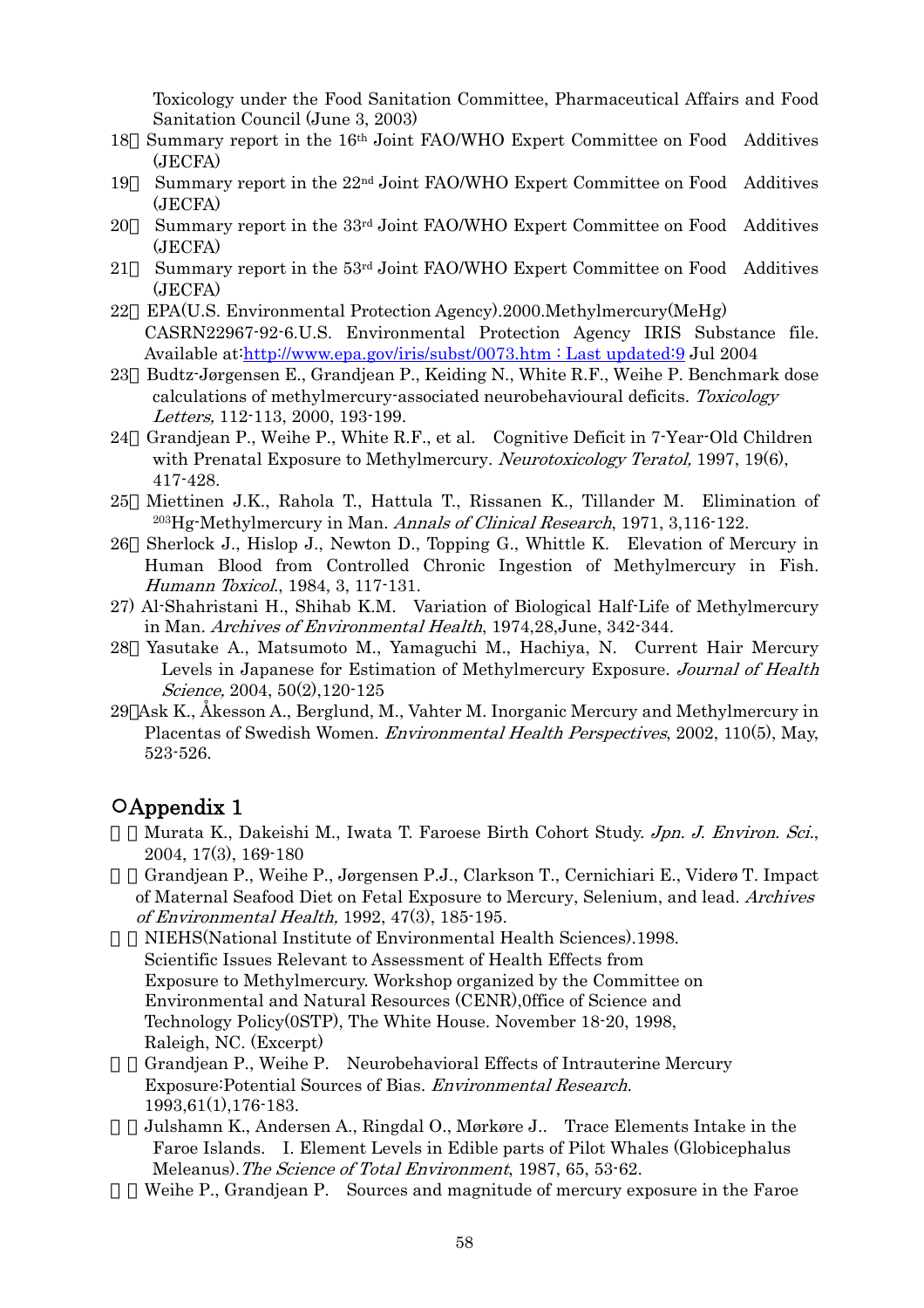Toxicology under the Food Sanitation Committee, Pharmaceutical Affairs and Food Sanitation Council (June 3, 2003)

18）Summary report in the 16th Joint FAO/WHO Expert Committee on Food Additives (JECFA)

19） Summary report in the 22nd Joint FAO/WHO Expert Committee on Food Additives (JECFA)

20） Summary report in the 33rd Joint FAO/WHO Expert Committee on Food Additives (JECFA)

21） Summary report in the 53rd Joint FAO/WHO Expert Committee on Food Additives (JECFA)

22）EPA(U.S. Environmental Protection Agency).2000.Methylmercury(MeHg) CASRN22967-92-6.U.S. Environmental Protection Agency IRIS Substance file. Available at:http://www.epa.gov/iris/subst/0073.htm : Last updated:9 Jul 2004

23）Budtz-Jørgensen E., Grandjean P., Keiding N., White R.F., Weihe P. Benchmark dose calculations of methylmercury-associated neurobehavioural deficits. *Toxicology Letters,* 112-113, 2000, 193-199.

24）Grandjean P., Weihe P., White R.F., et al. Cognitive Deficit in 7-Year-Old Children with Prenatal Exposure to Methylmercury. *Neurotoxicology Teratol,* 1997, 19(6), 417-428.

25）Miettinen J.K., Rahola T., Hattula T., Rissanen K., Tillander M. Elimination of $^{203}$Hg-Methylmercury in Man. *Annals of Clinical Research*, 1971, 3,116-122.

26）Sherlock J., Hislop J., Newton D., Topping G., Whittle K. Elevation of Mercury in Human Blood from Controlled Chronic Ingestion of Methylmercury in Fish. *Humann Toxicol*., 1984, 3, 117-131.

27) Al-Shahristani H., Shihab K.M. Variation of Biological Half-Life of Methylmercury in Man. *Archives of Environmental Health*, 1974,28,June, 342-344.

28）Yasutake A., Matsumoto M., Yamaguchi M., Hachiya, N. Current Hair Mercury Levels in Japanese for Estimation of Methylmercury Exposure. *Journal of Health Science,* 2004, 50(2),120-125

29）Ask K., Åkesson A., Berglund, M., Vahter M. Inorganic Mercury and Methylmercury in Placentas of Swedish Women. *Environmental Health Perspectives*, 2002, 110(5), May, 523-526.

## ○Appendix 1

１）Murata K., Dakeishi M., Iwata T. Faroese Birth Cohort Study. *Jpn. J. Environ. Sci.*, 2004, 17(3), 169-180

２）Grandjean P., Weihe P., Jørgensen P.J., Clarkson T., Cernichiari E., Viderø T. Impact of Maternal Seafood Diet on Fetal Exposure to Mercury, Selenium, and lead. *Archives of Environmental Health,* 1992, 47(3), 185-195.

３）NIEHS(National Institute of Environmental Health Sciences).1998. Scientific Issues Relevant to Assessment of Health Effects from Exposure to Methylmercury. Workshop organized by the Committee on Environmental and Natural Resources (CENR),0ffice of Science and Technology Policy(0STP), The White House. November 18-20, 1998, Raleigh, NC. (Excerpt)

４）Grandjean P., Weihe P. Neurobehavioral Effects of Intrauterine Mercury Exposure:Potential Sources of Bias. *Environmental Research.* 1993,61(1),176-183.

５）Julshamn K., Andersen A., Ringdal O., Mørkøre J.. Trace Elements Intake in the Faroe Islands. I. Element Levels in Edible parts of Pilot Whales (Globicephalus Meleanus).*The Science of Total Environment*, 1987, 65, 53-62.

６）Weihe P., Grandjean P. Sources and magnitude of mercury exposure in the Faroe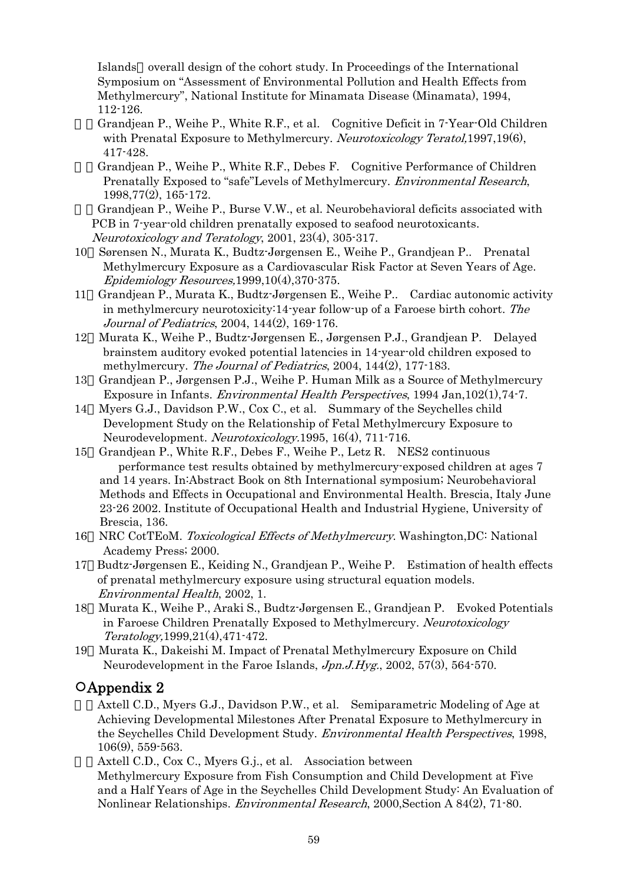Islands： overall design of the cohort study. In Proceedings of the International Symposium on "Assessment of Environmental Pollution and Health Effects from Methylmercury", National Institute for Minamata Disease (Minamata), 1994, 112-126.

７） Grandjean P., Weihe P., White R.F., et al. Cognitive Deficit in 7-Year-Old Children with Prenatal Exposure to Methylmercury. *Neurotoxicology Teratol,*1997,19(6), 417-428.

８） Grandjean P., Weihe P., White R.F., Debes F. Cognitive Performance of Children Prenatally Exposed to "safe"Levels of Methylmercury. *Environmental Research*, 1998,77(2), 165-172.

９） Grandjean P., Weihe P., Burse V.W., et al. Neurobehavioral deficits associated with PCB in 7-year-old children prenatally exposed to seafood neurotoxicants. *Neurotoxicology and Teratology*, 2001, 23(4), 305-317.

10） Sørensen N., Murata K., Budtz-Jørgensen E., Weihe P., Grandjean P.. Prenatal Methylmercury Exposure as a Cardiovascular Risk Factor at Seven Years of Age. *Epidemiology Resources,*1999,10(4),370-375.

11） Grandjean P., Murata K., Budtz-Jørgensen E., Weihe P.. Cardiac autonomic activity in methylmercury neurotoxicity:14-year follow-up of a Faroese birth cohort. *The Journal of Pediatrics*, 2004, 144(2), 169-176.

12） Murata K., Weihe P., Budtz-Jørgensen E., Jørgensen P.J., Grandjean P. Delayed brainstem auditory evoked potential latencies in 14-year-old children exposed to methylmercury. *The Journal of Pediatrics*, 2004, 144(2), 177-183.

13） Grandjean P., Jørgensen P.J., Weihe P. Human Milk as a Source of Methylmercury Exposure in Infants. *Environmental Health Perspectives*, 1994 Jan,102(1),74-7.

14） Myers G.J., Davidson P.W., Cox C., et al. Summary of the Seychelles child Development Study on the Relationship of Fetal Methylmercury Exposure to Neurodevelopment. *Neurotoxicology.*1995, 16(4), 711-716.

15） Grandjean P., White R.F., Debes F., Weihe P., Letz R. NES2 continuous performance test results obtained by methylmercury-exposed children at ages 7 and 14 years. In:Abstract Book on 8th International symposium; Neurobehavioral Methods and Effects in Occupational and Environmental Health. Brescia, Italy June 23-26 2002. Institute of Occupational Health and Industrial Hygiene, University of Brescia, 136.

16） NRC CotTEoM. *Toxicological Effects of Methylmercury*. Washington,DC: National Academy Press; 2000.

17） Budtz-Jørgensen E., Keiding N., Grandjean P., Weihe P. Estimation of health effects of prenatal methylmercury exposure using structural equation models. *Environmental Health*, 2002, 1.

18） Murata K., Weihe P., Araki S., Budtz-Jørgensen E., Grandjean P. Evoked Potentials in Faroese Children Prenatally Exposed to Methylmercury. *Neurotoxicology Teratology,*1999,21(4),471-472.

19） Murata K., Dakeishi M. Impact of Prenatal Methylmercury Exposure on Child Neurodevelopment in the Faroe Islands, *Jpn.J.Hyg.*, 2002, 57(3), 564-570.

## ○Appendix 2

１） Axtell C.D., Myers G.J., Davidson P.W., et al. Semiparametric Modeling of Age at Achieving Developmental Milestones After Prenatal Exposure to Methylmercury in the Seychelles Child Development Study. *Environmental Health Perspectives*, 1998, 106(9), 559-563.

２） Axtell C.D., Cox C., Myers G.j., et al. Association between Methylmercury Exposure from Fish Consumption and Child Development at Five and a Half Years of Age in the Seychelles Child Development Study: An Evaluation of Nonlinear Relationships. *Environmental Research*, 2000,Section A 84(2), 71-80.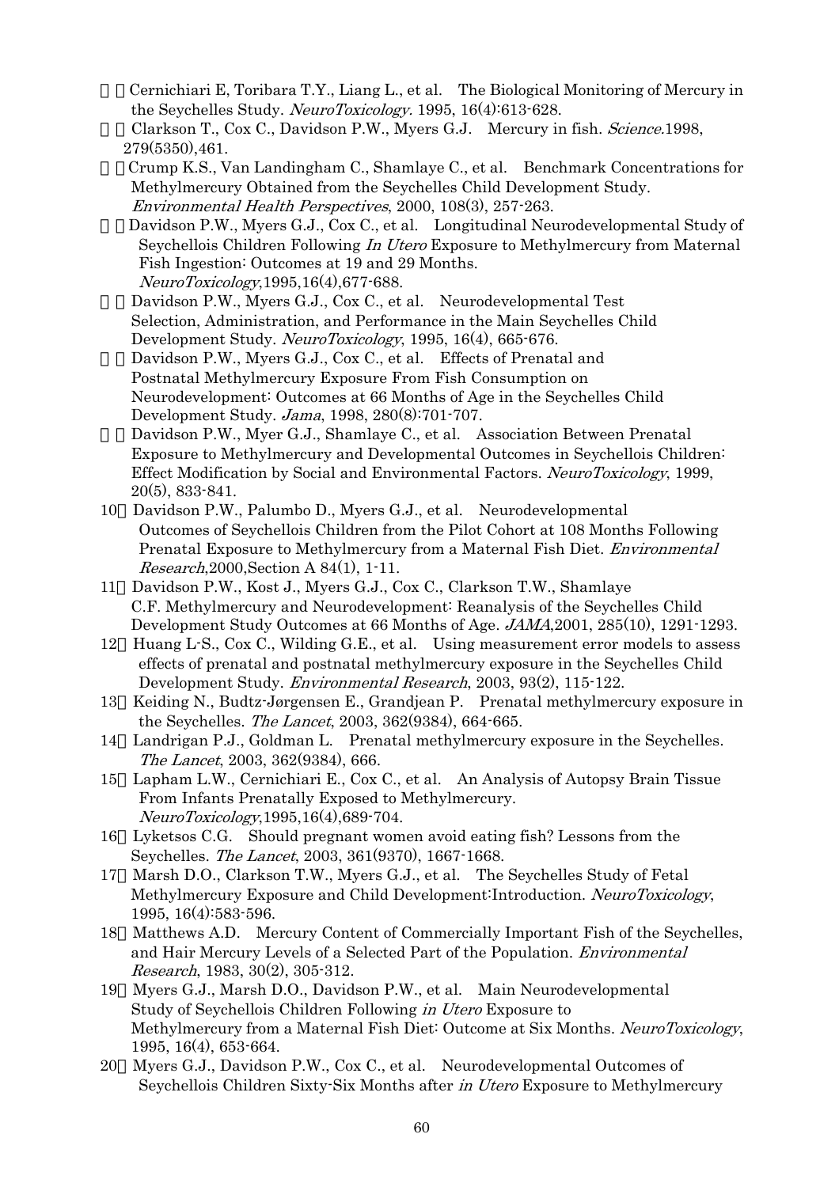３）Cernichiari E, Toribara T.Y., Liang L., et al. The Biological Monitoring of Mercury in the Seychelles Study. *NeuroToxicology*. 1995, 16(4):613-628.

４）Clarkson T., Cox C., Davidson P.W., Myers G.J. Mercury in fish. *Science*.1998, 279(5350),461.

５）Crump K.S., Van Landingham C., Shamlaye C., et al. Benchmark Concentrations for Methylmercury Obtained from the Seychelles Child Development Study. *Environmental Health Perspectives*, 2000, 108(3), 257-263.

６）Davidson P.W., Myers G.J., Cox C., et al. Longitudinal Neurodevelopmental Study of Seychellois Children Following *In Utero* Exposure to Methylmercury from Maternal Fish Ingestion: Outcomes at 19 and 29 Months. *NeuroToxicology*,1995,16(4),677-688.

７）Davidson P.W., Myers G.J., Cox C., et al. Neurodevelopmental Test Selection, Administration, and Performance in the Main Seychelles Child Development Study. *NeuroToxicology*, 1995, 16(4), 665-676.

８）Davidson P.W., Myers G.J., Cox C., et al. Effects of Prenatal and Postnatal Methylmercury Exposure From Fish Consumption on Neurodevelopment: Outcomes at 66 Months of Age in the Seychelles Child Development Study. *Jama*, 1998, 280(8):701-707.

９）Davidson P.W., Myer G.J., Shamlaye C., et al. Association Between Prenatal Exposure to Methylmercury and Developmental Outcomes in Seychellois Children: Effect Modification by Social and Environmental Factors. *NeuroToxicology*, 1999, 20(5), 833-841.

10）Davidson P.W., Palumbo D., Myers G.J., et al. Neurodevelopmental Outcomes of Seychellois Children from the Pilot Cohort at 108 Months Following Prenatal Exposure to Methylmercury from a Maternal Fish Diet. *Environmental Research*,2000,Section A 84(1), 1-11.

11）Davidson P.W., Kost J., Myers G.J., Cox C., Clarkson T.W., Shamlaye C.F. Methylmercury and Neurodevelopment: Reanalysis of the Seychelles Child Development Study Outcomes at 66 Months of Age. *JAMA*,2001, 285(10), 1291-1293.

12）Huang L-S., Cox C., Wilding G.E., et al. Using measurement error models to assess effects of prenatal and postnatal methylmercury exposure in the Seychelles Child Development Study. *Environmental Research*, 2003, 93(2), 115-122.

13）Keiding N., Budtz-Jørgensen E., Grandjean P. Prenatal methylmercury exposure in the Seychelles. *The Lancet*, 2003, 362(9384), 664-665.

14）Landrigan P.J., Goldman L. Prenatal methylmercury exposure in the Seychelles. *The Lancet*, 2003, 362(9384), 666.

15）Lapham L.W., Cernichiari E., Cox C., et al. An Analysis of Autopsy Brain Tissue From Infants Prenatally Exposed to Methylmercury. *NeuroToxicology*,1995,16(4),689-704.

16）Lyketsos C.G. Should pregnant women avoid eating fish? Lessons from the Seychelles. *The Lancet*, 2003, 361(9370), 1667-1668.

17）Marsh D.O., Clarkson T.W., Myers G.J., et al. The Seychelles Study of Fetal Methylmercury Exposure and Child Development:Introduction. *NeuroToxicology*, 1995, 16(4):583-596.

18）Matthews A.D. Mercury Content of Commercially Important Fish of the Seychelles, and Hair Mercury Levels of a Selected Part of the Population. *Environmental Research*, 1983, 30(2), 305-312.

19）Myers G.J., Marsh D.O., Davidson P.W., et al. Main Neurodevelopmental Study of Seychellois Children Following *in Utero* Exposure to Methylmercury from a Maternal Fish Diet: Outcome at Six Months. *NeuroToxicology*, 1995, 16(4), 653-664.

20）Myers G.J., Davidson P.W., Cox C., et al. Neurodevelopmental Outcomes of Seychellois Children Sixty-Six Months after *in Utero* Exposure to Methylmercury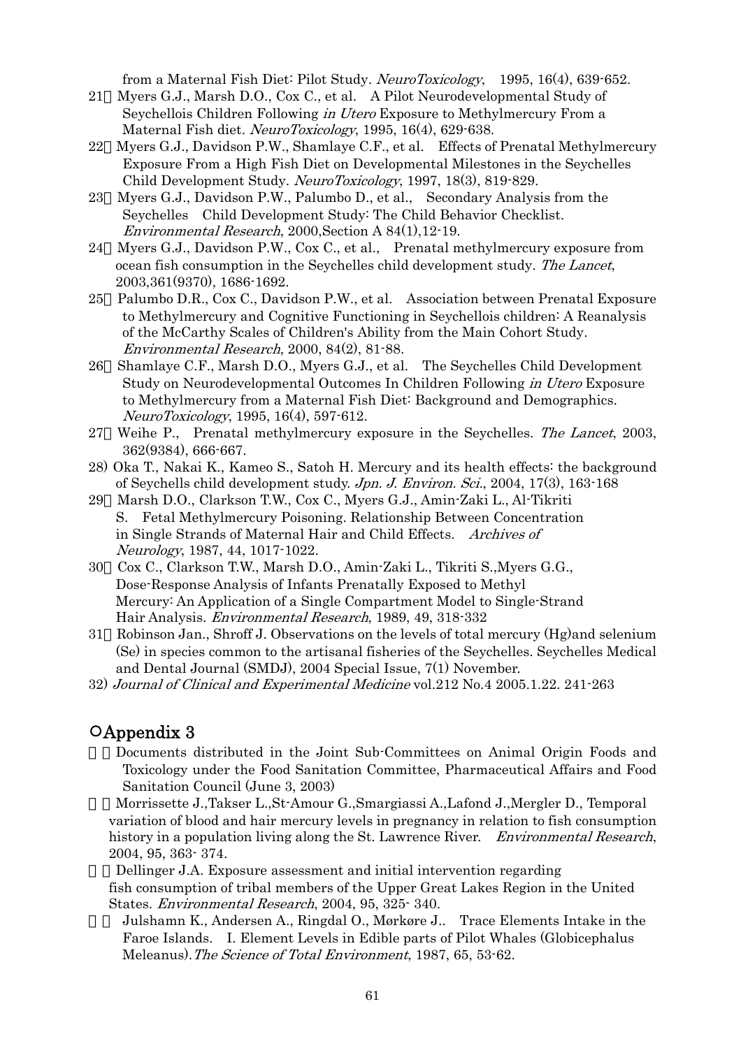from a Maternal Fish Diet: Pilot Study. *NeuroToxicology*, 1995, 16(4), 639-652.

21) Myers G.J., Marsh D.O., Cox C., et al. A Pilot Neurodevelopmental Study of Seychellois Children Following *in Utero* Exposure to Methylmercury From a Maternal Fish diet. *NeuroToxicology*, 1995, 16(4), 629-638.

22) Myers G.J., Davidson P.W., Shamlaye C.F., et al. Effects of Prenatal Methylmercury Exposure From a High Fish Diet on Developmental Milestones in the Seychelles Child Development Study. *NeuroToxicology*, 1997, 18(3), 819-829.

23) Myers G.J., Davidson P.W., Palumbo D., et al., Secondary Analysis from the Seychelles Child Development Study: The Child Behavior Checklist. *Environmental Research*, 2000,Section A 84(1),12-19.

24) Myers G.J., Davidson P.W., Cox C., et al., Prenatal methylmercury exposure from ocean fish consumption in the Seychelles child development study. *The Lancet*, 2003,361(9370), 1686-1692.

25) Palumbo D.R., Cox C., Davidson P.W., et al. Association between Prenatal Exposure to Methylmercury and Cognitive Functioning in Seychellois children: A Reanalysis of the McCarthy Scales of Children's Ability from the Main Cohort Study. *Environmental Research*, 2000, 84(2), 81-88.

26) Shamlaye C.F., Marsh D.O., Myers G.J., et al. The Seychelles Child Development Study on Neurodevelopmental Outcomes In Children Following *in Utero* Exposure to Methylmercury from a Maternal Fish Diet: Background and Demographics. *NeuroToxicology*, 1995, 16(4), 597-612.

27) Weihe P., Prenatal methylmercury exposure in the Seychelles. *The Lancet*, 2003, 362(9384), 666-667.

28) Oka T., Nakai K., Kameo S., Satoh H. Mercury and its health effects: the background of Seychells child development study. *Jpn. J. Environ. Sci.*, 2004, 17(3), 163-168

29) Marsh D.O., Clarkson T.W., Cox C., Myers G.J., Amin-Zaki L., Al-Tikriti S. Fetal Methylmercury Poisoning. Relationship Between Concentration in Single Strands of Maternal Hair and Child Effects. *Archives of Neurology*, 1987, 44, 1017-1022.

30) Cox C., Clarkson T.W., Marsh D.O., Amin-Zaki L., Tikriti S.,Myers G.G., Dose-Response Analysis of Infants Prenatally Exposed to Methyl Mercury: An Application of a Single Compartment Model to Single-Strand Hair Analysis. *Environmental Research*, 1989, 49, 318-332

31) Robinson Jan., Shroff J. Observations on the levels of total mercury (Hg)and selenium (Se) in species common to the artisanal fisheries of the Seychelles. Seychelles Medical and Dental Journal (SMDJ), 2004 Special Issue, 7(1) November.

32) *Journal of Clinical and Experimental Medicine* vol.212 No.4 2005.1.22. 241-263

## ○Appendix 3

1) Documents distributed in the Joint Sub-Committees on Animal Origin Foods and Toxicology under the Food Sanitation Committee, Pharmaceutical Affairs and Food Sanitation Council (June 3, 2003)

2) Morrissette J.,Takser L.,St-Amour G.,Smargiassi A.,Lafond J.,Mergler D., Temporal variation of blood and hair mercury levels in pregnancy in relation to fish consumption history in a population living along the St. Lawrence River. *Environmental Research*, 2004, 95, 363- 374.

3) Dellinger J.A. Exposure assessment and initial intervention regarding fish consumption of tribal members of the Upper Great Lakes Region in the United States. *Environmental Research*, 2004, 95, 325- 340.

4) Julshamn K., Andersen A., Ringdal O., Mørkøre J.. Trace Elements Intake in the Faroe Islands. I. Element Levels in Edible parts of Pilot Whales (Globicephalus Meleanus).*The Science of Total Environment*, 1987, 65, 53-62.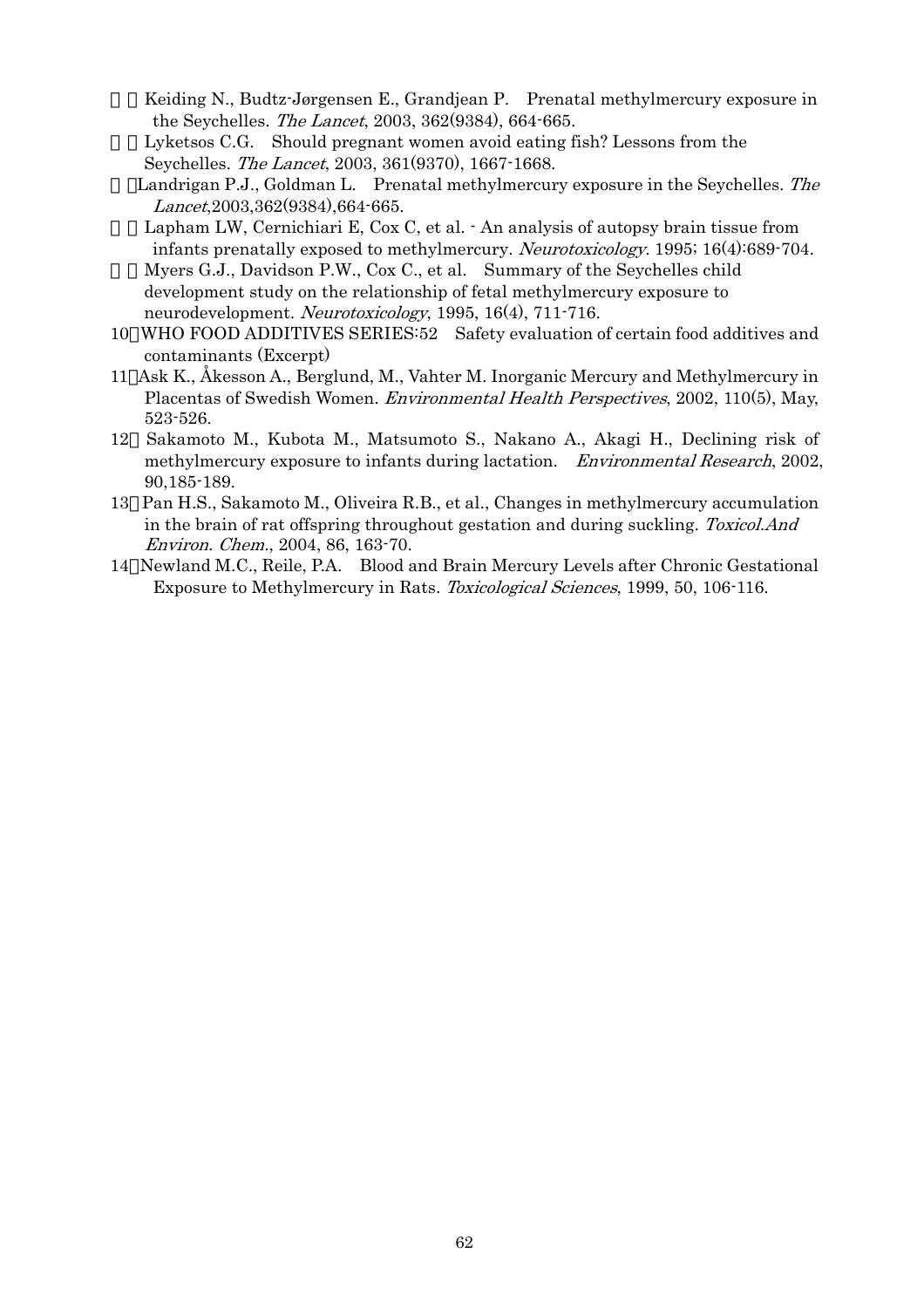５．Keiding N., Budtz-Jørgensen E., Grandjean P. Prenatal methylmercury exposure in the Seychelles. *The Lancet*, 2003, 362(9384), 664-665.

６．Lyketsos C.G. Should pregnant women avoid eating fish? Lessons from the Seychelles. *The Lancet*, 2003, 361(9370), 1667-1668.

７．Landrigan P.J., Goldman L. Prenatal methylmercury exposure in the Seychelles. *The Lancet*,2003,362(9384),664-665.

８．Lapham LW, Cernichiari E, Cox C, et al. - An analysis of autopsy brain tissue from infants prenatally exposed to methylmercury. *Neurotoxicology*. 1995; 16(4):689-704.

９．Myers G.J., Davidson P.W., Cox C., et al. Summary of the Seychelles child development study on the relationship of fetal methylmercury exposure to neurodevelopment. *Neurotoxicology*, 1995, 16(4), 711-716.

10．WHO FOOD ADDITIVES SERIES:52 Safety evaluation of certain food additives and contaminants (Excerpt)

11．Ask K., Åkesson A., Berglund, M., Vahter M. Inorganic Mercury and Methylmercury in Placentas of Swedish Women. *Environmental Health Perspectives*, 2002, 110(5), May, 523-526.

12．Sakamoto M., Kubota M., Matsumoto S., Nakano A., Akagi H., Declining risk of methylmercury exposure to infants during lactation. *Environmental Research*, 2002, 90,185-189.

13．Pan H.S., Sakamoto M., Oliveira R.B., et al., Changes in methylmercury accumulation in the brain of rat offspring throughout gestation and during suckling. *Toxicol.And Environ. Chem*., 2004, 86, 163-70.

14．Newland M.C., Reile, P.A. Blood and Brain Mercury Levels after Chronic Gestational Exposure to Methylmercury in Rats. *Toxicological Sciences*, 1999, 50, 106-116.